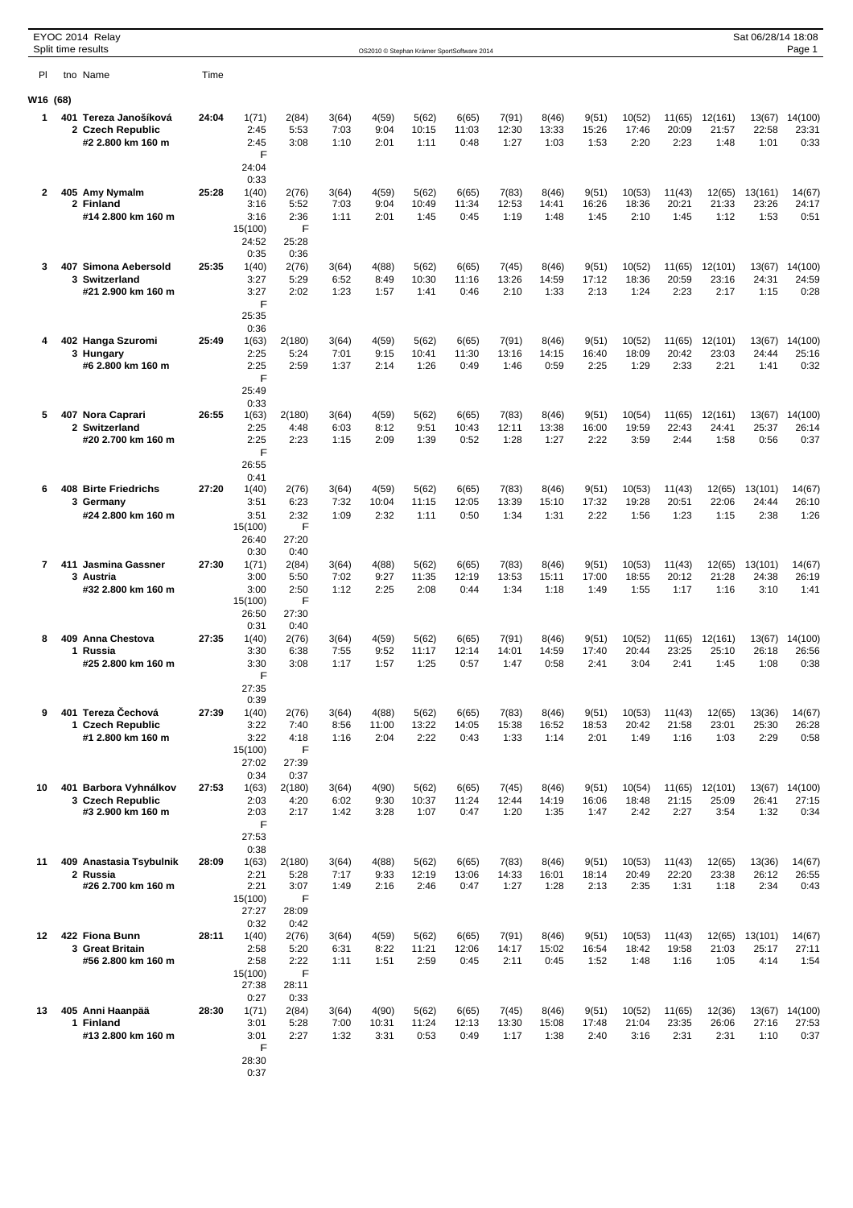# EYOC 2014 Relay

Split time results

## W16 (68)

| Pl | tno Name | Time | | | | | | | | | | | | | | |
|---|---|---|---|---|---|---|---|---|---|---|---|---|---|---|---|---|
| 1 | 401 Tereza Janošíková | 24:04 | 1(71) | 2(84) | 3(64) | 4(59) | 5(62) | 6(65) | 7(91) | 8(46) | 9(51) | 10(52) | 11(65) | 12(161) | 13(67) | 14(100) |
| | 2 Czech Republic | | 2:45 | 5:53 | 7:03 | 9:04 | 10:15 | 11:03 | 12:30 | 13:33 | 15:26 | 17:46 | 20:09 | 21:57 | 22:58 | 23:31 |
| | #2 2.800 km 160 m | | 2:45 | 3:08 | 1:10 | 2:01 | 1:11 | 0:48 | 1:27 | 1:03 | 1:53 | 2:20 | 2:23 | 1:48 | 1:01 | 0:33 |
| | | | F | | | | | | | | | | | | | |
| | | | 24:04 | | | | | | | | | | | | | |
| | | | 0:33 | | | | | | | | | | | | | |
| 2 | 405 Amy Nymalm | 25:28 | 1(40) | 2(76) | 3(64) | 4(59) | 5(62) | 6(65) | 7(83) | 8(46) | 9(51) | 10(53) | 11(43) | 12(65) | 13(161) | 14(67) |
| | 2 Finland | | 3:16 | 5:52 | 7:03 | 9:04 | 10:49 | 11:34 | 12:53 | 14:41 | 16:26 | 18:36 | 20:21 | 21:33 | 23:26 | 24:17 |
| | #14 2.800 km 160 m | | 3:16 | 2:36 | 1:11 | 2:01 | 1:45 | 0:45 | 1:19 | 1:48 | 1:45 | 2:10 | 1:45 | 1:12 | 1:53 | 0:51 |
| | | | 15(100) | F | | | | | | | | | | | | |
| | | | 24:52 | 25:28 | | | | | | | | | | | | |
| | | | 0:35 | 0:36 | | | | | | | | | | | | |
| 3 | 407 Simona Aebersold | 25:35 | 1(40) | 2(76) | 3(64) | 4(88) | 5(62) | 6(65) | 7(45) | 8(46) | 9(51) | 10(52) | 11(65) | 12(101) | 13(67) | 14(100) |
| | 3 Switzerland | | 3:27 | 5:29 | 6:52 | 8:49 | 10:30 | 11:16 | 13:26 | 14:59 | 17:12 | 18:36 | 20:59 | 23:16 | 24:31 | 24:59 |
| | #21 2.900 km 160 m | | 3:27 | 2:02 | 1:23 | 1:57 | 1:41 | 0:46 | 2:10 | 1:33 | 2:13 | 1:24 | 2:23 | 2:17 | 1:15 | 0:28 |
| | | | F | | | | | | | | | | | | | |
| | | | 25:35 | | | | | | | | | | | | | |
| | | | 0:36 | | | | | | | | | | | | | |
| 4 | 402 Hanga Szuromi | 25:49 | 1(63) | 2(180) | 3(64) | 4(59) | 5(62) | 6(65) | 7(91) | 8(46) | 9(51) | 10(52) | 11(65) | 12(101) | 13(67) | 14(100) |
| | 3 Hungary | | 2:25 | 5:24 | 7:01 | 9:15 | 10:41 | 11:30 | 13:16 | 14:15 | 16:40 | 18:09 | 20:42 | 23:03 | 24:44 | 25:16 |
| | #6 2.800 km 160 m | | 2:25 | 2:59 | 1:37 | 2:14 | 1:26 | 0:49 | 1:46 | 0:59 | 2:25 | 1:29 | 2:33 | 2:21 | 1:41 | 0:32 |
| | | | F | | | | | | | | | | | | | |
| | | | 25:49 | | | | | | | | | | | | | |
| | | | 0:33 | | | | | | | | | | | | | |
| 5 | 407 Nora Caprari | 26:55 | 1(63) | 2(180) | 3(64) | 4(59) | 5(62) | 6(65) | 7(83) | 8(46) | 9(51) | 10(54) | 11(65) | 12(161) | 13(67) | 14(100) |
| | 2 Switzerland | | 2:25 | 4:48 | 6:03 | 8:12 | 9:51 | 10:43 | 12:11 | 13:38 | 16:00 | 19:59 | 22:43 | 24:41 | 25:37 | 26:14 |
| | #20 2.700 km 160 m | | 2:25 | 2:23 | 1:15 | 2:09 | 1:39 | 0:52 | 1:28 | 1:27 | 2:22 | 3:59 | 2:44 | 1:58 | 0:56 | 0:37 |
| | | | F | | | | | | | | | | | | | |
| | | | 26:55 | | | | | | | | | | | | | |
| | | | 0:41 | | | | | | | | | | | | | |
| 6 | 408 Birte Friedrichs | 27:20 | 1(40) | 2(76) | 3(64) | 4(59) | 5(62) | 6(65) | 7(83) | 8(46) | 9(51) | 10(53) | 11(43) | 12(65) | 13(101) | 14(67) |
| | 3 Germany | | 3:51 | 6:23 | 7:32 | 10:04 | 11:15 | 12:05 | 13:39 | 15:10 | 17:32 | 19:28 | 20:51 | 22:06 | 24:44 | 26:10 |
| | #24 2.800 km 160 m | | 3:51 | 2:32 | 1:09 | 2:32 | 1:11 | 0:50 | 1:34 | 1:31 | 2:22 | 1:56 | 1:23 | 1:15 | 2:38 | 1:26 |
| | | | 15(100) | F | | | | | | | | | | | | |
| | | | 26:40 | 27:20 | | | | | | | | | | | | |
| | | | 0:30 | 0:40 | | | | | | | | | | | | |
| 7 | 411 Jasmina Gassner | 27:30 | 1(71) | 2(84) | 3(64) | 4(88) | 5(62) | 6(65) | 7(83) | 8(46) | 9(51) | 10(53) | 11(43) | 12(65) | 13(101) | 14(67) |
| | 3 Austria | | 3:00 | 5:50 | 7:02 | 9:27 | 11:35 | 12:19 | 13:53 | 15:11 | 17:00 | 18:55 | 20:12 | 21:28 | 24:38 | 26:19 |
| | #32 2.800 km 160 m | | 3:00 | 2:50 | 1:12 | 2:25 | 2:08 | 0:44 | 1:34 | 1:18 | 1:49 | 1:55 | 1:17 | 1:16 | 3:10 | 1:41 |
| | | | 15(100) | F | | | | | | | | | | | | |
| | | | 26:50 | 27:30 | | | | | | | | | | | | |
| | | | 0:31 | 0:40 | | | | | | | | | | | | |
| 8 | 409 Anna Chestova | 27:35 | 1(40) | 2(76) | 3(64) | 4(59) | 5(62) | 6(65) | 7(91) | 8(46) | 9(51) | 10(52) | 11(65) | 12(161) | 13(67) | 14(100) |
| | 1 Russia | | 3:30 | 6:38 | 7:55 | 9:52 | 11:17 | 12:14 | 14:01 | 14:59 | 17:40 | 20:44 | 23:25 | 25:10 | 26:18 | 26:56 |
| | #25 2.800 km 160 m | | 3:30 | 3:08 | 1:17 | 1:57 | 1:25 | 0:57 | 1:47 | 0:58 | 2:41 | 3:04 | 2:41 | 1:45 | 1:08 | 0:38 |
| | | | F | | | | | | | | | | | | | |
| | | | 27:35 | | | | | | | | | | | | | |
| | | | 0:39 | | | | | | | | | | | | | |
| 9 | 401 Tereza Čechová | 27:39 | 1(40) | 2(76) | 3(64) | 4(88) | 5(62) | 6(65) | 7(83) | 8(46) | 9(51) | 10(53) | 11(43) | 12(65) | 13(36) | 14(67) |
| | 1 Czech Republic | | 3:22 | 7:40 | 8:56 | 11:00 | 13:22 | 14:05 | 15:38 | 16:52 | 18:53 | 20:42 | 21:58 | 23:01 | 25:30 | 26:28 |
| | #1 2.800 km 160 m | | 3:22 | 4:18 | 1:16 | 2:04 | 2:22 | 0:43 | 1:33 | 1:14 | 2:01 | 1:49 | 1:16 | 1:03 | 2:29 | 0:58 |
| | | | 15(100) | F | | | | | | | | | | | | |
| | | | 27:02 | 27:39 | | | | | | | | | | | | |
| | | | 0:34 | 0:37 | | | | | | | | | | | | |
| 10 | 401 Barbora Vyhnálkov | 27:53 | 1(63) | 2(180) | 3(64) | 4(90) | 5(62) | 6(65) | 7(45) | 8(46) | 9(51) | 10(54) | 11(65) | 12(101) | 13(67) | 14(100) |
| | 3 Czech Republic | | 2:03 | 4:20 | 6:02 | 9:30 | 10:37 | 11:24 | 12:44 | 14:19 | 16:06 | 18:48 | 21:15 | 25:09 | 26:41 | 27:15 |
| | #3 2.900 km 160 m | | 2:03 | 2:17 | 1:42 | 3:28 | 1:07 | 0:47 | 1:20 | 1:35 | 1:47 | 2:42 | 2:27 | 3:54 | 1:32 | 0:34 |
| | | | F | | | | | | | | | | | | | |
| | | | 27:53 | | | | | | | | | | | | | |
| | | | 0:38 | | | | | | | | | | | | | |
| 11 | 409 Anastasia Tsybulnik | 28:09 | 1(63) | 2(180) | 3(64) | 4(88) | 5(62) | 6(65) | 7(83) | 8(46) | 9(51) | 10(53) | 11(43) | 12(65) | 13(36) | 14(67) |
| | 2 Russia | | 2:21 | 5:28 | 7:17 | 9:33 | 12:19 | 13:06 | 14:33 | 16:01 | 18:14 | 20:49 | 22:20 | 23:38 | 26:12 | 26:55 |
| | #26 2.700 km 160 m | | 2:21 | 3:07 | 1:49 | 2:16 | 2:46 | 0:47 | 1:27 | 1:28 | 2:13 | 2:35 | 1:31 | 1:18 | 2:34 | 0:43 |
| | | | 15(100) | F | | | | | | | | | | | | |
| | | | 27:27 | 28:09 | | | | | | | | | | | | |
| | | | 0:32 | 0:42 | | | | | | | | | | | | |
| 12 | 422 Fiona Bunn | 28:11 | 1(40) | 2(76) | 3(64) | 4(59) | 5(62) | 6(65) | 7(91) | 8(46) | 9(51) | 10(53) | 11(43) | 12(65) | 13(101) | 14(67) |
| | 3 Great Britain | | 2:58 | 5:20 | 6:31 | 8:22 | 11:21 | 12:06 | 14:17 | 15:02 | 16:54 | 18:42 | 19:58 | 21:03 | 25:17 | 27:11 |
| | #56 2.800 km 160 m | | 2:58 | 2:22 | 1:11 | 1:51 | 2:59 | 0:45 | 2:11 | 0:45 | 1:52 | 1:48 | 1:16 | 1:05 | 4:14 | 1:54 |
| | | | 15(100) | F | | | | | | | | | | | | |
| | | | 27:38 | 28:11 | | | | | | | | | | | | |
| | | | 0:27 | 0:33 | | | | | | | | | | | | |
| 13 | 405 Anni Haanpää | 28:30 | 1(71) | 2(84) | 3(64) | 4(90) | 5(62) | 6(65) | 7(45) | 8(46) | 9(51) | 10(52) | 11(65) | 12(36) | 13(67) | 14(100) |
| | 1 Finland | | 3:01 | 5:28 | 7:00 | 10:31 | 11:24 | 12:13 | 13:30 | 15:08 | 17:48 | 21:04 | 23:35 | 26:06 | 27:16 | 27:53 |
| | #13 2.800 km 160 m | | 3:01 | 2:27 | 1:32 | 3:31 | 0:53 | 0:49 | 1:17 | 1:38 | 2:40 | 3:16 | 2:31 | 2:31 | 1:10 | 0:37 |
| | | | F | | | | | | | | | | | | | |
| | | | 28:30 | | | | | | | | | | | | | |
| | | | 0:37 | | | | | | | | | | | | | |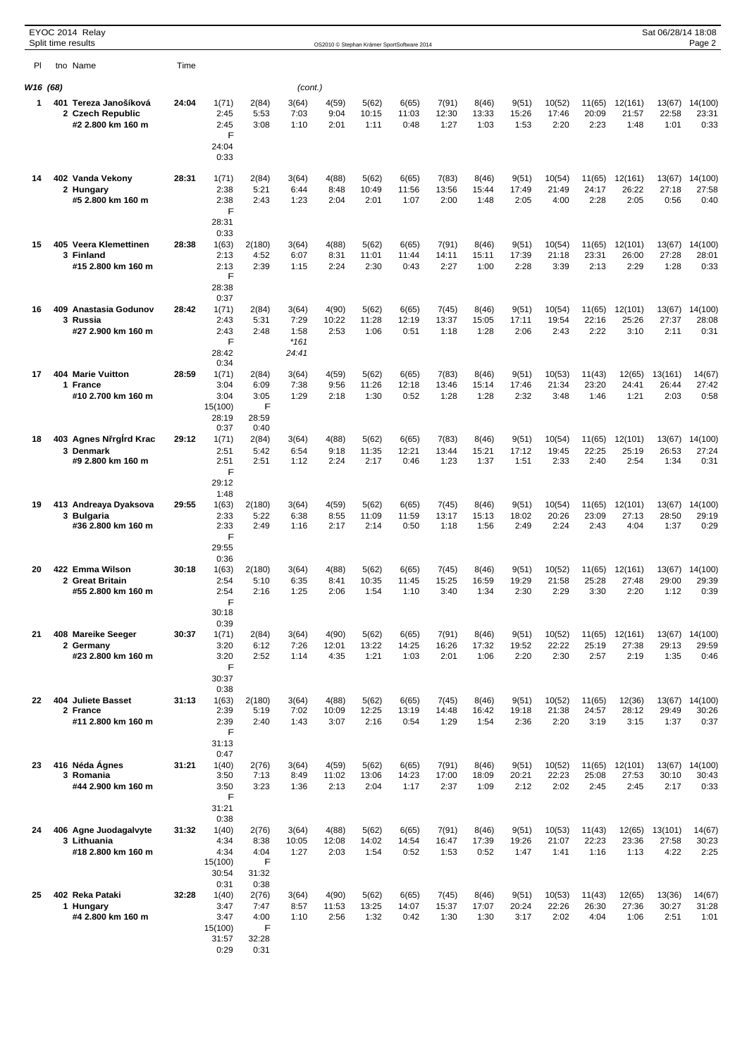EYOC 2014 Relay
Split time results

W16 (68) (cont.)

| Pl | tno Name | Time | | | | | | | | | | | | | |
|---|---|---|---|---|---|---|---|---|---|---|---|---|---|---|---|
| 1 | 401 **Tereza Janošíková** | **24:04** | 1(71) | 2(84) | 3(64) | 4(59) | 5(62) | 6(65) | 7(91) | 8(46) | 9(51) | 10(52) | 11(65) | 12(161) | 13(67) | 14(100) |
| | 2 **Czech Republic** | | 2:45 | 5:53 | 7:03 | 9:04 | 10:15 | 11:03 | 12:30 | 13:33 | 15:26 | 17:46 | 20:09 | 21:57 | 22:58 | 23:31 |
| | **#2 2.800 km 160 m** | | 2:45 | 3:08 | 1:10 | 2:01 | 1:11 | 0:48 | 1:27 | 1:03 | 1:53 | 2:20 | 2:23 | 1:48 | 1:01 | 0:33 |
| | | | F | | | | | | | | | | | | | |
| | | | 24:04 | | | | | | | | | | | | | |
| | | | 0:33 | | | | | | | | | | | | | |
| 14 | 402 **Vanda Vekony** | **28:31** | 1(71) | 2(84) | 3(64) | 4(88) | 5(62) | 6(65) | 7(83) | 8(46) | 9(51) | 10(54) | 11(65) | 12(161) | 13(67) | 14(100) |
| | 2 **Hungary** | | 2:38 | 5:21 | 6:44 | 8:48 | 10:49 | 11:56 | 13:56 | 15:44 | 17:49 | 21:49 | 24:17 | 26:22 | 27:18 | 27:58 |
| | **#5 2.800 km 160 m** | | 2:38 | 2:43 | 1:23 | 2:04 | 2:01 | 1:07 | 2:00 | 1:48 | 2:05 | 4:00 | 2:28 | 2:05 | 0:56 | 0:40 |
| | | | F | | | | | | | | | | | | | |
| | | | 28:31 | | | | | | | | | | | | | |
| | | | 0:33 | | | | | | | | | | | | | |
| 15 | 405 **Veera Klemettinen** | **28:38** | 1(63) | 2(180) | 3(64) | 4(88) | 5(62) | 6(65) | 7(91) | 8(46) | 9(51) | 10(54) | 11(65) | 12(101) | 13(67) | 14(100) |
| | 3 **Finland** | | 2:13 | 4:52 | 6:07 | 8:31 | 11:01 | 11:44 | 14:11 | 15:11 | 17:39 | 21:18 | 23:31 | 26:00 | 27:28 | 28:01 |
| | **#15 2.800 km 160 m** | | 2:13 | 2:39 | 1:15 | 2:24 | 2:30 | 0:43 | 2:27 | 1:00 | 2:28 | 3:39 | 2:13 | 2:29 | 1:28 | 0:33 |
| | | | F | | | | | | | | | | | | | |
| | | | 28:38 | | | | | | | | | | | | | |
| | | | 0:37 | | | | | | | | | | | | | |
| 16 | 409 **Anastasia Godunov** | **28:42** | 1(71) | 2(84) | 3(64) | 4(90) | 5(62) | 6(65) | 7(45) | 8(46) | 9(51) | 10(54) | 11(65) | 12(101) | 13(67) | 14(100) |
| | 3 **Russia** | | 2:43 | 5:31 | 7:29 | 10:22 | 11:28 | 12:19 | 13:37 | 15:05 | 17:11 | 19:54 | 22:16 | 25:26 | 27:37 | 28:08 |
| | **#27 2.900 km 160 m** | | 2:43 | 2:48 | 1:58 | 2:53 | 1:06 | 0:51 | 1:18 | 1:28 | 2:06 | 2:43 | 2:22 | 3:10 | 2:11 | 0:31 |
| | | | F | | *161 | | | | | | | | | | | |
| | | | 28:42 | | *24:41* | | | | | | | | | | | |
| | | | 0:34 | | | | | | | | | | | | | |
| 17 | 404 **Marie Vuitton** | **28:59** | 1(71) | 2(84) | 3(64) | 4(59) | 5(62) | 6(65) | 7(83) | 8(46) | 9(51) | 10(53) | 11(43) | 12(65) | 13(161) | 14(67) |
| | 1 **France** | | 3:04 | 6:09 | 7:38 | 9:56 | 11:26 | 12:18 | 13:46 | 15:14 | 17:46 | 21:34 | 23:20 | 24:41 | 26:44 | 27:42 |
| | **#10 2.700 km 160 m** | | 3:04 | 3:05 | 1:29 | 2:18 | 1:30 | 0:52 | 1:28 | 1:28 | 2:32 | 3:48 | 1:46 | 1:21 | 2:03 | 0:58 |
| | | | 15(100) | F | | | | | | | | | | | | |
| | | | 28:19 | 28:59 | | | | | | | | | | | | |
| | | | 0:37 | 0:40 | | | | | | | | | | | | |
| 18 | 403 **Agnes NřrgÍrd Krac** | **29:12** | 1(71) | 2(84) | 3(64) | 4(88) | 5(62) | 6(65) | 7(83) | 8(46) | 9(51) | 10(54) | 11(65) | 12(101) | 13(67) | 14(100) |
| | 3 **Denmark** | | 2:51 | 5:42 | 6:54 | 9:18 | 11:35 | 12:21 | 13:44 | 15:21 | 17:12 | 19:45 | 22:25 | 25:19 | 26:53 | 27:24 |
| | **#9 2.800 km 160 m** | | 2:51 | 2:51 | 1:12 | 2:24 | 2:17 | 0:46 | 1:23 | 1:37 | 1:51 | 2:33 | 2:40 | 2:54 | 1:34 | 0:31 |
| | | | F | | | | | | | | | | | | | |
| | | | 29:12 | | | | | | | | | | | | | |
| | | | 1:48 | | | | | | | | | | | | | |
| 19 | 413 **Andreaya Dyaksova** | **29:55** | 1(63) | 2(180) | 3(64) | 4(59) | 5(62) | 6(65) | 7(45) | 8(46) | 9(51) | 10(54) | 11(65) | 12(101) | 13(67) | 14(100) |
| | 3 **Bulgaria** | | 2:33 | 5:22 | 6:38 | 8:55 | 11:09 | 11:59 | 13:17 | 15:13 | 18:02 | 20:26 | 23:09 | 27:13 | 28:50 | 29:19 |
| | **#36 2.800 km 160 m** | | 2:33 | 2:49 | 1:16 | 2:17 | 2:14 | 0:50 | 1:18 | 1:56 | 2:49 | 2:24 | 2:43 | 4:04 | 1:37 | 0:29 |
| | | | F | | | | | | | | | | | | | |
| | | | 29:55 | | | | | | | | | | | | | |
| | | | 0:36 | | | | | | | | | | | | | |
| 20 | 422 **Emma Wilson** | **30:18** | 1(63) | 2(180) | 3(64) | 4(88) | 5(62) | 6(65) | 7(45) | 8(46) | 9(51) | 10(52) | 11(65) | 12(161) | 13(67) | 14(100) |
| | 2 **Great Britain** | | 2:54 | 5:10 | 6:35 | 8:41 | 10:35 | 11:45 | 15:25 | 16:59 | 19:29 | 21:58 | 25:28 | 27:48 | 29:00 | 29:39 |
| | **#55 2.800 km 160 m** | | 2:54 | 2:16 | 1:25 | 2:06 | 1:54 | 1:10 | 3:40 | 1:34 | 2:30 | 2:29 | 3:30 | 2:20 | 1:12 | 0:39 |
| | | | F | | | | | | | | | | | | | |
| | | | 30:18 | | | | | | | | | | | | | |
| | | | 0:39 | | | | | | | | | | | | | |
| 21 | 408 **Mareike Seeger** | **30:37** | 1(71) | 2(84) | 3(64) | 4(90) | 5(62) | 6(65) | 7(91) | 8(46) | 9(51) | 10(52) | 11(65) | 12(161) | 13(67) | 14(100) |
| | 2 **Germany** | | 3:20 | 6:12 | 7:26 | 12:01 | 13:22 | 14:25 | 16:26 | 17:32 | 19:52 | 22:22 | 25:19 | 27:38 | 29:13 | 29:59 |
| | **#23 2.800 km 160 m** | | 3:20 | 2:52 | 1:14 | 4:35 | 1:21 | 1:03 | 2:01 | 1:06 | 2:20 | 2:30 | 2:57 | 2:19 | 1:35 | 0:46 |
| | | | F | | | | | | | | | | | | | |
| | | | 30:37 | | | | | | | | | | | | | |
| | | | 0:38 | | | | | | | | | | | | | |
| 22 | 404 **Juliete Basset** | **31:13** | 1(63) | 2(180) | 3(64) | 4(88) | 5(62) | 6(65) | 7(45) | 8(46) | 9(51) | 10(52) | 11(65) | 12(36) | 13(67) | 14(100) |
| | 2 **France** | | 2:39 | 5:19 | 7:02 | 10:09 | 12:25 | 13:19 | 14:48 | 16:42 | 19:18 | 21:38 | 24:57 | 28:12 | 29:49 | 30:26 |
| | **#11 2.800 km 160 m** | | 2:39 | 2:40 | 1:43 | 3:07 | 2:16 | 0:54 | 1:29 | 1:54 | 2:36 | 2:20 | 3:19 | 3:15 | 1:37 | 0:37 |
| | | | F | | | | | | | | | | | | | |
| | | | 31:13 | | | | | | | | | | | | | |
| | | | 0:47 | | | | | | | | | | | | | |
| 23 | 416 **Néda Ágnes** | **31:21** | 1(40) | 2(76) | 3(64) | 4(59) | 5(62) | 6(65) | 7(91) | 8(46) | 9(51) | 10(52) | 11(65) | 12(101) | 13(67) | 14(100) |
| | 3 **Romania** | | 3:50 | 7:13 | 8:49 | 11:02 | 13:06 | 14:23 | 17:00 | 18:09 | 20:21 | 22:23 | 25:08 | 27:53 | 30:10 | 30:43 |
| | **#44 2.900 km 160 m** | | 3:50 | 3:23 | 1:36 | 2:13 | 2:04 | 1:17 | 2:37 | 1:09 | 2:12 | 2:02 | 2:45 | 2:45 | 2:17 | 0:33 |
| | | | F | | | | | | | | | | | | | |
| | | | 31:21 | | | | | | | | | | | | | |
| | | | 0:38 | | | | | | | | | | | | | |
| 24 | 406 **Agne Juodagalvyte** | **31:32** | 1(40) | 2(76) | 3(64) | 4(88) | 5(62) | 6(65) | 7(91) | 8(46) | 9(51) | 10(53) | 11(43) | 12(65) | 13(101) | 14(67) |
| | 3 **Lithuania** | | 4:34 | 8:38 | 10:05 | 12:08 | 14:02 | 14:54 | 16:47 | 17:39 | 19:26 | 21:07 | 22:23 | 23:36 | 27:58 | 30:23 |
| | **#18 2.800 km 160 m** | | 4:34 | 4:04 | 1:27 | 2:03 | 1:54 | 0:52 | 1:53 | 0:52 | 1:47 | 1:41 | 1:16 | 1:13 | 4:22 | 2:25 |
| | | | 15(100) | F | | | | | | | | | | | | |
| | | | 30:54 | 31:32 | | | | | | | | | | | | |
| | | | 0:31 | 0:38 | | | | | | | | | | | | |
| 25 | 402 **Reka Pataki** | **32:28** | 1(40) | 2(76) | 3(64) | 4(90) | 5(62) | 6(65) | 7(45) | 8(46) | 9(51) | 10(53) | 11(43) | 12(65) | 13(36) | 14(67) |
| | 1 **Hungary** | | 3:47 | 7:47 | 8:57 | 11:53 | 13:25 | 14:07 | 15:37 | 17:07 | 20:24 | 22:26 | 26:30 | 27:36 | 30:27 | 31:28 |
| | **#4 2.800 km 160 m** | | 3:47 | 4:00 | 1:10 | 2:56 | 1:32 | 0:42 | 1:30 | 1:30 | 3:17 | 2:02 | 4:04 | 1:06 | 2:51 | 1:01 |
| | | | 15(100) | F | | | | | | | | | | | | |
| | | | 31:57 | 32:28 | | | | | | | | | | | | |
| | | | 0:29 | 0:31 | | | | | | | | | | | | |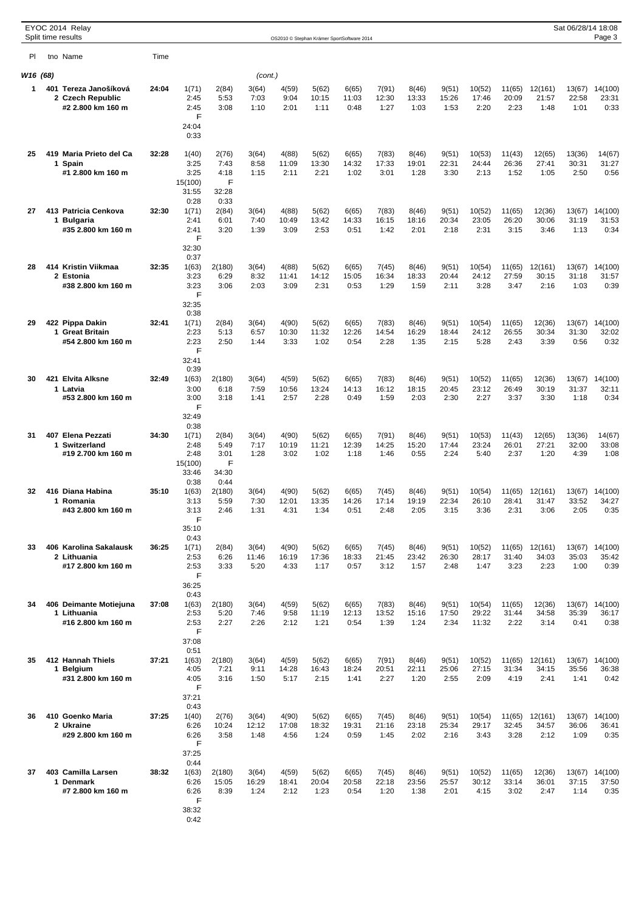EYOC 2014 Relay
Split time results

OS2010 © Stephan Krämer SportSoftware 2014

Sat 06/28/14 18:08

| Pl | tno Name | Time | | | | | | | | | | | | | | |
|---|---|---|---|---|---|---|---|---|---|---|---|---|---|---|---|---|
| **W16 (68)** | | | | | (cont.) | | | | | | | | | | | |
| **1** | **401 Tereza Janošíková** | **24:04** | 1(71) | 2(84) | 3(64) | 4(59) | 5(62) | 6(65) | 7(91) | 8(46) | 9(51) | 10(52) | 11(65) | 12(161) | 13(67) | 14(100) |
| | **2 Czech Republic** | | 2:45 | 5:53 | 7:03 | 9:04 | 10:15 | 11:03 | 12:30 | 13:33 | 15:26 | 17:46 | 20:09 | 21:57 | 22:58 | 23:31 |
| | **#2 2.800 km 160 m** | | 2:45 | 3:08 | 1:10 | 2:01 | 1:11 | 0:48 | 1:27 | 1:03 | 1:53 | 2:20 | 2:23 | 1:48 | 1:01 | 0:33 |
| | | | F | | | | | | | | | | | | | |
| | | | 24:04 | | | | | | | | | | | | | |
| | | | 0:33 | | | | | | | | | | | | | |
| **25** | **419 Maria Prieto del Ca** | **32:28** | 1(40) | 2(76) | 3(64) | 4(88) | 5(62) | 6(65) | 7(83) | 8(46) | 9(51) | 10(53) | 11(43) | 12(65) | 13(36) | 14(67) |
| | **1 Spain** | | 3:25 | 7:43 | 8:58 | 11:09 | 13:30 | 14:32 | 17:33 | 19:01 | 22:31 | 24:44 | 26:36 | 27:41 | 30:31 | 31:27 |
| | **#1 2.800 km 160 m** | | 3:25 | 4:18 | 1:15 | 2:11 | 2:21 | 1:02 | 3:01 | 1:28 | 3:30 | 2:13 | 1:52 | 1:05 | 2:50 | 0:56 |
| | | | 15(100) | F | | | | | | | | | | | | |
| | | | 31:55 | 32:28 | | | | | | | | | | | | |
| | | | 0:28 | 0:33 | | | | | | | | | | | | |
| **27** | **413 Patricia Cenkova** | **32:30** | 1(71) | 2(84) | 3(64) | 4(88) | 5(62) | 6(65) | 7(83) | 8(46) | 9(51) | 10(52) | 11(65) | 12(36) | 13(67) | 14(100) |
| | **1 Bulgaria** | | 2:41 | 6:01 | 7:40 | 10:49 | 13:42 | 14:33 | 16:15 | 18:16 | 20:34 | 23:05 | 26:20 | 30:06 | 31:19 | 31:53 |
| | **#35 2.800 km 160 m** | | 2:41 | 3:20 | 1:39 | 3:09 | 2:53 | 0:51 | 1:42 | 2:01 | 2:18 | 2:31 | 3:15 | 3:46 | 1:13 | 0:34 |
| | | | F | | | | | | | | | | | | | |
| | | | 32:30 | | | | | | | | | | | | | |
| | | | 0:37 | | | | | | | | | | | | | |
| **28** | **414 Kristin Viikmaa** | **32:35** | 1(63) | 2(180) | 3(64) | 4(88) | 5(62) | 6(65) | 7(45) | 8(46) | 9(51) | 10(54) | 11(65) | 12(161) | 13(67) | 14(100) |
| | **2 Estonia** | | 3:23 | 6:29 | 8:32 | 11:41 | 14:12 | 15:05 | 16:34 | 18:33 | 20:44 | 24:12 | 27:59 | 30:15 | 31:18 | 31:57 |
| | **#38 2.800 km 160 m** | | 3:23 | 3:06 | 2:03 | 3:09 | 2:31 | 0:53 | 1:29 | 1:59 | 2:11 | 3:28 | 3:47 | 2:16 | 1:03 | 0:39 |
| | | | F | | | | | | | | | | | | | |
| | | | 32:35 | | | | | | | | | | | | | |
| | | | 0:38 | | | | | | | | | | | | | |
| **29** | **422 Pippa Dakin** | **32:41** | 1(71) | 2(84) | 3(64) | 4(90) | 5(62) | 6(65) | 7(83) | 8(46) | 9(51) | 10(54) | 11(65) | 12(36) | 13(67) | 14(100) |
| | **1 Great Britain** | | 2:23 | 5:13 | 6:57 | 10:30 | 11:32 | 12:26 | 14:54 | 16:29 | 18:44 | 24:12 | 26:55 | 30:34 | 31:30 | 32:02 |
| | **#54 2.800 km 160 m** | | 2:23 | 2:50 | 1:44 | 3:33 | 1:02 | 0:54 | 2:28 | 1:35 | 2:15 | 5:28 | 2:43 | 3:39 | 0:56 | 0:32 |
| | | | F | | | | | | | | | | | | | |
| | | | 32:41 | | | | | | | | | | | | | |
| | | | 0:39 | | | | | | | | | | | | | |
| **30** | **421 Elvita Alksne** | **32:49** | 1(63) | 2(180) | 3(64) | 4(59) | 5(62) | 6(65) | 7(83) | 8(46) | 9(51) | 10(52) | 11(65) | 12(36) | 13(67) | 14(100) |
| | **1 Latvia** | | 3:00 | 6:18 | 7:59 | 10:56 | 13:24 | 14:13 | 16:12 | 18:15 | 20:45 | 23:12 | 26:49 | 30:19 | 31:37 | 32:11 |
| | **#53 2.800 km 160 m** | | 3:00 | 3:18 | 1:41 | 2:57 | 2:28 | 0:49 | 1:59 | 2:03 | 2:30 | 2:27 | 3:37 | 3:30 | 1:18 | 0:34 |
| | | | F | | | | | | | | | | | | | |
| | | | 32:49 | | | | | | | | | | | | | |
| | | | 0:38 | | | | | | | | | | | | | |
| **31** | **407 Elena Pezzati** | **34:30** | 1(71) | 2(84) | 3(64) | 4(90) | 5(62) | 6(65) | 7(91) | 8(46) | 9(51) | 10(53) | 11(43) | 12(65) | 13(36) | 14(67) |
| | **1 Switzerland** | | 2:48 | 5:49 | 7:17 | 10:19 | 11:21 | 12:39 | 14:25 | 15:20 | 17:44 | 23:24 | 26:01 | 27:21 | 32:00 | 33:08 |
| | **#19 2.700 km 160 m** | | 2:48 | 3:01 | 1:28 | 3:02 | 1:02 | 1:18 | 1:46 | 0:55 | 2:24 | 5:40 | 2:37 | 1:20 | 4:39 | 1:08 |
| | | | 15(100) | F | | | | | | | | | | | | |
| | | | 33:46 | 34:30 | | | | | | | | | | | | |
| | | | 0:38 | 0:44 | | | | | | | | | | | | |
| **32** | **416 Diana Habina** | **35:10** | 1(63) | 2(180) | 3(64) | 4(90) | 5(62) | 6(65) | 7(45) | 8(46) | 9(51) | 10(54) | 11(65) | 12(161) | 13(67) | 14(100) |
| | **1 Romania** | | 3:13 | 5:59 | 7:30 | 12:01 | 13:35 | 14:26 | 17:14 | 19:19 | 22:34 | 26:10 | 28:41 | 31:47 | 33:52 | 34:27 |
| | **#43 2.800 km 160 m** | | 3:13 | 2:46 | 1:31 | 4:31 | 1:34 | 0:51 | 2:48 | 2:05 | 3:15 | 3:36 | 2:31 | 3:06 | 2:05 | 0:35 |
| | | | F | | | | | | | | | | | | | |
| | | | 35:10 | | | | | | | | | | | | | |
| | | | 0:43 | | | | | | | | | | | | | |
| **33** | **406 Karolina Sakalausk** | **36:25** | 1(71) | 2(84) | 3(64) | 4(90) | 5(62) | 6(65) | 7(45) | 8(46) | 9(51) | 10(52) | 11(65) | 12(161) | 13(67) | 14(100) |
| | **2 Lithuania** | | 2:53 | 6:26 | 11:46 | 16:19 | 17:36 | 18:33 | 21:45 | 23:42 | 26:30 | 28:17 | 31:40 | 34:03 | 35:03 | 35:42 |
| | **#17 2.800 km 160 m** | | 2:53 | 3:33 | 5:20 | 4:33 | 1:17 | 0:57 | 3:12 | 1:57 | 2:48 | 1:47 | 3:23 | 2:23 | 1:00 | 0:39 |
| | | | F | | | | | | | | | | | | | |
| | | | 36:25 | | | | | | | | | | | | | |
| | | | 0:43 | | | | | | | | | | | | | |
| **34** | **406 Deimante Motiejuna** | **37:08** | 1(63) | 2(180) | 3(64) | 4(59) | 5(62) | 6(65) | 7(83) | 8(46) | 9(51) | 10(54) | 11(65) | 12(36) | 13(67) | 14(100) |
| | **1 Lithuania** | | 2:53 | 5:20 | 7:46 | 9:58 | 11:19 | 12:13 | 13:52 | 15:16 | 17:50 | 29:22 | 31:44 | 34:58 | 35:39 | 36:17 |
| | **#16 2.800 km 160 m** | | 2:53 | 2:27 | 2:26 | 2:12 | 1:21 | 0:54 | 1:39 | 1:24 | 2:34 | 11:32 | 2:22 | 3:14 | 0:41 | 0:38 |
| | | | F | | | | | | | | | | | | | |
| | | | 37:08 | | | | | | | | | | | | | |
| | | | 0:51 | | | | | | | | | | | | | |
| **35** | **412 Hannah Thiels** | **37:21** | 1(63) | 2(180) | 3(64) | 4(59) | 5(62) | 6(65) | 7(91) | 8(46) | 9(51) | 10(52) | 11(65) | 12(161) | 13(67) | 14(100) |
| | **1 Belgium** | | 4:05 | 7:21 | 9:11 | 14:28 | 16:43 | 18:24 | 20:51 | 22:11 | 25:06 | 27:15 | 31:34 | 34:15 | 35:56 | 36:38 |
| | **#31 2.800 km 160 m** | | 4:05 | 3:16 | 1:50 | 5:17 | 2:15 | 1:41 | 2:27 | 1:20 | 2:55 | 2:09 | 4:19 | 2:41 | 1:41 | 0:42 |
| | | | F | | | | | | | | | | | | | |
| | | | 37:21 | | | | | | | | | | | | | |
| | | | 0:43 | | | | | | | | | | | | | |
| **36** | **410 Goenko Maria** | **37:25** | 1(40) | 2(76) | 3(64) | 4(90) | 5(62) | 6(65) | 7(45) | 8(46) | 9(51) | 10(54) | 11(65) | 12(161) | 13(67) | 14(100) |
| | **2 Ukraine** | | 6:26 | 10:24 | 12:12 | 17:08 | 18:32 | 19:31 | 21:16 | 23:18 | 25:34 | 29:17 | 32:45 | 34:57 | 36:06 | 36:41 |
| | **#29 2.800 km 160 m** | | 6:26 | 3:58 | 1:48 | 4:56 | 1:24 | 0:59 | 1:45 | 2:02 | 2:16 | 3:43 | 3:28 | 2:12 | 1:09 | 0:35 |
| | | | F | | | | | | | | | | | | | |
| | | | 37:25 | | | | | | | | | | | | | |
| | | | 0:44 | | | | | | | | | | | | | |
| **37** | **403 Camilla Larsen** | **38:32** | 1(63) | 2(180) | 3(64) | 4(59) | 5(62) | 6(65) | 7(45) | 8(46) | 9(51) | 10(52) | 11(65) | 12(36) | 13(67) | 14(100) |
| | **1 Denmark** | | 6:26 | 15:05 | 16:29 | 18:41 | 20:04 | 20:58 | 22:18 | 23:56 | 25:57 | 30:12 | 33:14 | 36:01 | 37:15 | 37:50 |
| | **#7 2.800 km 160 m** | | 6:26 | 8:39 | 1:24 | 2:12 | 1:23 | 0:54 | 1:20 | 1:38 | 2:01 | 4:15 | 3:02 | 2:47 | 1:14 | 0:35 |
| | | | F | | | | | | | | | | | | | |
| | | | 38:32 | | | | | | | | | | | | | |
| | | | 0:42 | | | | | | | | | | | | | |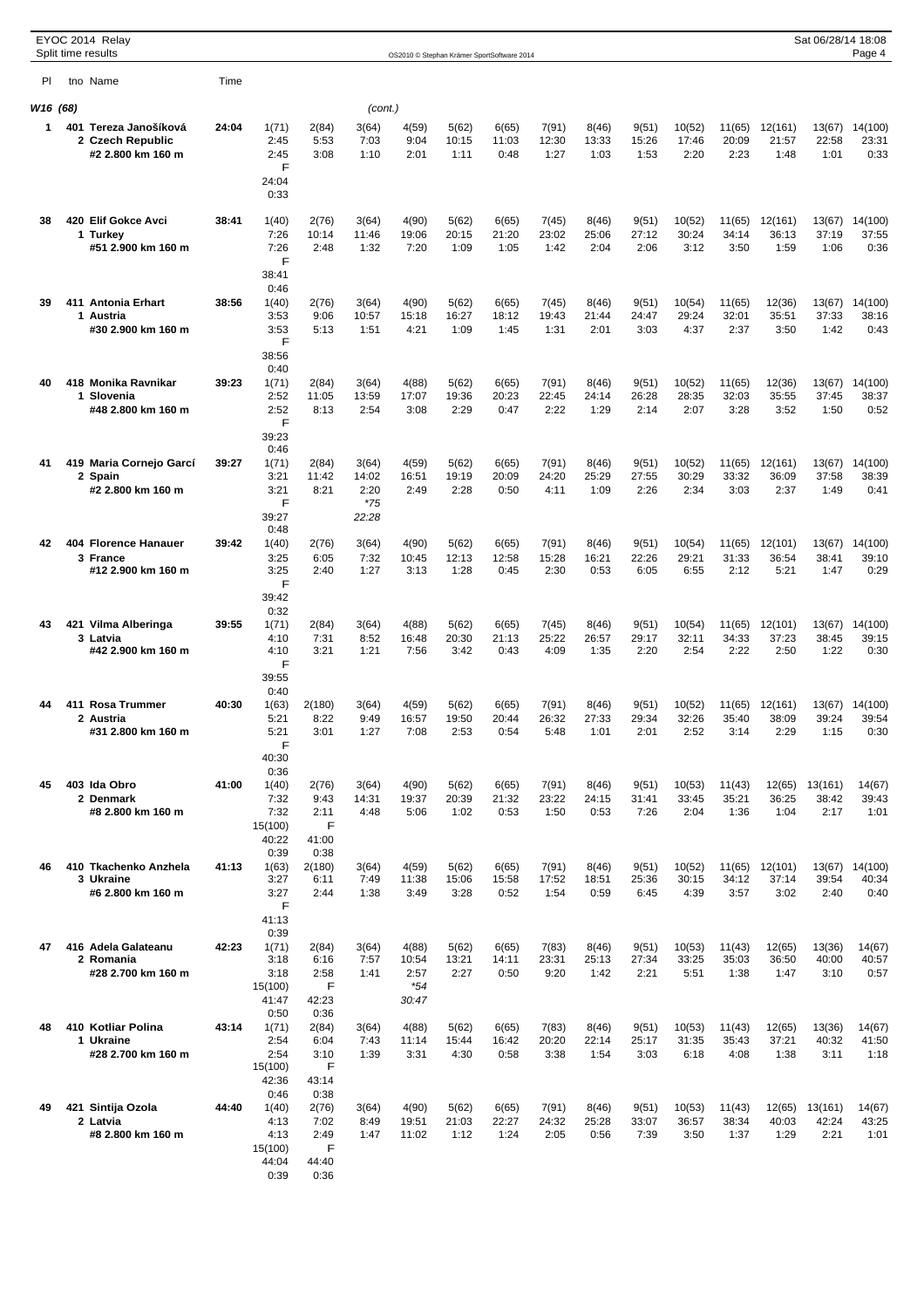EYOC 2014 Relay
Split time results

| Pl | tno | Name | Time | | | | | | | | | | | | | | |
|---|---|---|---|---|---|---|---|---|---|---|---|---|---|---|---|---|---|
| W16 (68) | | | | | | (cont.) | | | | | | | | | | | |
| 1 | 401 | Tereza Janošíková<br>2 Czech Republic<br>#2 2.800 km 160 m | 24:04 | 1(71)<br>2:45<br>2:45 | 2(84)<br>5:53<br>3:08 | 3(64)<br>7:03<br>1:10 | 4(59)<br>9:04<br>2:01 | 5(62)<br>10:15<br>1:11 | 6(65)<br>11:03<br>0:48 | 7(91)<br>12:30<br>1:27 | 8(46)<br>13:33<br>1:03 | 9(51)<br>15:26<br>1:53 | 10(52)<br>17:46<br>2:20 | 11(65)<br>20:09<br>2:23 | 12(161)<br>21:57<br>1:48 | 13(67)<br>22:58<br>1:01 | 14(100)<br>23:31<br>0:33 |
| | | | | F<br>24:04<br>0:33 | | | | | | | | | | | | | |
| 38 | 420 | Elif Gokce Avci<br>1 Turkey<br>#51 2.900 km 160 m | 38:41 | 1(40)<br>7:26<br>7:26 | 2(76)<br>10:14<br>2:48 | 3(64)<br>11:46<br>1:32 | 4(90)<br>19:06<br>7:20 | 5(62)<br>20:15<br>1:09 | 6(65)<br>21:20<br>1:05 | 7(45)<br>23:02<br>1:42 | 8(46)<br>25:06<br>2:04 | 9(51)<br>27:12<br>2:06 | 10(52)<br>30:24<br>3:12 | 11(65)<br>34:14<br>3:50 | 12(161)<br>36:13<br>1:59 | 13(67)<br>37:19<br>1:06 | 14(100)<br>37:55<br>0:36 |
| | | | | F<br>38:41<br>0:46 | | | | | | | | | | | | | |
| 39 | 411 | Antonia Erhart<br>1 Austria<br>#30 2.900 km 160 m | 38:56 | 1(40)<br>3:53<br>3:53 | 2(76)<br>9:06<br>5:13 | 3(64)<br>10:57<br>1:51 | 4(90)<br>15:18<br>4:21 | 5(62)<br>16:27<br>1:09 | 6(65)<br>18:12<br>1:45 | 7(45)<br>19:43<br>1:31 | 8(46)<br>21:44<br>2:01 | 9(51)<br>24:47<br>3:03 | 10(54)<br>29:24<br>4:37 | 11(65)<br>32:01<br>2:37 | 12(36)<br>35:51<br>3:50 | 13(67)<br>37:33<br>1:42 | 14(100)<br>38:16<br>0:43 |
| | | | | F<br>38:56<br>0:40 | | | | | | | | | | | | | |
| 40 | 418 | Monika Ravnikar<br>1 Slovenia<br>#48 2.800 km 160 m | 39:23 | 1(71)<br>2:52<br>2:52 | 2(84)<br>11:05<br>8:13 | 3(64)<br>13:59<br>2:54 | 4(88)<br>17:07<br>3:08 | 5(62)<br>19:36<br>2:29 | 6(65)<br>20:23<br>0:47 | 7(91)<br>22:45<br>2:22 | 8(46)<br>24:14<br>1:29 | 9(51)<br>26:28<br>2:14 | 10(52)<br>28:35<br>2:07 | 11(65)<br>32:03<br>3:28 | 12(36)<br>35:55<br>3:52 | 13(67)<br>37:45<br>1:50 | 14(100)<br>38:37<br>0:52 |
| | | | | F<br>39:23<br>0:46 | | | | | | | | | | | | | |
| 41 | 419 | Maria Cornejo Garcí<br>2 Spain<br>#2 2.800 km 160 m | 39:27 | 1(71)<br>3:21<br>3:21 | 2(84)<br>11:42<br>8:21 | 3(64)<br>14:02<br>2:20<br>*75<br>22:28 | 4(59)<br>16:51<br>2:49 | 5(62)<br>19:19<br>2:28 | 6(65)<br>20:09<br>0:50 | 7(91)<br>24:20<br>4:11 | 8(46)<br>25:29<br>1:09 | 9(51)<br>27:55<br>2:26 | 10(52)<br>30:29<br>2:34 | 11(65)<br>33:32<br>3:03 | 12(161)<br>36:09<br>2:37 | 13(67)<br>37:58<br>1:49 | 14(100)<br>38:39<br>0:41 |
| | | | | F<br>39:27<br>0:48 | | | | | | | | | | | | | |
| 42 | 404 | Florence Hanauer<br>3 France<br>#12 2.900 km 160 m | 39:42 | 1(40)<br>3:25<br>3:25 | 2(76)<br>6:05<br>2:40 | 3(64)<br>7:32<br>1:27 | 4(90)<br>10:45<br>3:13 | 5(62)<br>12:13<br>1:28 | 6(65)<br>12:58<br>0:45 | 7(91)<br>15:28<br>2:30 | 8(46)<br>16:21<br>0:53 | 9(51)<br>22:26<br>6:05 | 10(54)<br>29:21<br>6:55 | 11(65)<br>31:33<br>2:12 | 12(101)<br>36:54<br>5:21 | 13(67)<br>38:41<br>1:47 | 14(100)<br>39:10<br>0:29 |
| | | | | F<br>39:42<br>0:32 | | | | | | | | | | | | | |
| 43 | 421 | Vilma Alberinga<br>3 Latvia<br>#42 2.900 km 160 m | 39:55 | 1(71)<br>4:10<br>4:10 | 2(84)<br>7:31<br>3:21 | 3(64)<br>8:52<br>1:21 | 4(88)<br>16:48<br>7:56 | 5(62)<br>20:30<br>3:42 | 6(65)<br>21:13<br>0:43 | 7(45)<br>25:22<br>4:09 | 8(46)<br>26:57<br>1:35 | 9(51)<br>29:17<br>2:20 | 10(54)<br>32:11<br>2:54 | 11(65)<br>34:33<br>2:22 | 12(101)<br>37:23<br>2:50 | 13(67)<br>38:45<br>1:22 | 14(100)<br>39:15<br>0:30 |
| | | | | F<br>39:55<br>0:40 | | | | | | | | | | | | | |
| 44 | 411 | Rosa Trummer<br>2 Austria<br>#31 2.800 km 160 m | 40:30 | 1(63)<br>5:21<br>5:21 | 2(180)<br>8:22<br>3:01 | 3(64)<br>9:49<br>1:27 | 4(59)<br>16:57<br>7:08 | 5(62)<br>19:50<br>2:53 | 6(65)<br>20:44<br>0:54 | 7(91)<br>26:32<br>5:48 | 8(46)<br>27:33<br>1:01 | 9(51)<br>29:34<br>2:01 | 10(52)<br>32:26<br>2:52 | 11(65)<br>35:40<br>3:14 | 12(161)<br>38:09<br>2:29 | 13(67)<br>39:24<br>1:15 | 14(100)<br>39:54<br>0:30 |
| | | | | F<br>40:30<br>0:36 | | | | | | | | | | | | | |
| 45 | 403 | Ida Obro<br>2 Denmark<br>#8 2.800 km 160 m | 41:00 | 1(40)<br>7:32<br>7:32 | 2(76)<br>9:43<br>2:11 | 3(64)<br>14:31<br>4:48 | 4(90)<br>19:37<br>5:06 | 5(62)<br>20:39<br>1:02 | 6(65)<br>21:32<br>0:53 | 7(91)<br>23:22<br>1:50 | 8(46)<br>24:15<br>0:53 | 9(51)<br>31:41<br>7:26 | 10(53)<br>33:45<br>2:04 | 11(43)<br>35:21<br>1:36 | 12(65)<br>36:25<br>1:04 | 13(161)<br>38:42<br>2:17 | 14(67)<br>39:43<br>1:01 |
| | | | | 15(100)<br>40:22<br>0:39 | F<br>41:00<br>0:38 | | | | | | | | | | | | |
| 46 | 410 | Tkachenko Anzhela<br>3 Ukraine<br>#6 2.800 km 160 m | 41:13 | 1(63)<br>3:27<br>3:27 | 2(180)<br>6:11<br>2:44 | 3(64)<br>7:49<br>1:38 | 4(59)<br>11:38<br>3:49 | 5(62)<br>15:06<br>3:28 | 6(65)<br>15:58<br>0:52 | 7(91)<br>17:52<br>1:54 | 8(46)<br>18:51<br>0:59 | 9(51)<br>25:36<br>6:45 | 10(52)<br>30:15<br>4:39 | 11(65)<br>34:12<br>3:57 | 12(101)<br>37:14<br>3:02 | 13(67)<br>39:54<br>2:40 | 14(100)<br>40:34<br>0:40 |
| | | | | F<br>41:13<br>0:39 | | | | | | | | | | | | | |
| 47 | 416 | Adela Galateanu<br>2 Romania<br>#28 2.700 km 160 m | 42:23 | 1(71)<br>3:18<br>3:18 | 2(84)<br>6:16<br>2:58 | 3(64)<br>7:57<br>1:41 | 4(88)<br>10:54<br>2:57<br>*54<br>30:47 | 5(62)<br>13:21<br>2:27 | 6(65)<br>14:11<br>0:50 | 7(83)<br>23:31<br>9:20 | 8(46)<br>25:13<br>1:42 | 9(51)<br>27:34<br>2:21 | 10(53)<br>33:25<br>5:51 | 11(43)<br>35:03<br>1:38 | 12(65)<br>36:50<br>1:47 | 13(36)<br>40:00<br>3:10 | 14(67)<br>40:57<br>0:57 |
| | | | | 15(100)<br>41:47<br>0:50 | F<br>42:23<br>0:36 | | | | | | | | | | | | |
| 48 | 410 | Kotliar Polina<br>1 Ukraine<br>#28 2.700 km 160 m | 43:14 | 1(71)<br>2:54<br>2:54 | 2(84)<br>6:04<br>3:10 | 3(64)<br>7:43<br>1:39 | 4(88)<br>11:14<br>3:31 | 5(62)<br>15:44<br>4:30 | 6(65)<br>16:42<br>0:58 | 7(83)<br>20:20<br>3:38 | 8(46)<br>22:14<br>1:54 | 9(51)<br>25:17<br>3:03 | 10(53)<br>31:35<br>6:18 | 11(43)<br>35:43<br>4:08 | 12(65)<br>37:21<br>1:38 | 13(36)<br>40:32<br>3:11 | 14(67)<br>41:50<br>1:18 |
| | | | | 15(100)<br>42:36<br>0:46 | F<br>43:14<br>0:38 | | | | | | | | | | | | |
| 49 | 421 | Sintija Ozola<br>2 Latvia<br>#8 2.800 km 160 m | 44:40 | 1(40)<br>4:13<br>4:13 | 2(76)<br>7:02<br>2:49 | 3(64)<br>8:49<br>1:47 | 4(90)<br>19:51<br>11:02 | 5(62)<br>21:03<br>1:12 | 6(65)<br>22:27<br>1:24 | 7(91)<br>24:32<br>2:05 | 8(46)<br>25:28<br>0:56 | 9(51)<br>33:07<br>7:39 | 10(53)<br>36:57<br>3:50 | 11(43)<br>38:34<br>1:37 | 12(65)<br>40:03<br>1:29 | 13(161)<br>42:24<br>2:21 | 14(67)<br>43:25<br>1:01 |
| | | | | 15(100)<br>44:04<br>0:39 | F<br>44:40<br>0:36 | | | | | | | | | | | | |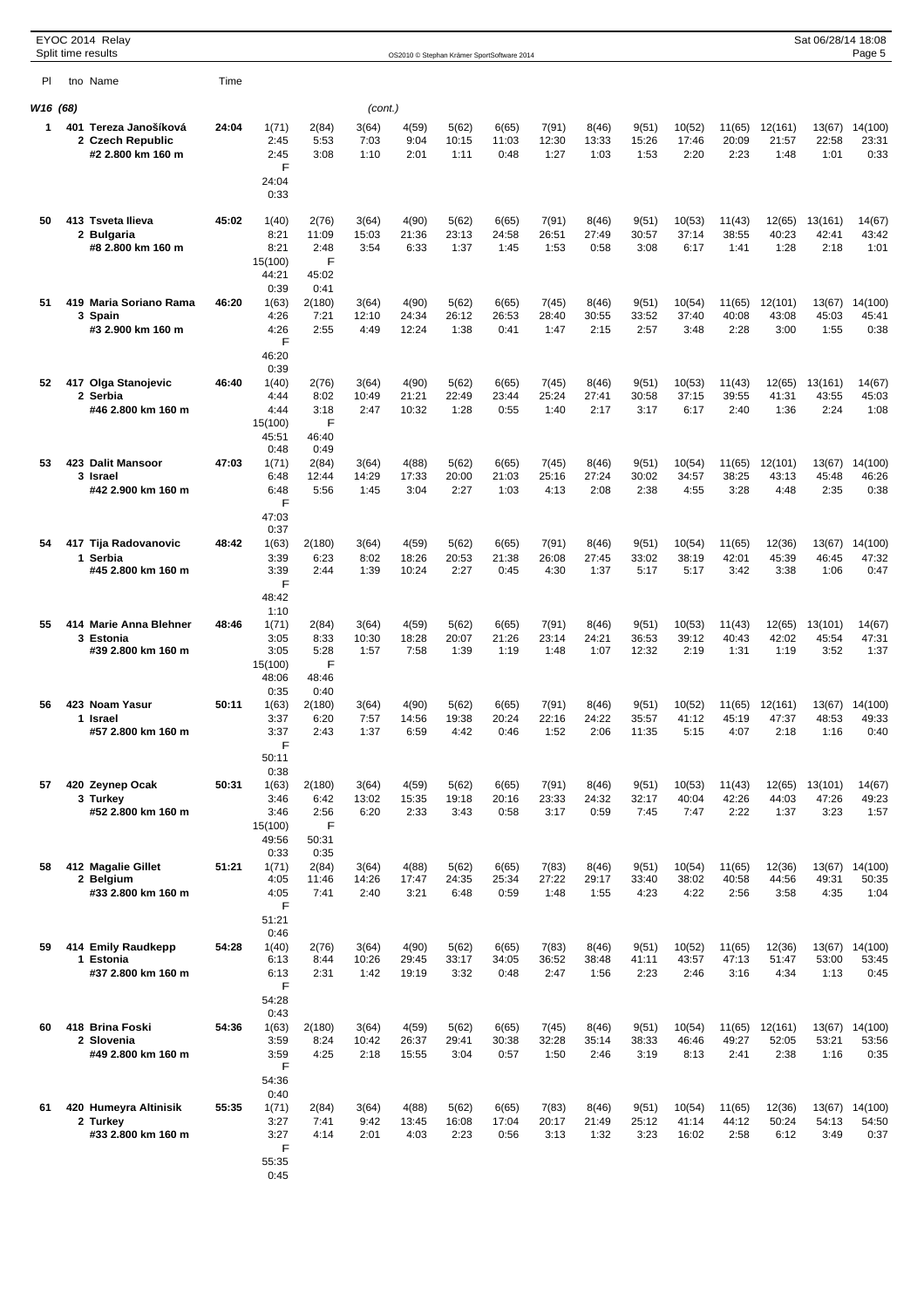**W16 (68)** (cont.)

| Pl | tno Name | Time | | | | | | | | | | | | | | |
|---|---|---|---|---|---|---|---|---|---|---|---|---|---|---|---|---|
| 1 | 401 Tereza Janošíková | 24:04 | 1(71) | 2(84) | 3(64) | 4(59) | 5(62) | 6(65) | 7(91) | 8(46) | 9(51) | 10(52) | 11(65) | 12(161) | 13(67) | 14(100) |
| | 2 Czech Republic | | 2:45 | 5:53 | 7:03 | 9:04 | 10:15 | 11:03 | 12:30 | 13:33 | 15:26 | 17:46 | 20:09 | 21:57 | 22:58 | 23:31 |
| | #2 2.800 km 160 m | | 2:45 | 3:08 | 1:10 | 2:01 | 1:11 | 0:48 | 1:27 | 1:03 | 1:53 | 2:20 | 2:23 | 1:48 | 1:01 | 0:33 |
| | | | F | | | | | | | | | | | | | |
| | | | 24:04 | | | | | | | | | | | | | |
| | | | 0:33 | | | | | | | | | | | | | |
| 50 | 413 Tsveta Ilieva | 45:02 | 1(40) | 2(76) | 3(64) | 4(90) | 5(62) | 6(65) | 7(91) | 8(46) | 9(51) | 10(53) | 11(43) | 12(65) | 13(161) | 14(67) |
| | 2 Bulgaria | | 8:21 | 11:09 | 15:03 | 21:36 | 23:13 | 24:58 | 26:51 | 27:49 | 30:57 | 37:14 | 38:55 | 40:23 | 42:41 | 43:42 |
| | #8 2.800 km 160 m | | 8:21 | 2:48 | 3:54 | 6:33 | 1:37 | 1:45 | 1:53 | 0:58 | 3:08 | 6:17 | 1:41 | 1:28 | 2:18 | 1:01 |
| | | | 15(100) | F | | | | | | | | | | | | |
| | | | 44:21 | 45:02 | | | | | | | | | | | | |
| | | | 0:39 | 0:41 | | | | | | | | | | | | |
| 51 | 419 Maria Soriano Rama | 46:20 | 1(63) | 2(180) | 3(64) | 4(90) | 5(62) | 6(65) | 7(45) | 8(46) | 9(51) | 10(54) | 11(65) | 12(101) | 13(67) | 14(100) |
| | 3 Spain | | 4:26 | 7:21 | 12:10 | 24:34 | 26:12 | 26:53 | 28:40 | 30:55 | 33:52 | 37:40 | 40:08 | 43:08 | 45:03 | 45:41 |
| | #3 2.900 km 160 m | | 4:26 | 2:55 | 4:49 | 12:24 | 1:38 | 0:41 | 1:47 | 2:15 | 2:57 | 3:48 | 2:28 | 3:00 | 1:55 | 0:38 |
| | | | F | | | | | | | | | | | | | |
| | | | 46:20 | | | | | | | | | | | | | |
| | | | 0:39 | | | | | | | | | | | | | |
| 52 | 417 Olga Stanojevic | 46:40 | 1(40) | 2(76) | 3(64) | 4(90) | 5(62) | 6(65) | 7(45) | 8(46) | 9(51) | 10(53) | 11(43) | 12(65) | 13(161) | 14(67) |
| | 2 Serbia | | 4:44 | 8:02 | 10:49 | 21:21 | 22:49 | 23:44 | 25:24 | 27:41 | 30:58 | 37:15 | 39:55 | 41:31 | 43:55 | 45:03 |
| | #46 2.800 km 160 m | | 4:44 | 3:18 | 2:47 | 10:32 | 1:28 | 0:55 | 1:40 | 2:17 | 3:17 | 6:17 | 2:40 | 1:36 | 2:24 | 1:08 |
| | | | 15(100) | F | | | | | | | | | | | | |
| | | | 45:51 | 46:40 | | | | | | | | | | | | |
| | | | 0:48 | 0:49 | | | | | | | | | | | | |
| 53 | 423 Dalit Mansoor | 47:03 | 1(71) | 2(84) | 3(64) | 4(88) | 5(62) | 6(65) | 7(45) | 8(46) | 9(51) | 10(54) | 11(65) | 12(101) | 13(67) | 14(100) |
| | 3 Israel | | 6:48 | 12:44 | 14:29 | 17:33 | 20:00 | 21:03 | 25:16 | 27:24 | 30:02 | 34:57 | 38:25 | 43:13 | 45:48 | 46:26 |
| | #42 2.900 km 160 m | | 6:48 | 5:56 | 1:45 | 3:04 | 2:27 | 1:03 | 4:13 | 2:08 | 2:38 | 4:55 | 3:28 | 4:48 | 2:35 | 0:38 |
| | | | F | | | | | | | | | | | | | |
| | | | 47:03 | | | | | | | | | | | | | |
| | | | 0:37 | | | | | | | | | | | | | |
| 54 | 417 Tija Radovanovic | 48:42 | 1(63) | 2(180) | 3(64) | 4(59) | 5(62) | 6(65) | 7(91) | 8(46) | 9(51) | 10(54) | 11(65) | 12(36) | 13(67) | 14(100) |
| | 1 Serbia | | 3:39 | 6:23 | 8:02 | 18:26 | 20:53 | 21:38 | 26:08 | 27:45 | 33:02 | 38:19 | 42:01 | 45:39 | 46:45 | 47:32 |
| | #45 2.800 km 160 m | | 3:39 | 2:44 | 1:39 | 10:24 | 2:27 | 0:45 | 4:30 | 1:37 | 5:17 | 5:17 | 3:42 | 3:38 | 1:06 | 0:47 |
| | | | F | | | | | | | | | | | | | |
| | | | 48:42 | | | | | | | | | | | | | |
| | | | 1:10 | | | | | | | | | | | | | |
| 55 | 414 Marie Anna Blehner | 48:46 | 1(71) | 2(84) | 3(64) | 4(59) | 5(62) | 6(65) | 7(91) | 8(46) | 9(51) | 10(53) | 11(43) | 12(65) | 13(101) | 14(67) |
| | 3 Estonia | | 3:05 | 8:33 | 10:30 | 18:28 | 20:07 | 21:26 | 23:14 | 24:21 | 36:53 | 39:12 | 40:43 | 42:02 | 45:54 | 47:31 |
| | #39 2.800 km 160 m | | 3:05 | 5:28 | 1:57 | 7:58 | 1:39 | 1:19 | 1:48 | 1:07 | 12:32 | 2:19 | 1:31 | 1:19 | 3:52 | 1:37 |
| | | | 15(100) | F | | | | | | | | | | | | |
| | | | 48:06 | 48:46 | | | | | | | | | | | | |
| | | | 0:35 | 0:40 | | | | | | | | | | | | |
| 56 | 423 Noam Yasur | 50:11 | 1(63) | 2(180) | 3(64) | 4(90) | 5(62) | 6(65) | 7(91) | 8(46) | 9(51) | 10(52) | 11(65) | 12(161) | 13(67) | 14(100) |
| | 1 Israel | | 3:37 | 6:20 | 7:57 | 14:56 | 19:38 | 20:24 | 22:16 | 24:22 | 35:57 | 41:12 | 45:19 | 47:37 | 48:53 | 49:33 |
| | #57 2.800 km 160 m | | 3:37 | 2:43 | 1:37 | 6:59 | 4:42 | 0:46 | 1:52 | 2:06 | 11:35 | 5:15 | 4:07 | 2:18 | 1:16 | 0:40 |
| | | | F | | | | | | | | | | | | | |
| | | | 50:11 | | | | | | | | | | | | | |
| | | | 0:38 | | | | | | | | | | | | | |
| 57 | 420 Zeynep Ocak | 50:31 | 1(63) | 2(180) | 3(64) | 4(59) | 5(62) | 6(65) | 7(91) | 8(46) | 9(51) | 10(53) | 11(43) | 12(65) | 13(101) | 14(67) |
| | 3 Turkey | | 3:46 | 6:42 | 13:02 | 15:35 | 19:18 | 20:16 | 23:33 | 24:32 | 32:17 | 40:04 | 42:26 | 44:03 | 47:26 | 49:23 |
| | #52 2.800 km 160 m | | 3:46 | 2:56 | 6:20 | 2:33 | 3:43 | 0:58 | 3:17 | 0:59 | 7:45 | 7:47 | 2:22 | 1:37 | 3:23 | 1:57 |
| | | | 15(100) | F | | | | | | | | | | | | |
| | | | 49:56 | 50:31 | | | | | | | | | | | | |
| | | | 0:33 | 0:35 | | | | | | | | | | | | |
| 58 | 412 Magalie Gillet | 51:21 | 1(71) | 2(84) | 3(64) | 4(88) | 5(62) | 6(65) | 7(83) | 8(46) | 9(51) | 10(54) | 11(65) | 12(36) | 13(67) | 14(100) |
| | 2 Belgium | | 4:05 | 11:46 | 14:26 | 17:47 | 24:35 | 25:34 | 27:22 | 29:17 | 33:40 | 38:02 | 40:58 | 44:56 | 49:31 | 50:35 |
| | #33 2.800 km 160 m | | 4:05 | 7:41 | 2:40 | 3:21 | 6:48 | 0:59 | 1:48 | 1:55 | 4:23 | 4:22 | 2:56 | 3:58 | 4:35 | 1:04 |
| | | | F | | | | | | | | | | | | | |
| | | | 51:21 | | | | | | | | | | | | | |
| | | | 0:46 | | | | | | | | | | | | | |
| 59 | 414 Emily Raudkepp | 54:28 | 1(40) | 2(76) | 3(64) | 4(90) | 5(62) | 6(65) | 7(83) | 8(46) | 9(51) | 10(52) | 11(65) | 12(36) | 13(67) | 14(100) |
| | 1 Estonia | | 6:13 | 8:44 | 10:26 | 29:45 | 33:17 | 34:05 | 36:52 | 38:48 | 41:11 | 43:57 | 47:13 | 51:47 | 53:00 | 53:45 |
| | #37 2.800 km 160 m | | 6:13 | 2:31 | 1:42 | 19:19 | 3:32 | 0:48 | 2:47 | 1:56 | 2:23 | 2:46 | 3:16 | 4:34 | 1:13 | 0:45 |
| | | | F | | | | | | | | | | | | | |
| | | | 54:28 | | | | | | | | | | | | | |
| | | | 0:43 | | | | | | | | | | | | | |
| 60 | 418 Brina Foski | 54:36 | 1(63) | 2(180) | 3(64) | 4(59) | 5(62) | 6(65) | 7(45) | 8(46) | 9(51) | 10(54) | 11(65) | 12(161) | 13(67) | 14(100) |
| | 2 Slovenia | | 3:59 | 8:24 | 10:42 | 26:37 | 29:41 | 30:38 | 32:28 | 35:14 | 38:33 | 46:46 | 49:27 | 52:05 | 53:21 | 53:56 |
| | #49 2.800 km 160 m | | 3:59 | 4:25 | 2:18 | 15:55 | 3:04 | 0:57 | 1:50 | 2:46 | 3:19 | 8:13 | 2:41 | 2:38 | 1:16 | 0:35 |
| | | | F | | | | | | | | | | | | | |
| | | | 54:36 | | | | | | | | | | | | | |
| | | | 0:40 | | | | | | | | | | | | | |
| 61 | 420 Humeyra Altinisik | 55:35 | 1(71) | 2(84) | 3(64) | 4(88) | 5(62) | 6(65) | 7(83) | 8(46) | 9(51) | 10(54) | 11(65) | 12(36) | 13(67) | 14(100) |
| | 2 Turkey | | 3:27 | 7:41 | 9:42 | 13:45 | 16:08 | 17:04 | 20:17 | 21:49 | 25:12 | 41:14 | 44:12 | 50:24 | 54:13 | 54:50 |
| | #33 2.800 km 160 m | | 3:27 | 4:14 | 2:01 | 4:03 | 2:23 | 0:56 | 3:13 | 1:32 | 3:23 | 16:02 | 2:58 | 6:12 | 3:49 | 0:37 |
| | | | F | | | | | | | | | | | | | |
| | | | 55:35 | | | | | | | | | | | | | |
| | | | 0:45 | | | | | | | | | | | | | |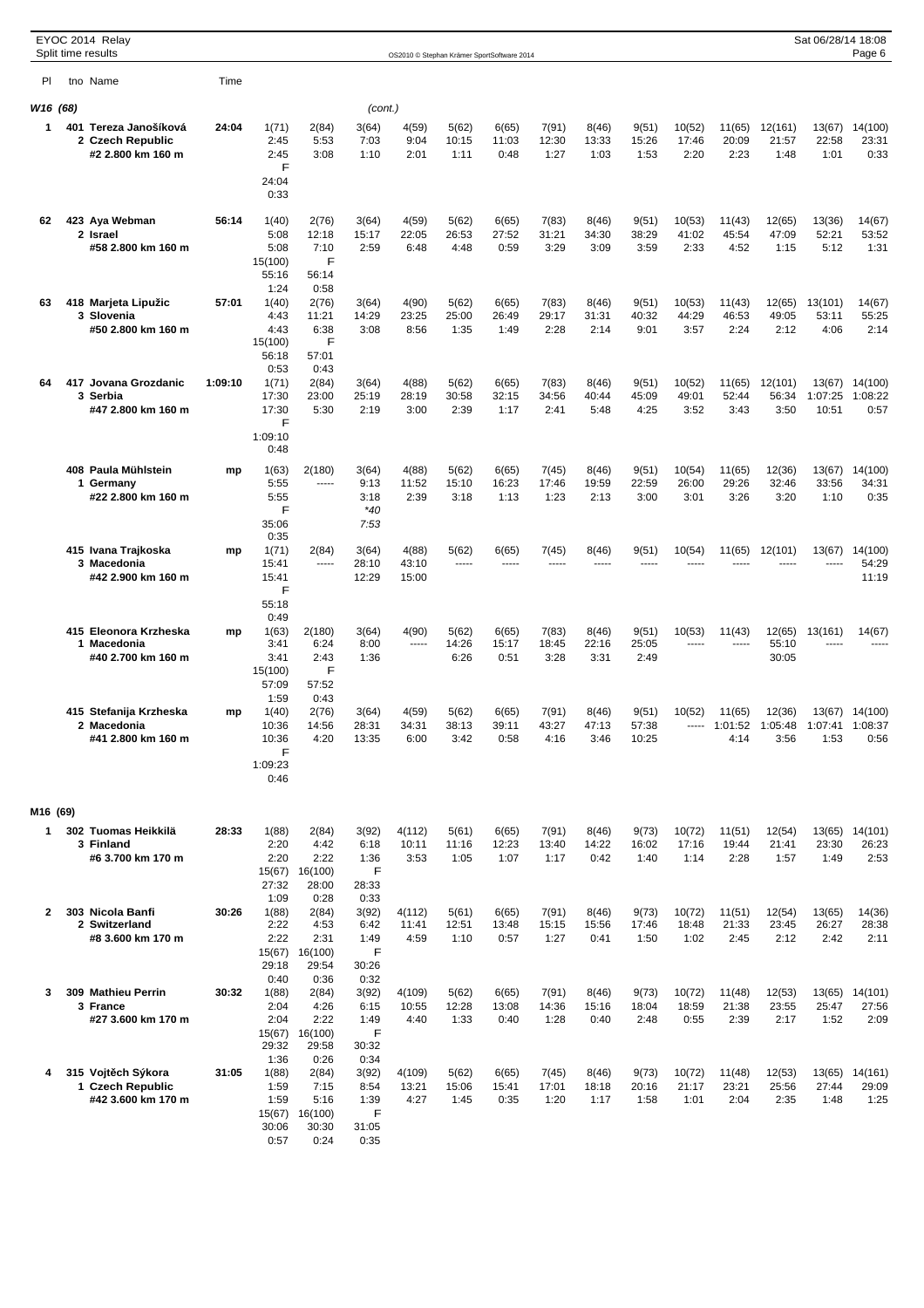EYOC 2014 Relay
Split time results

OS2010 © Stephan Krämer SportSoftware 2014

## W16 (68) (cont.)

| Pl | tno Name | Time | | | | | | | | | | | | | | |
|---|---|---|---|---|---|---|---|---|---|---|---|---|---|---|---|---|
| 1 | 401 Tereza Janošíková | 24:04 | 1(71) | 2(84) | 3(64) | 4(59) | 5(62) | 6(65) | 7(91) | 8(46) | 9(51) | 10(52) | 11(65) | 12(161) | 13(67) | 14(100) |
| | 2 Czech Republic | | 2:45 | 5:53 | 7:03 | 9:04 | 10:15 | 11:03 | 12:30 | 13:33 | 15:26 | 17:46 | 20:09 | 21:57 | 22:58 | 23:31 |
| | #2 2.800 km 160 m | | 2:45 | 3:08 | 1:10 | 2:01 | 1:11 | 0:48 | 1:27 | 1:03 | 1:53 | 2:20 | 2:23 | 1:48 | 1:01 | 0:33 |
| | | | F | | | | | | | | | | | | | |
| | | | 24:04 | | | | | | | | | | | | | |
| | | | 0:33 | | | | | | | | | | | | | |
| 62 | 423 Aya Webman | 56:14 | 1(40) | 2(76) | 3(64) | 4(59) | 5(62) | 6(65) | 7(83) | 8(46) | 9(51) | 10(53) | 11(43) | 12(65) | 13(36) | 14(67) |
| | 2 Israel | | 5:08 | 12:18 | 15:17 | 22:05 | 26:53 | 27:52 | 31:21 | 34:30 | 38:29 | 41:02 | 45:54 | 47:09 | 52:21 | 53:52 |
| | #58 2.800 km 160 m | | 5:08 | 7:10 | 2:59 | 6:48 | 4:48 | 0:59 | 3:29 | 3:09 | 3:59 | 2:33 | 4:52 | 1:15 | 5:12 | 1:31 |
| | | | 15(100) | F | | | | | | | | | | | | |
| | | | 55:16 | 56:14 | | | | | | | | | | | | |
| | | | 1:24 | 0:58 | | | | | | | | | | | | |
| 63 | 418 Marjeta Lipužic | 57:01 | 1(40) | 2(76) | 3(64) | 4(90) | 5(62) | 6(65) | 7(83) | 8(46) | 9(51) | 10(53) | 11(43) | 12(65) | 13(101) | 14(67) |
| | 3 Slovenia | | 4:43 | 11:21 | 14:29 | 23:25 | 25:00 | 26:49 | 29:17 | 31:31 | 40:32 | 44:29 | 46:53 | 49:05 | 53:11 | 55:25 |
| | #50 2.800 km 160 m | | 4:43 | 6:38 | 3:08 | 8:56 | 1:35 | 1:49 | 2:28 | 2:14 | 9:01 | 3:57 | 2:24 | 2:12 | 4:06 | 2:14 |
| | | | 15(100) | F | | | | | | | | | | | | |
| | | | 56:18 | 57:01 | | | | | | | | | | | | |
| | | | 0:53 | 0:43 | | | | | | | | | | | | |
| 64 | 417 Jovana Grozdanic | 1:09:10 | 1(71) | 2(84) | 3(64) | 4(88) | 5(62) | 6(65) | 7(83) | 8(46) | 9(51) | 10(52) | 11(65) | 12(101) | 13(67) | 14(100) |
| | 3 Serbia | | 17:30 | 23:00 | 25:19 | 28:19 | 30:58 | 32:15 | 34:56 | 40:44 | 45:09 | 49:01 | 52:44 | 56:34 | 1:07:25 | 1:08:22 |
| | #47 2.800 km 160 m | | 17:30 | 5:30 | 2:19 | 3:00 | 2:39 | 1:17 | 2:41 | 5:48 | 4:25 | 3:52 | 3:43 | 3:50 | 10:51 | 0:57 |
| | | | F | | | | | | | | | | | | | |
| | | | 1:09:10 | | | | | | | | | | | | | |
| | | | 0:48 | | | | | | | | | | | | | |
| | 408 Paula Mühlstein | mp | 1(63) | 2(180) | 3(64) | 4(88) | 5(62) | 6(65) | 7(45) | 8(46) | 9(51) | 10(54) | 11(65) | 12(36) | 13(67) | 14(100) |
| | 1 Germany | | 5:55 | ----- | 9:13 | 11:52 | 15:10 | 16:23 | 17:46 | 19:59 | 22:59 | 26:00 | 29:26 | 32:46 | 33:56 | 34:31 |
| | #22 2.800 km 160 m | | 5:55 | | 3:18 | 2:39 | 3:18 | 1:13 | 1:23 | 2:13 | 3:00 | 3:01 | 3:26 | 3:20 | 1:10 | 0:35 |
| | | | F | | *40 | | | | | | | | | | | |
| | | | 35:06 | | 7:53 | | | | | | | | | | | |
| | | | 0:35 | | | | | | | | | | | | | |
| | 415 Ivana Trajkoska | mp | 1(71) | 2(84) | 3(64) | 4(88) | 5(62) | 6(65) | 7(45) | 8(46) | 9(51) | 10(54) | 11(65) | 12(101) | 13(67) | 14(100) |
| | 3 Macedonia | | 15:41 | ----- | 28:10 | 43:10 | ----- | ----- | ----- | ----- | ----- | ----- | ----- | ----- | ----- | 54:29 |
| | #42 2.900 km 160 m | | 15:41 | | 12:29 | 15:00 | | | | | | | | | | 11:19 |
| | | | F | | | | | | | | | | | | | |
| | | | 55:18 | | | | | | | | | | | | | |
| | | | 0:49 | | | | | | | | | | | | | |
| | 415 Eleonora Krzheska | mp | 1(63) | 2(180) | 3(64) | 4(90) | 5(62) | 6(65) | 7(83) | 8(46) | 9(51) | 10(53) | 11(43) | 12(65) | 13(161) | 14(67) |
| | 1 Macedonia | | 3:41 | 6:24 | 8:00 | ----- | 14:26 | 15:17 | 18:45 | 22:16 | 25:05 | ----- | ----- | 55:10 | ----- | ----- |
| | #40 2.700 km 160 m | | 3:41 | 2:43 | 1:36 | | 6:26 | 0:51 | 3:28 | 3:31 | 2:49 | | | 30:05 | | |
| | | | 15(100) | F | | | | | | | | | | | | |
| | | | 57:09 | 57:52 | | | | | | | | | | | | |
| | | | 1:59 | 0:43 | | | | | | | | | | | | |
| | 415 Stefanija Krzheska | mp | 1(40) | 2(76) | 3(64) | 4(59) | 5(62) | 6(65) | 7(91) | 8(46) | 9(51) | 10(52) | 11(65) | 12(36) | 13(67) | 14(100) |
| | 2 Macedonia | | 10:36 | 14:56 | 28:31 | 34:31 | 38:13 | 39:11 | 43:27 | 47:13 | 57:38 | ----- | 1:01:52 | 1:05:48 | 1:07:41 | 1:08:37 |
| | #41 2.800 km 160 m | | 10:36 | 4:20 | 13:35 | 6:00 | 3:42 | 0:58 | 4:16 | 3:46 | 10:25 | | 4:14 | 3:56 | 1:53 | 0:56 |
| | | | F | | | | | | | | | | | | | |
| | | | 1:09:23 | | | | | | | | | | | | | |
| | | | 0:46 | | | | | | | | | | | | | |

## M16 (69)

| Pl | tno Name | Time | | | | | | | | | | | | | | |
|---|---|---|---|---|---|---|---|---|---|---|---|---|---|---|---|---|
| 1 | 302 Tuomas Heikkilä | 28:33 | 1(88) | 2(84) | 3(92) | 4(112) | 5(61) | 6(65) | 7(91) | 8(46) | 9(73) | 10(72) | 11(51) | 12(54) | 13(65) | 14(101) |
| | 3 Finland | | 2:20 | 4:42 | 6:18 | 10:11 | 11:16 | 12:23 | 13:40 | 14:22 | 16:02 | 17:16 | 19:44 | 21:41 | 23:30 | 26:23 |
| | #6 3.700 km 170 m | | 2:20 | 2:22 | 1:36 | 3:53 | 1:05 | 1:07 | 1:17 | 0:42 | 1:40 | 1:14 | 2:28 | 1:57 | 1:49 | 2:53 |
| | | | 15(67) | 16(100) | F | | | | | | | | | | | |
| | | | 27:32 | 28:00 | 28:33 | | | | | | | | | | | |
| | | | 1:09 | 0:28 | 0:33 | | | | | | | | | | | |
| 2 | 303 Nicola Banfi | 30:26 | 1(88) | 2(84) | 3(92) | 4(112) | 5(61) | 6(65) | 7(91) | 8(46) | 9(73) | 10(72) | 11(51) | 12(54) | 13(65) | 14(36) |
| | 2 Switzerland | | 2:22 | 4:53 | 6:42 | 11:41 | 12:51 | 13:48 | 15:15 | 15:56 | 17:46 | 18:48 | 21:33 | 23:45 | 26:27 | 28:38 |
| | #8 3.600 km 170 m | | 2:22 | 2:31 | 1:49 | 4:59 | 1:10 | 0:57 | 1:27 | 0:41 | 1:50 | 1:02 | 2:45 | 2:12 | 2:42 | 2:11 |
| | | | 15(67) | 16(100) | F | | | | | | | | | | | |
| | | | 29:18 | 29:54 | 30:26 | | | | | | | | | | | |
| | | | 0:40 | 0:36 | 0:32 | | | | | | | | | | | |
| 3 | 309 Mathieu Perrin | 30:32 | 1(88) | 2(84) | 3(92) | 4(109) | 5(62) | 6(65) | 7(91) | 8(46) | 9(73) | 10(72) | 11(48) | 12(53) | 13(65) | 14(101) |
| | 3 France | | 2:04 | 4:26 | 6:15 | 10:55 | 12:28 | 13:08 | 14:36 | 15:16 | 18:04 | 18:59 | 21:38 | 23:55 | 25:47 | 27:56 |
| | #27 3.600 km 170 m | | 2:04 | 2:22 | 1:49 | 4:40 | 1:33 | 0:40 | 1:28 | 0:40 | 2:48 | 0:55 | 2:39 | 2:17 | 1:52 | 2:09 |
| | | | 15(67) | 16(100) | F | | | | | | | | | | | |
| | | | 29:32 | 29:58 | 30:32 | | | | | | | | | | | |
| | | | 1:36 | 0:26 | 0:34 | | | | | | | | | | | |
| 4 | 315 Vojtěch Sýkora | 31:05 | 1(88) | 2(84) | 3(92) | 4(109) | 5(62) | 6(65) | 7(45) | 8(46) | 9(73) | 10(72) | 11(48) | 12(53) | 13(65) | 14(161) |
| | 1 Czech Republic | | 1:59 | 7:15 | 8:54 | 13:21 | 15:06 | 15:41 | 17:01 | 18:18 | 20:16 | 21:17 | 23:21 | 25:56 | 27:44 | 29:09 |
| | #42 3.600 km 170 m | | 1:59 | 5:16 | 1:39 | 4:27 | 1:45 | 0:35 | 1:20 | 1:17 | 1:58 | 1:01 | 2:04 | 2:35 | 1:48 | 1:25 |
| | | | 15(67) | 16(100) | F | | | | | | | | | | | |
| | | | 30:06 | 30:30 | 31:05 | | | | | | | | | | | |
| | | | 0:57 | 0:24 | 0:35 | | | | | | | | | | | |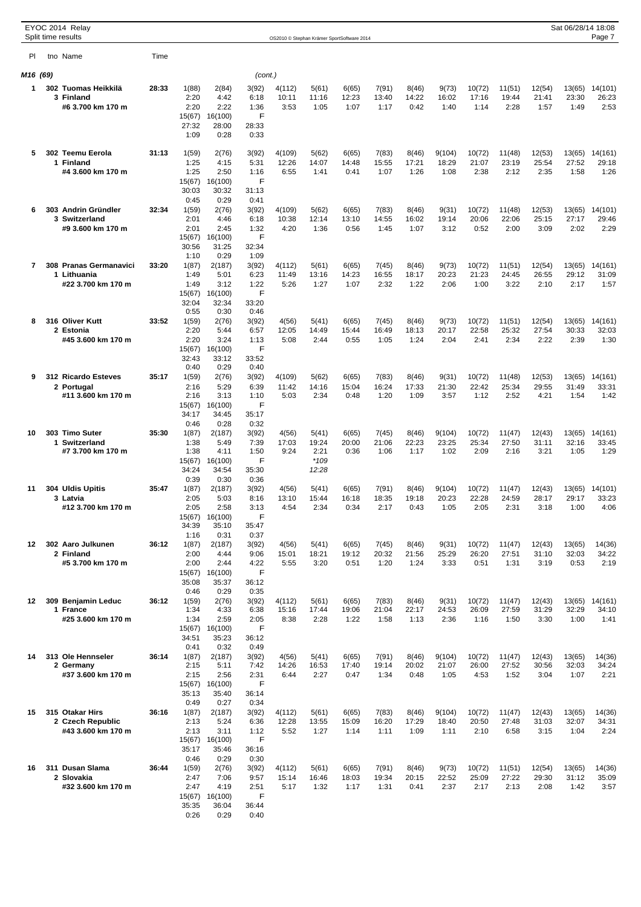EYOC 2014 Relay
Split time results

| Pl | tno Name | Time | | | | | | | | | | | | | | |
|---|---|---|---|---|---|---|---|---|---|---|---|---|---|---|---|---|
| **M16 (69)** | | | | | (cont.) | | | | | | | | | | | |
| **1** | **302 Tuomas Heikkilä** | **28:33** | 1(88) | 2(84) | 3(92) | 4(112) | 5(61) | 6(65) | 7(91) | 8(46) | 9(73) | 10(72) | 11(51) | 12(54) | 13(65) | 14(101) |
| | **3 Finland** | | 2:20 | 4:42 | 6:18 | 10:11 | 11:16 | 12:23 | 13:40 | 14:22 | 16:02 | 17:16 | 19:44 | 21:41 | 23:30 | 26:23 |
| | **#6 3.700 km 170 m** | | 2:20 | 2:22 | 1:36 | 3:53 | 1:05 | 1:07 | 1:17 | 0:42 | 1:40 | 1:14 | 2:28 | 1:57 | 1:49 | 2:53 |
| | | | 15(67) | 16(100) | F | | | | | | | | | | | |
| | | | 27:32 | 28:00 | 28:33 | | | | | | | | | | | |
| | | | 1:09 | 0:28 | 0:33 | | | | | | | | | | | |
| **5** | **302 Teemu Eerola** | **31:13** | 1(59) | 2(76) | 3(92) | 4(109) | 5(62) | 6(65) | 7(83) | 8(46) | 9(104) | 10(72) | 11(48) | 12(53) | 13(65) | 14(161) |
| | **1 Finland** | | 1:25 | 4:15 | 5:31 | 12:26 | 14:07 | 14:48 | 15:55 | 17:21 | 18:29 | 21:07 | 23:19 | 25:54 | 27:52 | 29:18 |
| | **#4 3.600 km 170 m** | | 1:25 | 2:50 | 1:16 | 6:55 | 1:41 | 0:41 | 1:07 | 1:26 | 1:08 | 2:38 | 2:12 | 2:35 | 1:58 | 1:26 |
| | | | 15(67) | 16(100) | F | | | | | | | | | | | |
| | | | 30:03 | 30:32 | 31:13 | | | | | | | | | | | |
| | | | 0:45 | 0:29 | 0:41 | | | | | | | | | | | |
| **6** | **303 Andrin Gründler** | **32:34** | 1(59) | 2(76) | 3(92) | 4(109) | 5(62) | 6(65) | 7(83) | 8(46) | 9(31) | 10(72) | 11(48) | 12(53) | 13(65) | 14(101) |
| | **3 Switzerland** | | 2:01 | 4:46 | 6:18 | 10:38 | 12:14 | 13:10 | 14:55 | 16:02 | 19:14 | 20:06 | 22:06 | 25:15 | 27:17 | 29:46 |
| | **#9 3.600 km 170 m** | | 2:01 | 2:45 | 1:32 | 4:20 | 1:36 | 0:56 | 1:45 | 1:07 | 3:12 | 0:52 | 2:00 | 3:09 | 2:02 | 2:29 |
| | | | 15(67) | 16(100) | F | | | | | | | | | | | |
| | | | 30:56 | 31:25 | 32:34 | | | | | | | | | | | |
| | | | 1:10 | 0:29 | 1:09 | | | | | | | | | | | |
| **7** | **308 Pranas Germanavici** | **33:20** | 1(87) | 2(187) | 3(92) | 4(112) | 5(61) | 6(65) | 7(45) | 8(46) | 9(73) | 10(72) | 11(51) | 12(54) | 13(65) | 14(161) |
| | **1 Lithuania** | | 1:49 | 5:01 | 6:23 | 11:49 | 13:16 | 14:23 | 16:55 | 18:17 | 20:23 | 21:23 | 24:45 | 26:55 | 29:12 | 31:09 |
| | **#22 3.700 km 170 m** | | 1:49 | 3:12 | 1:22 | 5:26 | 1:27 | 1:07 | 2:32 | 1:22 | 2:06 | 1:00 | 3:22 | 2:10 | 2:17 | 1:57 |
| | | | 15(67) | 16(100) | F | | | | | | | | | | | |
| | | | 32:04 | 32:34 | 33:20 | | | | | | | | | | | |
| | | | 0:55 | 0:30 | 0:46 | | | | | | | | | | | |
| **8** | **316 Oliver Kutt** | **33:52** | 1(59) | 2(76) | 3(92) | 4(56) | 5(41) | 6(65) | 7(45) | 8(46) | 9(73) | 10(72) | 11(51) | 12(54) | 13(65) | 14(161) |
| | **2 Estonia** | | 2:20 | 5:44 | 6:57 | 12:05 | 14:49 | 15:44 | 16:49 | 18:13 | 20:17 | 22:58 | 25:32 | 27:54 | 30:33 | 32:03 |
| | **#45 3.600 km 170 m** | | 2:20 | 3:24 | 1:13 | 5:08 | 2:44 | 0:55 | 1:05 | 1:24 | 2:04 | 2:41 | 2:34 | 2:22 | 2:39 | 1:30 |
| | | | 15(67) | 16(100) | F | | | | | | | | | | | |
| | | | 32:43 | 33:12 | 33:52 | | | | | | | | | | | |
| | | | 0:40 | 0:29 | 0:40 | | | | | | | | | | | |
| **9** | **312 Ricardo Esteves** | **35:17** | 1(59) | 2(76) | 3(92) | 4(109) | 5(62) | 6(65) | 7(83) | 8(46) | 9(31) | 10(72) | 11(48) | 12(53) | 13(65) | 14(161) |
| | **2 Portugal** | | 2:16 | 5:29 | 6:39 | 11:42 | 14:16 | 15:04 | 16:24 | 17:33 | 21:30 | 22:42 | 25:34 | 29:55 | 31:49 | 33:31 |
| | **#11 3.600 km 170 m** | | 2:16 | 3:13 | 1:10 | 5:03 | 2:34 | 0:48 | 1:20 | 1:09 | 3:57 | 1:12 | 2:52 | 4:21 | 1:54 | 1:42 |
| | | | 15(67) | 16(100) | F | | | | | | | | | | | |
| | | | 34:17 | 34:45 | 35:17 | | | | | | | | | | | |
| | | | 0:46 | 0:28 | 0:32 | | | | | | | | | | | |
| **10** | **303 Timo Suter** | **35:30** | 1(87) | 2(187) | 3(92) | 4(56) | 5(41) | 6(65) | 7(45) | 8(46) | 9(104) | 10(72) | 11(47) | 12(43) | 13(65) | 14(161) |
| | **1 Switzerland** | | 1:38 | 5:49 | 7:39 | 17:03 | 19:24 | 20:00 | 21:06 | 22:23 | 23:25 | 25:34 | 27:50 | 31:11 | 32:16 | 33:45 |
| | **#7 3.700 km 170 m** | | 1:38 | 4:11 | 1:50 | 9:24 | 2:21 | 0:36 | 1:06 | 1:17 | 1:02 | 2:09 | 2:16 | 3:21 | 1:05 | 1:29 |
| | | | 15(67) | 16(100) | F | | *109 | | | | | | | | | |
| | | | 34:24 | 34:54 | 35:30 | | 12:28 | | | | | | | | | |
| | | | 0:39 | 0:30 | 0:36 | | | | | | | | | | | |
| **11** | **304 Uldis Upitis** | **35:47** | 1(87) | 2(187) | 3(92) | 4(56) | 5(41) | 6(65) | 7(91) | 8(46) | 9(104) | 10(72) | 11(47) | 12(43) | 13(65) | 14(101) |
| | **3 Latvia** | | 2:05 | 5:03 | 8:16 | 13:10 | 15:44 | 16:18 | 18:35 | 19:18 | 20:23 | 22:28 | 24:59 | 28:17 | 29:17 | 33:23 |
| | **#12 3.700 km 170 m** | | 2:05 | 2:58 | 3:13 | 4:54 | 2:34 | 0:34 | 2:17 | 0:43 | 1:05 | 2:05 | 2:31 | 3:18 | 1:00 | 4:06 |
| | | | 15(67) | 16(100) | F | | | | | | | | | | | |
| | | | 34:39 | 35:10 | 35:47 | | | | | | | | | | | |
| | | | 1:16 | 0:31 | 0:37 | | | | | | | | | | | |
| **12** | **302 Aaro Julkunen** | **36:12** | 1(87) | 2(187) | 3(92) | 4(56) | 5(41) | 6(65) | 7(45) | 8(46) | 9(31) | 10(72) | 11(47) | 12(43) | 13(65) | 14(36) |
| | **2 Finland** | | 2:00 | 4:44 | 9:06 | 15:01 | 18:21 | 19:12 | 20:32 | 21:56 | 25:29 | 26:20 | 27:51 | 31:10 | 32:03 | 34:22 |
| | **#5 3.700 km 170 m** | | 2:00 | 2:44 | 4:22 | 5:55 | 3:20 | 0:51 | 1:20 | 1:24 | 3:33 | 0:51 | 1:31 | 3:19 | 0:53 | 2:19 |
| | | | 15(67) | 16(100) | F | | | | | | | | | | | |
| | | | 35:08 | 35:37 | 36:12 | | | | | | | | | | | |
| | | | 0:46 | 0:29 | 0:35 | | | | | | | | | | | |
| **12** | **309 Benjamin Leduc** | **36:12** | 1(59) | 2(76) | 3(92) | 4(112) | 5(61) | 6(65) | 7(83) | 8(46) | 9(31) | 10(72) | 11(47) | 12(43) | 13(65) | 14(161) |
| | **1 France** | | 1:34 | 4:33 | 6:38 | 15:16 | 17:44 | 19:06 | 21:04 | 22:17 | 24:53 | 26:09 | 27:59 | 31:29 | 32:29 | 34:10 |
| | **#25 3.600 km 170 m** | | 1:34 | 2:59 | 2:05 | 8:38 | 2:28 | 1:22 | 1:58 | 1:13 | 2:36 | 1:16 | 1:50 | 3:30 | 1:00 | 1:41 |
| | | | 15(67) | 16(100) | F | | | | | | | | | | | |
| | | | 34:51 | 35:23 | 36:12 | | | | | | | | | | | |
| | | | 0:41 | 0:32 | 0:49 | | | | | | | | | | | |
| **14** | **313 Ole Hennseler** | **36:14** | 1(87) | 2(187) | 3(92) | 4(56) | 5(41) | 6(65) | 7(91) | 8(46) | 9(104) | 10(72) | 11(47) | 12(43) | 13(65) | 14(36) |
| | **2 Germany** | | 2:15 | 5:11 | 7:42 | 14:26 | 16:53 | 17:40 | 19:14 | 20:02 | 21:07 | 26:00 | 27:52 | 30:56 | 32:03 | 34:24 |
| | **#37 3.600 km 170 m** | | 2:15 | 2:56 | 2:31 | 6:44 | 2:27 | 0:47 | 1:34 | 0:48 | 1:05 | 4:53 | 1:52 | 3:04 | 1:07 | 2:21 |
| | | | 15(67) | 16(100) | F | | | | | | | | | | | |
| | | | 35:13 | 35:40 | 36:14 | | | | | | | | | | | |
| | | | 0:49 | 0:27 | 0:34 | | | | | | | | | | | |
| **15** | **315 Otakar Hirs** | **36:16** | 1(87) | 2(187) | 3(92) | 4(112) | 5(61) | 6(65) | 7(83) | 8(46) | 9(104) | 10(72) | 11(47) | 12(43) | 13(65) | 14(36) |
| | **2 Czech Republic** | | 2:13 | 5:24 | 6:36 | 12:28 | 13:55 | 15:09 | 16:20 | 17:29 | 18:40 | 20:50 | 27:48 | 31:03 | 32:07 | 34:31 |
| | **#43 3.600 km 170 m** | | 2:13 | 3:11 | 1:12 | 5:52 | 1:27 | 1:14 | 1:11 | 1:09 | 1:11 | 2:10 | 6:58 | 3:15 | 1:04 | 2:24 |
| | | | 15(67) | 16(100) | F | | | | | | | | | | | |
| | | | 35:17 | 35:46 | 36:16 | | | | | | | | | | | |
| | | | 0:46 | 0:29 | 0:30 | | | | | | | | | | | |
| **16** | **311 Dusan Slama** | **36:44** | 1(59) | 2(76) | 3(92) | 4(112) | 5(61) | 6(65) | 7(91) | 8(46) | 9(73) | 10(72) | 11(51) | 12(54) | 13(65) | 14(36) |
| | **2 Slovakia** | | 2:47 | 7:06 | 9:57 | 15:14 | 16:46 | 18:03 | 19:34 | 20:15 | 22:52 | 25:09 | 27:22 | 29:30 | 31:12 | 35:09 |
| | **#32 3.600 km 170 m** | | 2:47 | 4:19 | 2:51 | 5:17 | 1:32 | 1:17 | 1:31 | 0:41 | 2:37 | 2:17 | 2:13 | 2:08 | 1:42 | 3:57 |
| | | | 15(67) | 16(100) | F | | | | | | | | | | | |
| | | | 35:35 | 36:04 | 36:44 | | | | | | | | | | | |
| | | | 0:26 | 0:29 | 0:40 | | | | | | | | | | | |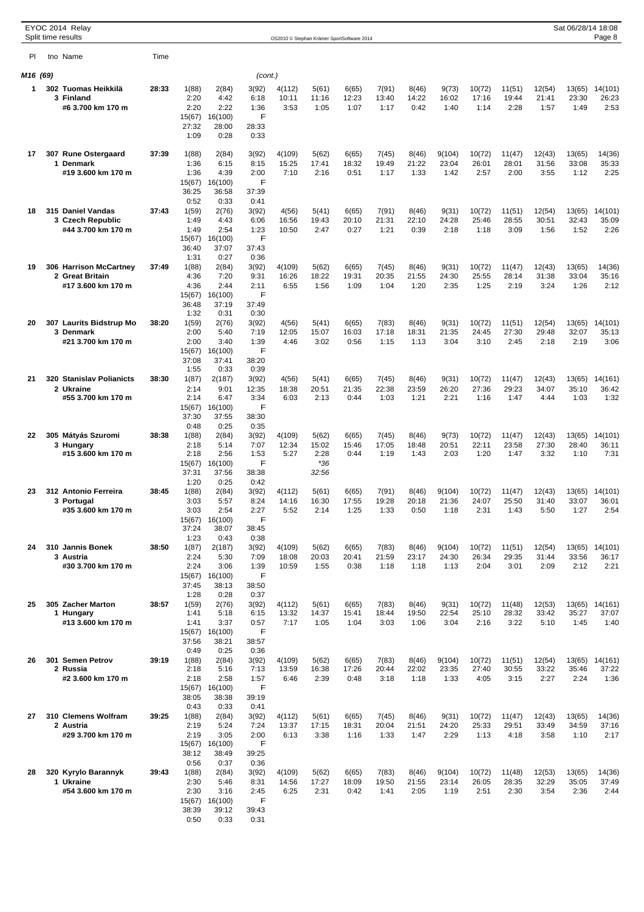EYOC 2014 Relay
Split time results

## M16 (69) (cont.)

| Pl | tno Name | Time | | | | | | | | | | | | | |
|---|---|---|---|---|---|---|---|---|---|---|---|---|---|---|---|
| 1 | 302 Tuomas Heikkilä | 28:33 | 1(88) | 2(84) | 3(92) | 4(112) | 5(61) | 6(65) | 7(91) | 8(46) | 9(73) | 10(72) | 11(51) | 12(54) | 13(65) | 14(101) |
| | 3 Finland | | 2:20 | 4:42 | 6:18 | 10:11 | 11:16 | 12:23 | 13:40 | 14:22 | 16:02 | 17:16 | 19:44 | 21:41 | 23:30 | 26:23 |
| | #6 3.700 km 170 m | | 2:20 | 2:22 | 1:36 | 3:53 | 1:05 | 1:07 | 1:17 | 0:42 | 1:40 | 1:14 | 2:28 | 1:57 | 1:49 | 2:53 |
| | | | 15(67) | 16(100) | F | | | | | | | | | | | |
| | | | 27:32 | 28:00 | 28:33 | | | | | | | | | | | |
| | | | 1:09 | 0:28 | 0:33 | | | | | | | | | | | |
| 17 | 307 Rune Ostergaard | 37:39 | 1(88) | 2(84) | 3(92) | 4(109) | 5(62) | 6(65) | 7(45) | 8(46) | 9(104) | 10(72) | 11(47) | 12(43) | 13(65) | 14(36) |
| | 1 Denmark | | 1:36 | 6:15 | 8:15 | 15:25 | 17:41 | 18:32 | 19:49 | 21:22 | 23:04 | 26:01 | 28:01 | 31:56 | 33:08 | 35:33 |
| | #19 3.600 km 170 m | | 1:36 | 4:39 | 2:00 | 7:10 | 2:16 | 0:51 | 1:17 | 1:33 | 1:42 | 2:57 | 2:00 | 3:55 | 1:12 | 2:25 |
| | | | 15(67) | 16(100) | F | | | | | | | | | | | |
| | | | 36:25 | 36:58 | 37:39 | | | | | | | | | | | |
| | | | 0:52 | 0:33 | 0:41 | | | | | | | | | | | |
| 18 | 315 Daniel Vandas | 37:43 | 1(59) | 2(76) | 3(92) | 4(56) | 5(41) | 6(65) | 7(91) | 8(46) | 9(31) | 10(72) | 11(51) | 12(54) | 13(65) | 14(101) |
| | 3 Czech Republic | | 1:49 | 4:43 | 6:06 | 16:56 | 19:43 | 20:10 | 21:31 | 22:10 | 24:28 | 25:46 | 28:55 | 30:51 | 32:43 | 35:09 |
| | #44 3.700 km 170 m | | 1:49 | 2:54 | 1:23 | 10:50 | 2:47 | 0:27 | 1:21 | 0:39 | 2:18 | 1:18 | 3:09 | 1:56 | 1:52 | 2:26 |
| | | | 15(67) | 16(100) | F | | | | | | | | | | | |
| | | | 36:40 | 37:07 | 37:43 | | | | | | | | | | | |
| | | | 1:31 | 0:27 | 0:36 | | | | | | | | | | | |
| 19 | 306 Harrison McCartney | 37:49 | 1(88) | 2(84) | 3(92) | 4(109) | 5(62) | 6(65) | 7(45) | 8(46) | 9(31) | 10(72) | 11(47) | 12(43) | 13(65) | 14(36) |
| | 2 Great Britain | | 4:36 | 7:20 | 9:31 | 16:26 | 18:22 | 19:31 | 20:35 | 21:55 | 24:30 | 25:55 | 28:14 | 31:38 | 33:04 | 35:16 |
| | #17 3.600 km 170 m | | 4:36 | 2:44 | 2:11 | 6:55 | 1:56 | 1:09 | 1:04 | 1:20 | 2:35 | 1:25 | 2:19 | 3:24 | 1:26 | 2:12 |
| | | | 15(67) | 16(100) | F | | | | | | | | | | | |
| | | | 36:48 | 37:19 | 37:49 | | | | | | | | | | | |
| | | | 1:32 | 0:31 | 0:30 | | | | | | | | | | | |
| 20 | 307 Laurits Bidstrup Mo | 38:20 | 1(59) | 2(76) | 3(92) | 4(56) | 5(41) | 6(65) | 7(83) | 8(46) | 9(31) | 10(72) | 11(51) | 12(54) | 13(65) | 14(101) |
| | 3 Denmark | | 2:00 | 5:40 | 7:19 | 12:05 | 15:07 | 16:03 | 17:18 | 18:31 | 21:35 | 24:45 | 27:30 | 29:48 | 32:07 | 35:13 |
| | #21 3.700 km 170 m | | 2:00 | 3:40 | 1:39 | 4:46 | 3:02 | 0:56 | 1:15 | 1:13 | 3:04 | 3:10 | 2:45 | 2:18 | 2:19 | 3:06 |
| | | | 15(67) | 16(100) | F | | | | | | | | | | | |
| | | | 37:08 | 37:41 | 38:20 | | | | | | | | | | | |
| | | | 1:55 | 0:33 | 0:39 | | | | | | | | | | | |
| 21 | 320 Stanislav Polianicts | 38:30 | 1(87) | 2(187) | 3(92) | 4(56) | 5(41) | 6(65) | 7(45) | 8(46) | 9(31) | 10(72) | 11(47) | 12(43) | 13(65) | 14(161) |
| | 2 Ukraine | | 2:14 | 9:01 | 12:35 | 18:38 | 20:51 | 21:35 | 22:38 | 23:59 | 26:20 | 27:36 | 29:23 | 34:07 | 35:10 | 36:42 |
| | #55 3.700 km 170 m | | 2:14 | 6:47 | 3:34 | 6:03 | 2:13 | 0:44 | 1:03 | 1:21 | 2:21 | 1:16 | 1:47 | 4:44 | 1:03 | 1:32 |
| | | | 15(67) | 16(100) | F | | | | | | | | | | | |
| | | | 37:30 | 37:55 | 38:30 | | | | | | | | | | | |
| | | | 0:48 | 0:25 | 0:35 | | | | | | | | | | | |
| 22 | 305 Mátyás Szuromi | 38:38 | 1(88) | 2(84) | 3(92) | 4(109) | 5(62) | 6(65) | 7(45) | 8(46) | 9(73) | 10(72) | 11(47) | 12(43) | 13(65) | 14(101) |
| | 3 Hungary | | 2:18 | 5:14 | 7:07 | 12:34 | 15:02 | 15:46 | 17:05 | 18:48 | 20:51 | 22:11 | 23:58 | 27:30 | 28:40 | 36:11 |
| | #15 3.600 km 170 m | | 2:18 | 2:56 | 1:53 | 5:27 | 2:28 | 0:44 | 1:19 | 1:43 | 2:03 | 1:20 | 1:47 | 3:32 | 1:10 | 7:31 |
| | | | 15(67) | 16(100) | F | | *36 | | | | | | | | | |
| | | | 37:31 | 37:56 | 38:38 | | 32:56 | | | | | | | | | |
| | | | 1:20 | 0:25 | 0:42 | | | | | | | | | | | |
| 23 | 312 Antonio Ferreira | 38:45 | 1(88) | 2(84) | 3(92) | 4(112) | 5(61) | 6(65) | 7(91) | 8(46) | 9(104) | 10(72) | 11(47) | 12(43) | 13(65) | 14(101) |
| | 3 Portugal | | 3:03 | 5:57 | 8:24 | 14:16 | 16:30 | 17:55 | 19:28 | 20:18 | 21:36 | 24:07 | 25:50 | 31:40 | 33:07 | 36:01 |
| | #35 3.600 km 170 m | | 3:03 | 2:54 | 2:27 | 5:52 | 2:14 | 1:25 | 1:33 | 0:50 | 1:18 | 2:31 | 1:43 | 5:50 | 1:27 | 2:54 |
| | | | 15(67) | 16(100) | F | | | | | | | | | | | |
| | | | 37:24 | 38:07 | 38:45 | | | | | | | | | | | |
| | | | 1:23 | 0:43 | 0:38 | | | | | | | | | | | |
| 24 | 310 Jannis Bonek | 38:50 | 1(87) | 2(187) | 3(92) | 4(109) | 5(62) | 6(65) | 7(83) | 8(46) | 9(104) | 10(72) | 11(51) | 12(54) | 13(65) | 14(101) |
| | 3 Austria | | 2:24 | 5:30 | 7:09 | 18:08 | 20:03 | 20:41 | 21:59 | 23:17 | 24:30 | 26:34 | 29:35 | 31:44 | 33:56 | 36:17 |
| | #30 3.700 km 170 m | | 2:24 | 3:06 | 1:39 | 10:59 | 1:55 | 0:38 | 1:18 | 1:18 | 1:13 | 2:04 | 3:01 | 2:09 | 2:12 | 2:21 |
| | | | 15(67) | 16(100) | F | | | | | | | | | | | |
| | | | 37:45 | 38:13 | 38:50 | | | | | | | | | | | |
| | | | 1:28 | 0:28 | 0:37 | | | | | | | | | | | |
| 25 | 305 Zacher Marton | 38:57 | 1(59) | 2(76) | 3(92) | 4(112) | 5(61) | 6(65) | 7(83) | 8(46) | 9(31) | 10(72) | 11(48) | 12(53) | 13(65) | 14(161) |
| | 1 Hungary | | 1:41 | 5:18 | 6:15 | 13:32 | 14:37 | 15:41 | 18:44 | 19:50 | 22:54 | 25:10 | 28:32 | 33:42 | 35:27 | 37:07 |
| | #13 3.600 km 170 m | | 1:41 | 3:37 | 0:57 | 7:17 | 1:05 | 1:04 | 3:03 | 1:06 | 3:04 | 2:16 | 3:22 | 5:10 | 1:45 | 1:40 |
| | | | 15(67) | 16(100) | F | | | | | | | | | | | |
| | | | 37:56 | 38:21 | 38:57 | | | | | | | | | | | |
| | | | 0:49 | 0:25 | 0:36 | | | | | | | | | | | |
| 26 | 301 Semen Petrov | 39:19 | 1(88) | 2(84) | 3(92) | 4(109) | 5(62) | 6(65) | 7(83) | 8(46) | 9(104) | 10(72) | 11(51) | 12(54) | 13(65) | 14(161) |
| | 2 Russia | | 2:18 | 5:16 | 7:13 | 13:59 | 16:38 | 17:26 | 20:44 | 22:02 | 23:35 | 27:40 | 30:55 | 33:22 | 35:46 | 37:22 |
| | #2 3.600 km 170 m | | 2:18 | 2:58 | 1:57 | 6:46 | 2:39 | 0:48 | 3:18 | 1:18 | 1:33 | 4:05 | 3:15 | 2:27 | 2:24 | 1:36 |
| | | | 15(67) | 16(100) | F | | | | | | | | | | | |
| | | | 38:05 | 38:38 | 39:19 | | | | | | | | | | | |
| | | | 0:43 | 0:33 | 0:41 | | | | | | | | | | | |
| 27 | 310 Clemens Wolfram | 39:25 | 1(88) | 2(84) | 3(92) | 4(112) | 5(61) | 6(65) | 7(45) | 8(46) | 9(31) | 10(72) | 11(47) | 12(43) | 13(65) | 14(36) |
| | 2 Austria | | 2:19 | 5:24 | 7:24 | 13:37 | 17:15 | 18:31 | 20:04 | 21:51 | 24:20 | 25:33 | 29:51 | 33:49 | 34:59 | 37:16 |
| | #29 3.700 km 170 m | | 2:19 | 3:05 | 2:00 | 6:13 | 3:38 | 1:16 | 1:33 | 1:47 | 2:29 | 1:13 | 4:18 | 3:58 | 1:10 | 2:17 |
| | | | 15(67) | 16(100) | F | | | | | | | | | | | |
| | | | 38:12 | 38:49 | 39:25 | | | | | | | | | | | |
| | | | 0:56 | 0:37 | 0:36 | | | | | | | | | | | |
| 28 | 320 Kyrylo Barannyk | 39:43 | 1(88) | 2(84) | 3(92) | 4(109) | 5(62) | 6(65) | 7(83) | 8(46) | 9(104) | 10(72) | 11(48) | 12(53) | 13(65) | 14(36) |
| | 1 Ukraine | | 2:30 | 5:46 | 8:31 | 14:56 | 17:27 | 18:09 | 19:50 | 21:55 | 23:14 | 26:05 | 28:35 | 32:29 | 35:05 | 37:49 |
| | #54 3.600 km 170 m | | 2:30 | 3:16 | 2:45 | 6:25 | 2:31 | 0:42 | 1:41 | 2:05 | 1:19 | 2:51 | 2:30 | 3:54 | 2:36 | 2:44 |
| | | | 15(67) | 16(100) | F | | | | | | | | | | | |
| | | | 38:39 | 39:12 | 39:43 | | | | | | | | | | | |
| | | | 0:50 | 0:33 | 0:31 | | | | | | | | | | | |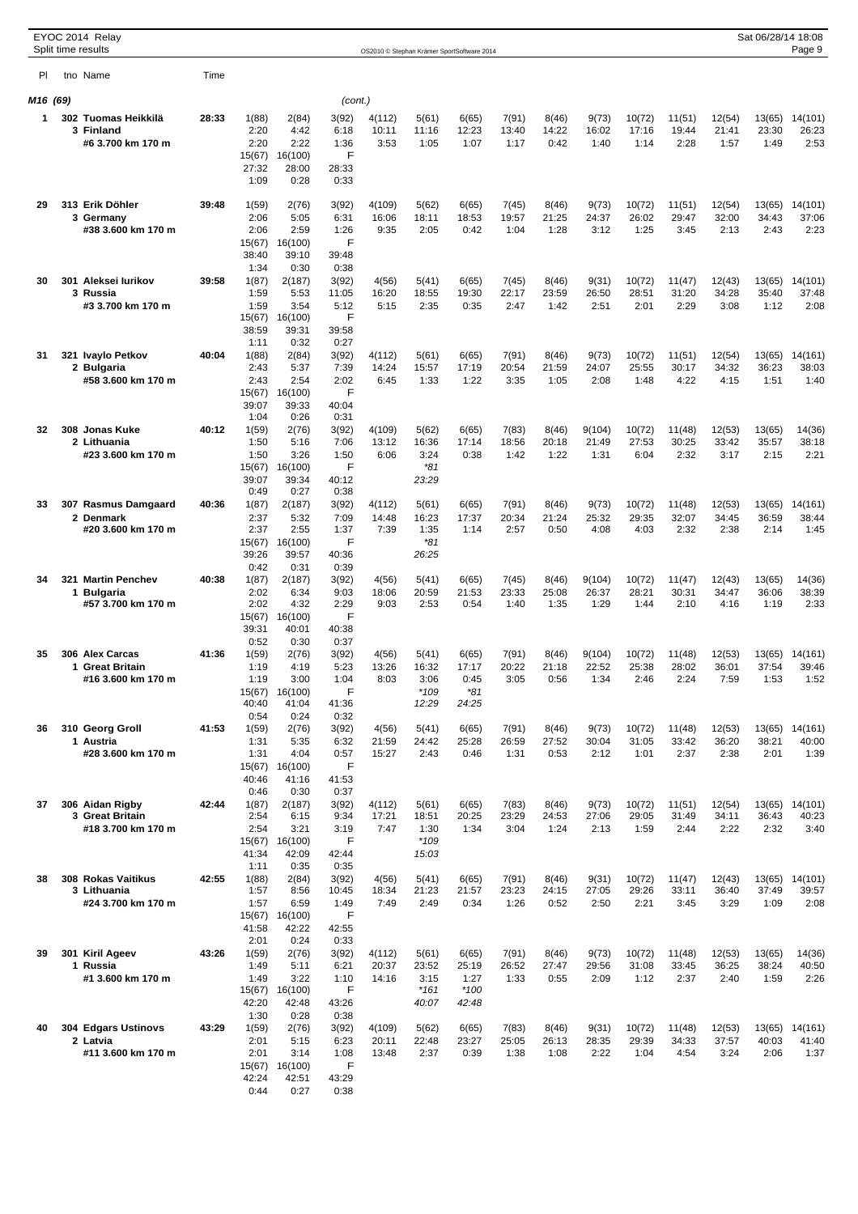EYOC 2014 Relay
Split time results

OS2010 © Stephan Krämer SportSoftware 2014

Sat 06/28/14 18:08

| Pl | tno Name | Time | | | | | | | | | | | | | | |
|---|---|---|---|---|---|---|---|---|---|---|---|---|---|---|---|---|
| **M16 (69)** | | | | | *(cont.)* | | | | | | | | | | | |
| **1** | **302 Tuomas Heikkilä** | **28:33** | 1(88) | 2(84) | 3(92) | 4(112) | 5(61) | 6(65) | 7(91) | 8(46) | 9(73) | 10(72) | 11(51) | 12(54) | 13(65) | 14(101) |
| | **3 Finland** | | 2:20 | 4:42 | 6:18 | 10:11 | 11:16 | 12:23 | 13:40 | 14:22 | 16:02 | 17:16 | 19:44 | 21:41 | 23:30 | 26:23 |
| | **#6 3.700 km 170 m** | | 2:20 | 2:22 | 1:36 | 3:53 | 1:05 | 1:07 | 1:17 | 0:42 | 1:40 | 1:14 | 2:28 | 1:57 | 1:49 | 2:53 |
| | | | 15(67) | 16(100) | F | | | | | | | | | | | |
| | | | 27:32 | 28:00 | 28:33 | | | | | | | | | | | |
| | | | 1:09 | 0:28 | 0:33 | | | | | | | | | | | |
| **29** | **313 Erik Döhler** | **39:48** | 1(59) | 2(76) | 3(92) | 4(109) | 5(62) | 6(65) | 7(45) | 8(46) | 9(73) | 10(72) | 11(51) | 12(54) | 13(65) | 14(101) |
| | **3 Germany** | | 2:06 | 5:05 | 6:31 | 16:06 | 18:11 | 18:53 | 19:57 | 21:25 | 24:37 | 26:02 | 29:47 | 32:00 | 34:43 | 37:06 |
| | **#38 3.600 km 170 m** | | 2:06 | 2:59 | 1:26 | 9:35 | 2:05 | 0:42 | 1:04 | 1:28 | 3:12 | 1:25 | 3:45 | 2:13 | 2:43 | 2:23 |
| | | | 15(67) | 16(100) | F | | | | | | | | | | | |
| | | | 38:40 | 39:10 | 39:48 | | | | | | | | | | | |
| | | | 1:34 | 0:30 | 0:38 | | | | | | | | | | | |
| **30** | **301 Aleksei Iurikov** | **39:58** | 1(87) | 2(187) | 3(92) | 4(56) | 5(41) | 6(65) | 7(45) | 8(46) | 9(31) | 10(72) | 11(47) | 12(43) | 13(65) | 14(101) |
| | **3 Russia** | | 1:59 | 5:53 | 11:05 | 16:20 | 18:55 | 19:30 | 22:17 | 23:59 | 26:50 | 28:51 | 31:20 | 34:28 | 35:40 | 37:48 |
| | **#3 3.700 km 170 m** | | 1:59 | 3:54 | 5:12 | 5:15 | 2:35 | 0:35 | 2:47 | 1:42 | 2:51 | 2:01 | 2:29 | 3:08 | 1:12 | 2:08 |
| | | | 15(67) | 16(100) | F | | | | | | | | | | | |
| | | | 38:59 | 39:31 | 39:58 | | | | | | | | | | | |
| | | | 1:11 | 0:32 | 0:27 | | | | | | | | | | | |
| **31** | **321 Ivaylo Petkov** | **40:04** | 1(88) | 2(84) | 3(92) | 4(112) | 5(61) | 6(65) | 7(91) | 8(46) | 9(73) | 10(72) | 11(51) | 12(54) | 13(65) | 14(161) |
| | **2 Bulgaria** | | 2:43 | 5:37 | 7:39 | 14:24 | 15:57 | 17:19 | 20:54 | 21:59 | 24:07 | 25:55 | 30:17 | 34:32 | 36:23 | 38:03 |
| | **#58 3.600 km 170 m** | | 2:43 | 2:54 | 2:02 | 6:45 | 1:33 | 1:22 | 3:35 | 1:05 | 2:08 | 1:48 | 4:22 | 4:15 | 1:51 | 1:40 |
| | | | 15(67) | 16(100) | F | | | | | | | | | | | |
| | | | 39:07 | 39:33 | 40:04 | | | | | | | | | | | |
| | | | 1:04 | 0:26 | 0:31 | | | | | | | | | | | |
| **32** | **308 Jonas Kuke** | **40:12** | 1(59) | 2(76) | 3(92) | 4(109) | 5(62) | 6(65) | 7(83) | 8(46) | 9(104) | 10(72) | 11(48) | 12(53) | 13(65) | 14(36) |
| | **2 Lithuania** | | 1:50 | 5:16 | 7:06 | 13:12 | 16:36 | 17:14 | 18:56 | 20:18 | 21:49 | 27:53 | 30:25 | 33:42 | 35:57 | 38:18 |
| | **#23 3.600 km 170 m** | | 1:50 | 3:26 | 1:50 | 6:06 | 3:24 | 0:38 | 1:42 | 1:22 | 1:31 | 6:04 | 2:32 | 3:17 | 2:15 | 2:21 |
| | | | | | | | *\*81* | | | | | | | | | |
| | | | | | | | *23:29* | | | | | | | | | |
| | | | 15(67) | 16(100) | F | | | | | | | | | | | |
| | | | 39:07 | 39:34 | 40:12 | | | | | | | | | | | |
| | | | 0:49 | 0:27 | 0:38 | | | | | | | | | | | |
| **33** | **307 Rasmus Damgaard** | **40:36** | 1(87) | 2(187) | 3(92) | 4(112) | 5(61) | 6(65) | 7(91) | 8(46) | 9(73) | 10(72) | 11(48) | 12(53) | 13(65) | 14(161) |
| | **2 Denmark** | | 2:37 | 5:32 | 7:09 | 14:48 | 16:23 | 17:37 | 20:34 | 21:24 | 25:32 | 29:35 | 32:07 | 34:45 | 36:59 | 38:44 |
| | **#20 3.600 km 170 m** | | 2:37 | 2:55 | 1:37 | 7:39 | 1:35 | 1:14 | 2:57 | 0:50 | 4:08 | 4:03 | 2:32 | 2:38 | 2:14 | 1:45 |
| | | | | | | | *\*81* | | | | | | | | | |
| | | | | | | | *26:25* | | | | | | | | | |
| | | | 15(67) | 16(100) | F | | | | | | | | | | | |
| | | | 39:26 | 39:57 | 40:36 | | | | | | | | | | | |
| | | | 0:42 | 0:31 | 0:39 | | | | | | | | | | | |
| **34** | **321 Martin Penchev** | **40:38** | 1(87) | 2(187) | 3(92) | 4(56) | 5(41) | 6(65) | 7(45) | 8(46) | 9(104) | 10(72) | 11(47) | 12(43) | 13(65) | 14(36) |
| | **1 Bulgaria** | | 2:02 | 6:34 | 9:03 | 18:06 | 20:59 | 21:53 | 23:33 | 25:08 | 26:37 | 28:21 | 30:31 | 34:47 | 36:06 | 38:39 |
| | **#57 3.700 km 170 m** | | 2:02 | 4:32 | 2:29 | 9:03 | 2:53 | 0:54 | 1:40 | 1:35 | 1:29 | 1:44 | 2:10 | 4:16 | 1:19 | 2:33 |
| | | | 15(67) | 16(100) | F | | | | | | | | | | | |
| | | | 39:31 | 40:01 | 40:38 | | | | | | | | | | | |
| | | | 0:52 | 0:30 | 0:37 | | | | | | | | | | | |
| **35** | **306 Alex Carcas** | **41:36** | 1(59) | 2(76) | 3(92) | 4(56) | 5(41) | 6(65) | 7(91) | 8(46) | 9(104) | 10(72) | 11(48) | 12(53) | 13(65) | 14(161) |
| | **1 Great Britain** | | 1:19 | 4:19 | 5:23 | 13:26 | 16:32 | 17:17 | 20:22 | 21:18 | 22:52 | 25:38 | 28:02 | 36:01 | 37:54 | 39:46 |
| | **#16 3.600 km 170 m** | | 1:19 | 3:00 | 1:04 | 8:03 | 3:06 | 0:45 | 3:05 | 0:56 | 1:34 | 2:46 | 2:24 | 7:59 | 1:53 | 1:52 |
| | | | | | | | *\*109* | *\*81* | | | | | | | | |
| | | | | | | | *12:29* | *24:25* | | | | | | | | |
| | | | 15(67) | 16(100) | F | | | | | | | | | | | |
| | | | 40:40 | 41:04 | 41:36 | | | | | | | | | | | |
| | | | 0:54 | 0:24 | 0:32 | | | | | | | | | | | |
| **36** | **310 Georg Groll** | **41:53** | 1(59) | 2(76) | 3(92) | 4(56) | 5(41) | 6(65) | 7(91) | 8(46) | 9(73) | 10(72) | 11(48) | 12(53) | 13(65) | 14(161) |
| | **1 Austria** | | 1:31 | 5:35 | 6:32 | 21:59 | 24:42 | 25:28 | 26:59 | 27:52 | 30:04 | 31:05 | 33:42 | 36:20 | 38:21 | 40:00 |
| | **#28 3.600 km 170 m** | | 1:31 | 4:04 | 0:57 | 15:27 | 2:43 | 0:46 | 1:31 | 0:53 | 2:12 | 1:01 | 2:37 | 2:38 | 2:01 | 1:39 |
| | | | 15(67) | 16(100) | F | | | | | | | | | | | |
| | | | 40:46 | 41:16 | 41:53 | | | | | | | | | | | |
| | | | 0:46 | 0:30 | 0:37 | | | | | | | | | | | |
| **37** | **306 Aidan Rigby** | **42:44** | 1(87) | 2(187) | 3(92) | 4(112) | 5(61) | 6(65) | 7(83) | 8(46) | 9(73) | 10(72) | 11(51) | 12(54) | 13(65) | 14(101) |
| | **3 Great Britain** | | 2:54 | 6:15 | 9:34 | 17:21 | 18:51 | 20:25 | 23:29 | 24:53 | 27:06 | 29:05 | 31:49 | 34:11 | 36:43 | 40:23 |
| | **#18 3.700 km 170 m** | | 2:54 | 3:21 | 3:19 | 7:47 | 1:30 | 1:34 | 3:04 | 1:24 | 2:13 | 1:59 | 2:44 | 2:22 | 2:32 | 3:40 |
| | | | | | | | *\*109* | | | | | | | | | |
| | | | | | | | *15:03* | | | | | | | | | |
| | | | 15(67) | 16(100) | F | | | | | | | | | | | |
| | | | 41:34 | 42:09 | 42:44 | | | | | | | | | | | |
| | | | 1:11 | 0:35 | 0:35 | | | | | | | | | | | |
| **38** | **308 Rokas Vaitikus** | **42:55** | 1(88) | 2(84) | 3(92) | 4(56) | 5(41) | 6(65) | 7(91) | 8(46) | 9(31) | 10(72) | 11(47) | 12(43) | 13(65) | 14(101) |
| | **3 Lithuania** | | 1:57 | 8:56 | 10:45 | 18:34 | 21:23 | 21:57 | 23:23 | 24:15 | 27:05 | 29:26 | 33:11 | 36:40 | 37:49 | 39:57 |
| | **#24 3.700 km 170 m** | | 1:57 | 6:59 | 1:49 | 7:49 | 2:49 | 0:34 | 1:26 | 0:52 | 2:50 | 2:21 | 3:45 | 3:29 | 1:09 | 2:08 |
| | | | 15(67) | 16(100) | F | | | | | | | | | | | |
| | | | 41:58 | 42:22 | 42:55 | | | | | | | | | | | |
| | | | 2:01 | 0:24 | 0:33 | | | | | | | | | | | |
| **39** | **301 Kiril Ageev** | **43:26** | 1(59) | 2(76) | 3(92) | 4(112) | 5(61) | 6(65) | 7(91) | 8(46) | 9(73) | 10(72) | 11(48) | 12(53) | 13(65) | 14(36) |
| | **1 Russia** | | 1:49 | 5:11 | 6:21 | 20:37 | 23:52 | 25:19 | 26:52 | 27:47 | 29:56 | 31:08 | 33:45 | 36:25 | 38:24 | 40:50 |
| | **#1 3.600 km 170 m** | | 1:49 | 3:22 | 1:10 | 14:16 | 3:15 | 1:27 | 1:33 | 0:55 | 2:09 | 1:12 | 2:37 | 2:40 | 1:59 | 2:26 |
| | | | | | | | *\*161* | *\*100* | | | | | | | | |
| | | | | | | | *40:07* | *42:48* | | | | | | | | |
| | | | 15(67) | 16(100) | F | | | | | | | | | | | |
| | | | 42:20 | 42:48 | 43:26 | | | | | | | | | | | |
| | | | 1:30 | 0:28 | 0:38 | | | | | | | | | | | |
| **40** | **304 Edgars Ustinovs** | **43:29** | 1(59) | 2(76) | 3(92) | 4(109) | 5(62) | 6(65) | 7(83) | 8(46) | 9(31) | 10(72) | 11(48) | 12(53) | 13(65) | 14(161) |
| | **2 Latvia** | | 2:01 | 5:15 | 6:23 | 20:11 | 22:48 | 23:27 | 25:05 | 26:13 | 28:35 | 29:39 | 34:33 | 37:57 | 40:03 | 41:40 |
| | **#11 3.600 km 170 m** | | 2:01 | 3:14 | 1:08 | 13:48 | 2:37 | 0:39 | 1:38 | 1:08 | 2:22 | 1:04 | 4:54 | 3:24 | 2:06 | 1:37 |
| | | | 15(67) | 16(100) | F | | | | | | | | | | | |
| | | | 42:24 | 42:51 | 43:29 | | | | | | | | | | | |
| | | | 0:44 | 0:27 | 0:38 | | | | | | | | | | | |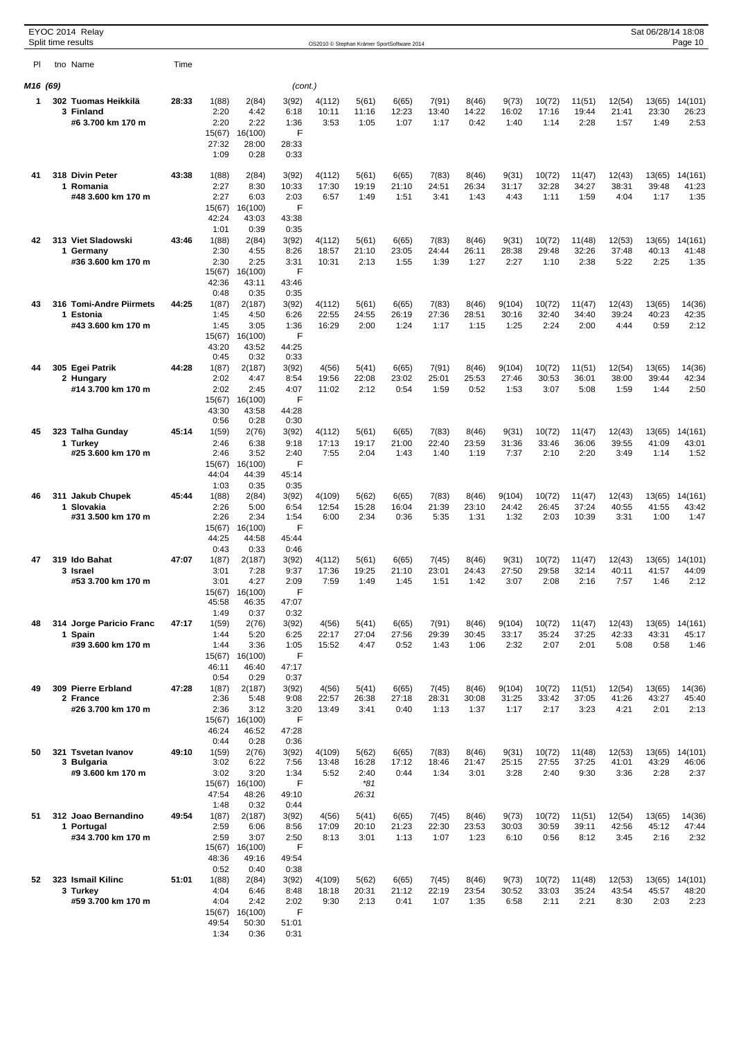EYOC 2014 Relay
Split time results

OS2010 © Stephan Krämer SportSoftware 2014

## M16 (69) (cont.)

| Pl | tno Name | Time | | | | | | | | | | | | | | |
|---|---|---|---|---|---|---|---|---|---|---|---|---|---|---|---|---|
| 1 | 302 Tuomas Heikkilä | 28:33 | 1(88) | 2(84) | 3(92) | 4(112) | 5(61) | 6(65) | 7(91) | 8(46) | 9(73) | 10(72) | 11(51) | 12(54) | 13(65) | 14(101) |
| | 3 Finland | | 2:20 | 4:42 | 6:18 | 10:11 | 11:16 | 12:23 | 13:40 | 14:22 | 16:02 | 17:16 | 19:44 | 21:41 | 23:30 | 26:23 |
| | #6 3.700 km 170 m | | 2:20 | 2:22 | 1:36 | 3:53 | 1:05 | 1:07 | 1:17 | 0:42 | 1:40 | 1:14 | 2:28 | 1:57 | 1:49 | 2:53 |
| | | | 15(67) | 16(100) | F | | | | | | | | | | | |
| | | | 27:32 | 28:00 | 28:33 | | | | | | | | | | | |
| | | | 1:09 | 0:28 | 0:33 | | | | | | | | | | | |
| 41 | 318 Divin Peter | 43:38 | 1(88) | 2(84) | 3(92) | 4(112) | 5(61) | 6(65) | 7(83) | 8(46) | 9(31) | 10(72) | 11(47) | 12(43) | 13(65) | 14(161) |
| | 1 Romania | | 2:27 | 8:30 | 10:33 | 17:30 | 19:19 | 21:10 | 24:51 | 26:34 | 31:17 | 32:28 | 34:27 | 38:31 | 39:48 | 41:23 |
| | #48 3.600 km 170 m | | 2:27 | 6:03 | 2:03 | 6:57 | 1:49 | 1:51 | 3:41 | 1:43 | 4:43 | 1:11 | 1:59 | 4:04 | 1:17 | 1:35 |
| | | | 15(67) | 16(100) | F | | | | | | | | | | | |
| | | | 42:24 | 43:03 | 43:38 | | | | | | | | | | | |
| | | | 1:01 | 0:39 | 0:35 | | | | | | | | | | | |
| 42 | 313 Viet Sladowski | 43:46 | 1(88) | 2(84) | 3(92) | 4(112) | 5(61) | 6(65) | 7(83) | 8(46) | 9(31) | 10(72) | 11(48) | 12(53) | 13(65) | 14(161) |
| | 1 Germany | | 2:30 | 4:55 | 8:26 | 18:57 | 21:10 | 23:05 | 24:44 | 26:11 | 28:38 | 29:48 | 32:26 | 37:48 | 40:13 | 41:48 |
| | #36 3.600 km 170 m | | 2:30 | 2:25 | 3:31 | 10:31 | 2:13 | 1:55 | 1:39 | 1:27 | 2:27 | 1:10 | 2:38 | 5:22 | 2:25 | 1:35 |
| | | | 15(67) | 16(100) | F | | | | | | | | | | | |
| | | | 42:36 | 43:11 | 43:46 | | | | | | | | | | | |
| | | | 0:48 | 0:35 | 0:35 | | | | | | | | | | | |
| 43 | 316 Tomi-Andre Piirmets | 44:25 | 1(87) | 2(187) | 3(92) | 4(112) | 5(61) | 6(65) | 7(83) | 8(46) | 9(104) | 10(72) | 11(47) | 12(43) | 13(65) | 14(36) |
| | 1 Estonia | | 1:45 | 4:50 | 6:26 | 22:55 | 24:55 | 26:19 | 27:36 | 28:51 | 30:16 | 32:40 | 34:40 | 39:24 | 40:23 | 42:35 |
| | #43 3.600 km 170 m | | 1:45 | 3:05 | 1:36 | 16:29 | 2:00 | 1:24 | 1:17 | 1:15 | 1:25 | 2:24 | 2:00 | 4:44 | 0:59 | 2:12 |
| | | | 15(67) | 16(100) | F | | | | | | | | | | | |
| | | | 43:20 | 43:52 | 44:25 | | | | | | | | | | | |
| | | | 0:45 | 0:32 | 0:33 | | | | | | | | | | | |
| 44 | 305 Egei Patrik | 44:28 | 1(87) | 2(187) | 3(92) | 4(56) | 5(41) | 6(65) | 7(91) | 8(46) | 9(104) | 10(72) | 11(51) | 12(54) | 13(65) | 14(36) |
| | 2 Hungary | | 2:02 | 4:47 | 8:54 | 19:56 | 22:08 | 23:02 | 25:01 | 25:53 | 27:46 | 30:53 | 36:01 | 38:00 | 39:44 | 42:34 |
| | #14 3.700 km 170 m | | 2:02 | 2:45 | 4:07 | 11:02 | 2:12 | 0:54 | 1:59 | 0:52 | 1:53 | 3:07 | 5:08 | 1:59 | 1:44 | 2:50 |
| | | | 15(67) | 16(100) | F | | | | | | | | | | | |
| | | | 43:30 | 43:58 | 44:28 | | | | | | | | | | | |
| | | | 0:56 | 0:28 | 0:30 | | | | | | | | | | | |
| 45 | 323 Talha Gunday | 45:14 | 1(59) | 2(76) | 3(92) | 4(112) | 5(61) | 6(65) | 7(83) | 8(46) | 9(31) | 10(72) | 11(47) | 12(43) | 13(65) | 14(161) |
| | 1 Turkey | | 2:46 | 6:38 | 9:18 | 17:13 | 19:17 | 21:00 | 22:40 | 23:59 | 31:36 | 33:46 | 36:06 | 39:55 | 41:09 | 43:01 |
| | #25 3.600 km 170 m | | 2:46 | 3:52 | 2:40 | 7:55 | 2:04 | 1:43 | 1:40 | 1:19 | 7:37 | 2:10 | 2:20 | 3:49 | 1:14 | 1:52 |
| | | | 15(67) | 16(100) | F | | | | | | | | | | | |
| | | | 44:04 | 44:39 | 45:14 | | | | | | | | | | | |
| | | | 1:03 | 0:35 | 0:35 | | | | | | | | | | | |
| 46 | 311 Jakub Chupek | 45:44 | 1(88) | 2(84) | 3(92) | 4(109) | 5(62) | 6(65) | 7(83) | 8(46) | 9(104) | 10(72) | 11(47) | 12(43) | 13(65) | 14(161) |
| | 1 Slovakia | | 2:26 | 5:00 | 6:54 | 12:54 | 15:28 | 16:04 | 21:39 | 23:10 | 24:42 | 26:45 | 37:24 | 40:55 | 41:55 | 43:42 |
| | #31 3.500 km 170 m | | 2:26 | 2:34 | 1:54 | 6:00 | 2:34 | 0:36 | 5:35 | 1:31 | 1:32 | 2:03 | 10:39 | 3:31 | 1:00 | 1:47 |
| | | | 15(67) | 16(100) | F | | | | | | | | | | | |
| | | | 44:25 | 44:58 | 45:44 | | | | | | | | | | | |
| | | | 0:43 | 0:33 | 0:46 | | | | | | | | | | | |
| 47 | 319 Ido Bahat | 47:07 | 1(87) | 2(187) | 3(92) | 4(112) | 5(61) | 6(65) | 7(45) | 8(46) | 9(31) | 10(72) | 11(47) | 12(43) | 13(65) | 14(101) |
| | 3 Israel | | 3:01 | 7:28 | 9:37 | 17:36 | 19:25 | 21:10 | 23:01 | 24:43 | 27:50 | 29:58 | 32:14 | 40:11 | 41:57 | 44:09 |
| | #53 3.700 km 170 m | | 3:01 | 4:27 | 2:09 | 7:59 | 1:49 | 1:45 | 1:51 | 1:42 | 3:07 | 2:08 | 2:16 | 7:57 | 1:46 | 2:12 |
| | | | 15(67) | 16(100) | F | | | | | | | | | | | |
| | | | 45:58 | 46:35 | 47:07 | | | | | | | | | | | |
| | | | 1:49 | 0:37 | 0:32 | | | | | | | | | | | |
| 48 | 314 Jorge Paricio Franc | 47:17 | 1(59) | 2(76) | 3(92) | 4(56) | 5(41) | 6(65) | 7(91) | 8(46) | 9(104) | 10(72) | 11(47) | 12(43) | 13(65) | 14(161) |
| | 1 Spain | | 1:44 | 5:20 | 6:25 | 22:17 | 27:04 | 27:56 | 29:39 | 30:45 | 33:17 | 35:24 | 37:25 | 42:33 | 43:31 | 45:17 |
| | #39 3.600 km 170 m | | 1:44 | 3:36 | 1:05 | 15:52 | 4:47 | 0:52 | 1:43 | 1:06 | 2:32 | 2:07 | 2:01 | 5:08 | 0:58 | 1:46 |
| | | | 15(67) | 16(100) | F | | | | | | | | | | | |
| | | | 46:11 | 46:40 | 47:17 | | | | | | | | | | | |
| | | | 0:54 | 0:29 | 0:37 | | | | | | | | | | | |
| 49 | 309 Pierre Erbland | 47:28 | 1(87) | 2(187) | 3(92) | 4(56) | 5(41) | 6(65) | 7(45) | 8(46) | 9(104) | 10(72) | 11(51) | 12(54) | 13(65) | 14(36) |
| | 2 France | | 2:36 | 5:48 | 9:08 | 22:57 | 26:38 | 27:18 | 28:31 | 30:08 | 31:25 | 33:42 | 37:05 | 41:26 | 43:27 | 45:40 |
| | #26 3.700 km 170 m | | 2:36 | 3:12 | 3:20 | 13:49 | 3:41 | 0:40 | 1:13 | 1:37 | 1:17 | 2:17 | 3:23 | 4:21 | 2:01 | 2:13 |
| | | | 15(67) | 16(100) | F | | | | | | | | | | | |
| | | | 46:24 | 46:52 | 47:28 | | | | | | | | | | | |
| | | | 0:44 | 0:28 | 0:36 | | | | | | | | | | | |
| 50 | 321 Tsvetan Ivanov | 49:10 | 1(59) | 2(76) | 3(92) | 4(109) | 5(62) | 6(65) | 7(83) | 8(46) | 9(31) | 10(72) | 11(48) | 12(53) | 13(65) | 14(101) |
| | 3 Bulgaria | | 3:02 | 6:22 | 7:56 | 13:48 | 16:28 | 17:12 | 18:46 | 21:47 | 25:15 | 27:55 | 37:25 | 41:01 | 43:29 | 46:06 |
| | #9 3.600 km 170 m | | 3:02 | 3:20 | 1:34 | 5:52 | 2:40 | 0:44 | 1:34 | 3:01 | 3:28 | 2:40 | 9:30 | 3:36 | 2:28 | 2:37 |
| | | | 15(67) | 16(100) | F | | *81 | | | | | | | | | |
| | | | 47:54 | 48:26 | 49:10 | | 26:31 | | | | | | | | | |
| | | | 1:48 | 0:32 | 0:44 | | | | | | | | | | | |
| 51 | 312 Joao Bernandino | 49:54 | 1(87) | 2(187) | 3(92) | 4(56) | 5(41) | 6(65) | 7(45) | 8(46) | 9(73) | 10(72) | 11(51) | 12(54) | 13(65) | 14(36) |
| | 1 Portugal | | 2:59 | 6:06 | 8:56 | 17:09 | 20:10 | 21:23 | 22:30 | 23:53 | 30:03 | 30:59 | 39:11 | 42:56 | 45:12 | 47:44 |
| | #34 3.700 km 170 m | | 2:59 | 3:07 | 2:50 | 8:13 | 3:01 | 1:13 | 1:07 | 1:23 | 6:10 | 0:56 | 8:12 | 3:45 | 2:16 | 2:32 |
| | | | 15(67) | 16(100) | F | | | | | | | | | | | |
| | | | 48:36 | 49:16 | 49:54 | | | | | | | | | | | |
| | | | 0:52 | 0:40 | 0:38 | | | | | | | | | | | |
| 52 | 323 Ismail Kilinc | 51:01 | 1(88) | 2(84) | 3(92) | 4(109) | 5(62) | 6(65) | 7(45) | 8(46) | 9(73) | 10(72) | 11(48) | 12(53) | 13(65) | 14(101) |
| | 3 Turkey | | 4:04 | 6:46 | 8:48 | 18:18 | 20:31 | 21:12 | 22:19 | 23:54 | 30:52 | 33:03 | 35:24 | 43:54 | 45:57 | 48:20 |
| | #59 3.700 km 170 m | | 4:04 | 2:42 | 2:02 | 9:30 | 2:13 | 0:41 | 1:07 | 1:35 | 6:58 | 2:11 | 2:21 | 8:30 | 2:03 | 2:23 |
| | | | 15(67) | 16(100) | F | | | | | | | | | | | |
| | | | 49:54 | 50:30 | 51:01 | | | | | | | | | | | |
| | | | 1:34 | 0:36 | 0:31 | | | | | | | | | | | |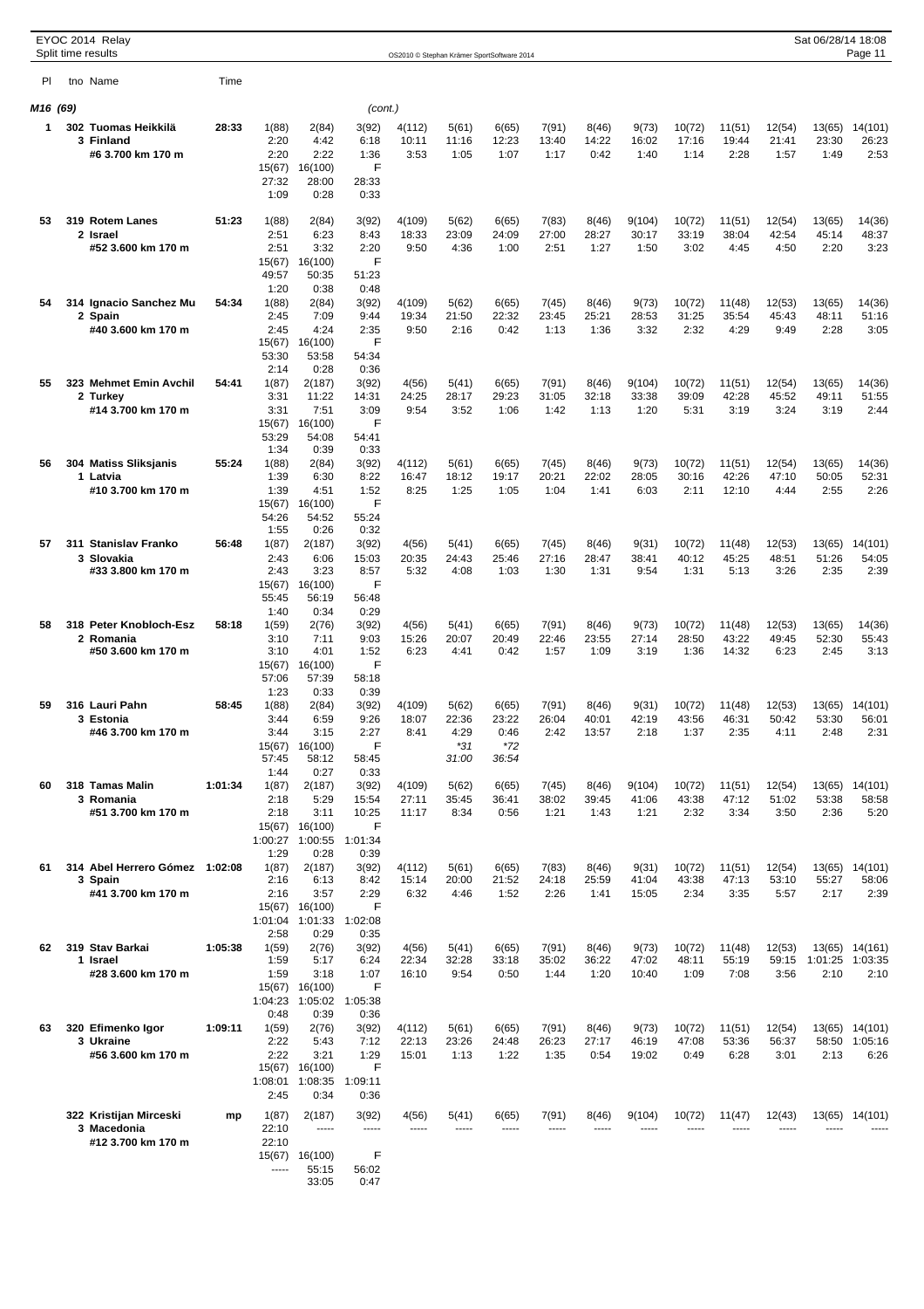EYOC 2014 Relay
Split time results

## M16 (69) (cont.)

| Pl | tno Name | Time | | | | | | | | | | | | | | |
|---|---|---|---|---|---|---|---|---|---|---|---|---|---|---|---|---|
| 1 | 302 Tuomas Heikkilä | 28:33 | 1(88) | 2(84) | 3(92) | 4(112) | 5(61) | 6(65) | 7(91) | 8(46) | 9(73) | 10(72) | 11(51) | 12(54) | 13(65) | 14(101) |
| | 3 Finland | | 2:20 | 4:42 | 6:18 | 10:11 | 11:16 | 12:23 | 13:40 | 14:22 | 16:02 | 17:16 | 19:44 | 21:41 | 23:30 | 26:23 |
| | #6 3.700 km 170 m | | 2:20 | 2:22 | 1:36 | 3:53 | 1:05 | 1:07 | 1:17 | 0:42 | 1:40 | 1:14 | 2:28 | 1:57 | 1:49 | 2:53 |
| | | | 15(67) | 16(100) | F | | | | | | | | | | | |
| | | | 27:32 | 28:00 | 28:33 | | | | | | | | | | | |
| | | | 1:09 | 0:28 | 0:33 | | | | | | | | | | | |
| 53 | 319 Rotem Lanes | 51:23 | 1(88) | 2(84) | 3(92) | 4(109) | 5(62) | 6(65) | 7(83) | 8(46) | 9(104) | 10(72) | 11(51) | 12(54) | 13(65) | 14(36) |
| | 2 Israel | | 2:51 | 6:23 | 8:43 | 18:33 | 23:09 | 24:09 | 27:00 | 28:27 | 30:17 | 33:19 | 38:04 | 42:54 | 45:14 | 48:37 |
| | #52 3.600 km 170 m | | 2:51 | 3:32 | 2:20 | 9:50 | 4:36 | 1:00 | 2:51 | 1:27 | 1:50 | 3:02 | 4:45 | 4:50 | 2:20 | 3:23 |
| | | | 15(67) | 16(100) | F | | | | | | | | | | | |
| | | | 49:57 | 50:35 | 51:23 | | | | | | | | | | | |
| | | | 1:20 | 0:38 | 0:48 | | | | | | | | | | | |
| 54 | 314 Ignacio Sanchez Mu | 54:34 | 1(88) | 2(84) | 3(92) | 4(109) | 5(62) | 6(65) | 7(45) | 8(46) | 9(73) | 10(72) | 11(48) | 12(53) | 13(65) | 14(36) |
| | 2 Spain | | 2:45 | 7:09 | 9:44 | 19:34 | 21:50 | 22:32 | 23:45 | 25:21 | 28:53 | 31:25 | 35:54 | 45:43 | 48:11 | 51:16 |
| | #40 3.600 km 170 m | | 2:45 | 4:24 | 2:35 | 9:50 | 2:16 | 0:42 | 1:13 | 1:36 | 3:32 | 2:32 | 4:29 | 9:49 | 2:28 | 3:05 |
| | | | 15(67) | 16(100) | F | | | | | | | | | | | |
| | | | 53:30 | 53:58 | 54:34 | | | | | | | | | | | |
| | | | 2:14 | 0:28 | 0:36 | | | | | | | | | | | |
| 55 | 323 Mehmet Emin Avchil | 54:41 | 1(87) | 2(187) | 3(92) | 4(56) | 5(41) | 6(65) | 7(91) | 8(46) | 9(104) | 10(72) | 11(51) | 12(54) | 13(65) | 14(36) |
| | 2 Turkey | | 3:31 | 11:22 | 14:31 | 24:25 | 28:17 | 29:23 | 31:05 | 32:18 | 33:38 | 39:09 | 42:28 | 45:52 | 49:11 | 51:55 |
| | #14 3.700 km 170 m | | 3:31 | 7:51 | 3:09 | 9:54 | 3:52 | 1:06 | 1:42 | 1:13 | 1:20 | 5:31 | 3:19 | 3:24 | 3:19 | 2:44 |
| | | | 15(67) | 16(100) | F | | | | | | | | | | | |
| | | | 53:29 | 54:08 | 54:41 | | | | | | | | | | | |
| | | | 1:34 | 0:39 | 0:33 | | | | | | | | | | | |
| 56 | 304 Matiss Sliksjanis | 55:24 | 1(88) | 2(84) | 3(92) | 4(112) | 5(61) | 6(65) | 7(45) | 8(46) | 9(73) | 10(72) | 11(48) | 12(54) | 13(65) | 14(36) |
| | 1 Latvia | | 1:39 | 6:30 | 8:22 | 16:47 | 18:12 | 19:17 | 20:21 | 22:02 | 28:05 | 30:16 | 42:26 | 47:10 | 50:05 | 52:31 |
| | #10 3.700 km 170 m | | 1:39 | 4:51 | 1:52 | 8:25 | 1:25 | 1:05 | 1:04 | 1:41 | 6:03 | 2:11 | 12:10 | 4:44 | 2:55 | 2:26 |
| | | | 15(67) | 16(100) | F | | | | | | | | | | | |
| | | | 54:26 | 54:52 | 55:24 | | | | | | | | | | | |
| | | | 1:55 | 0:26 | 0:32 | | | | | | | | | | | |
| 57 | 311 Stanislav Franko | 56:48 | 1(87) | 2(187) | 3(92) | 4(56) | 5(41) | 6(65) | 7(45) | 8(46) | 9(31) | 10(72) | 11(48) | 12(53) | 13(65) | 14(101) |
| | 3 Slovakia | | 2:43 | 6:06 | 15:03 | 20:35 | 24:43 | 25:46 | 27:16 | 28:47 | 38:41 | 40:12 | 45:25 | 48:51 | 51:26 | 54:05 |
| | #33 3.800 km 170 m | | 2:43 | 3:23 | 8:57 | 5:32 | 4:08 | 1:03 | 1:30 | 1:31 | 9:54 | 1:31 | 5:13 | 3:26 | 2:35 | 2:39 |
| | | | 15(67) | 16(100) | F | | | | | | | | | | | |
| | | | 55:45 | 56:19 | 56:48 | | | | | | | | | | | |
| | | | 1:40 | 0:34 | 0:29 | | | | | | | | | | | |
| 58 | 318 Peter Knobloch-Esz | 58:18 | 1(59) | 2(76) | 3(92) | 4(56) | 5(41) | 6(65) | 7(91) | 8(46) | 9(73) | 10(72) | 11(48) | 12(53) | 13(65) | 14(36) |
| | 2 Romania | | 3:10 | 7:11 | 9:03 | 15:26 | 20:07 | 20:49 | 22:46 | 23:55 | 27:14 | 28:50 | 43:22 | 49:45 | 52:30 | 55:43 |
| | #50 3.600 km 170 m | | 3:10 | 4:01 | 1:52 | 6:23 | 4:41 | 0:42 | 1:57 | 1:09 | 3:19 | 1:36 | 14:32 | 6:23 | 2:45 | 3:13 |
| | | | 15(67) | 16(100) | F | | | | | | | | | | | |
| | | | 57:06 | 57:39 | 58:18 | | | | | | | | | | | |
| | | | 1:23 | 0:33 | 0:39 | | | | | | | | | | | |
| 59 | 316 Lauri Pahn | 58:45 | 1(88) | 2(84) | 3(92) | 4(109) | 5(62) | 6(65) | 7(91) | 8(46) | 9(31) | 10(72) | 11(48) | 12(53) | 13(65) | 14(101) |
| | 3 Estonia | | 3:44 | 6:59 | 9:26 | 18:07 | 22:36 | 23:22 | 26:04 | 40:01 | 42:19 | 43:56 | 46:31 | 50:42 | 53:30 | 56:01 |
| | #46 3.700 km 170 m | | 3:44 | 3:15 | 2:27 | 8:41 | 4:29 | 0:46 | 2:42 | 13:57 | 2:18 | 1:37 | 2:35 | 4:11 | 2:48 | 2:31 |
| | | | | | | | *31 | *72 | | | | | | | | |
| | | | | | | | 31:00 | 36:54 | | | | | | | | |
| | | | 15(67) | 16(100) | F | | | | | | | | | | | |
| | | | 57:45 | 58:12 | 58:45 | | | | | | | | | | | |
| | | | 1:44 | 0:27 | 0:33 | | | | | | | | | | | |
| 60 | 318 Tamas Malin | 1:01:34 | 1(87) | 2(187) | 3(92) | 4(109) | 5(62) | 6(65) | 7(45) | 8(46) | 9(104) | 10(72) | 11(51) | 12(54) | 13(65) | 14(101) |
| | 3 Romania | | 2:18 | 5:29 | 15:54 | 27:11 | 35:45 | 36:41 | 38:02 | 39:45 | 41:06 | 43:38 | 47:12 | 51:02 | 53:38 | 58:58 |
| | #51 3.700 km 170 m | | 2:18 | 3:11 | 10:25 | 11:17 | 8:34 | 0:56 | 1:21 | 1:43 | 1:21 | 2:32 | 3:34 | 3:50 | 2:36 | 5:20 |
| | | | 15(67) | 16(100) | F | | | | | | | | | | | |
| | | | 1:00:27 | 1:00:55 | 1:01:34 | | | | | | | | | | | |
| | | | 1:29 | 0:28 | 0:39 | | | | | | | | | | | |
| 61 | 314 Abel Herrero Gómez | 1:02:08 | 1(87) | 2(187) | 3(92) | 4(112) | 5(61) | 6(65) | 7(83) | 8(46) | 9(31) | 10(72) | 11(51) | 12(54) | 13(65) | 14(101) |
| | 3 Spain | | 2:16 | 6:13 | 8:42 | 15:14 | 20:00 | 21:52 | 24:18 | 25:59 | 41:04 | 43:38 | 47:13 | 53:10 | 55:27 | 58:06 |
| | #41 3.700 km 170 m | | 2:16 | 3:57 | 2:29 | 6:32 | 4:46 | 1:52 | 2:26 | 1:41 | 15:05 | 2:34 | 3:35 | 5:57 | 2:17 | 2:39 |
| | | | 15(67) | 16(100) | F | | | | | | | | | | | |
| | | | 1:01:04 | 1:01:33 | 1:02:08 | | | | | | | | | | | |
| | | | 2:58 | 0:29 | 0:35 | | | | | | | | | | | |
| 62 | 319 Stav Barkai | 1:05:38 | 1(59) | 2(76) | 3(92) | 4(56) | 5(41) | 6(65) | 7(91) | 8(46) | 9(73) | 10(72) | 11(48) | 12(53) | 13(65) | 14(161) |
| | 1 Israel | | 1:59 | 5:17 | 6:24 | 22:34 | 32:28 | 33:18 | 35:02 | 36:22 | 47:02 | 48:11 | 55:19 | 59:15 | 1:01:25 | 1:03:35 |
| | #28 3.600 km 170 m | | 1:59 | 3:18 | 1:07 | 16:10 | 9:54 | 0:50 | 1:44 | 1:20 | 10:40 | 1:09 | 7:08 | 3:56 | 2:10 | 2:10 |
| | | | 15(67) | 16(100) | F | | | | | | | | | | | |
| | | | 1:04:23 | 1:05:02 | 1:05:38 | | | | | | | | | | | |
| | | | 0:48 | 0:39 | 0:36 | | | | | | | | | | | |
| 63 | 320 Efimenko Igor | 1:09:11 | 1(59) | 2(76) | 3(92) | 4(112) | 5(61) | 6(65) | 7(91) | 8(46) | 9(73) | 10(72) | 11(51) | 12(54) | 13(65) | 14(101) |
| | 3 Ukraine | | 2:22 | 5:43 | 7:12 | 22:13 | 23:26 | 24:48 | 26:23 | 27:17 | 46:19 | 47:08 | 53:36 | 56:37 | 58:50 | 1:05:16 |
| | #56 3.600 km 170 m | | 2:22 | 3:21 | 1:29 | 15:01 | 1:13 | 1:22 | 1:35 | 0:54 | 19:02 | 0:49 | 6:28 | 3:01 | 2:13 | 6:26 |
| | | | 15(67) | 16(100) | F | | | | | | | | | | | |
| | | | 1:08:01 | 1:08:35 | 1:09:11 | | | | | | | | | | | |
| | | | 2:45 | 0:34 | 0:36 | | | | | | | | | | | |
| | 322 Kristijan Mirceski | mp | 1(87) | 2(187) | 3(92) | 4(56) | 5(41) | 6(65) | 7(91) | 8(46) | 9(104) | 10(72) | 11(47) | 12(43) | 13(65) | 14(101) |
| | 3 Macedonia | | 22:10 | ----- | ----- | ----- | ----- | ----- | ----- | ----- | ----- | ----- | ----- | ----- | ----- | ----- |
| | #12 3.700 km 170 m | | 22:10 | | | | | | | | | | | | | |
| | | | 15(67) | 16(100) | F | | | | | | | | | | | |
| | | | ----- | 55:15 | 56:02 | | | | | | | | | | | |
| | | | | 33:05 | 0:47 | | | | | | | | | | | |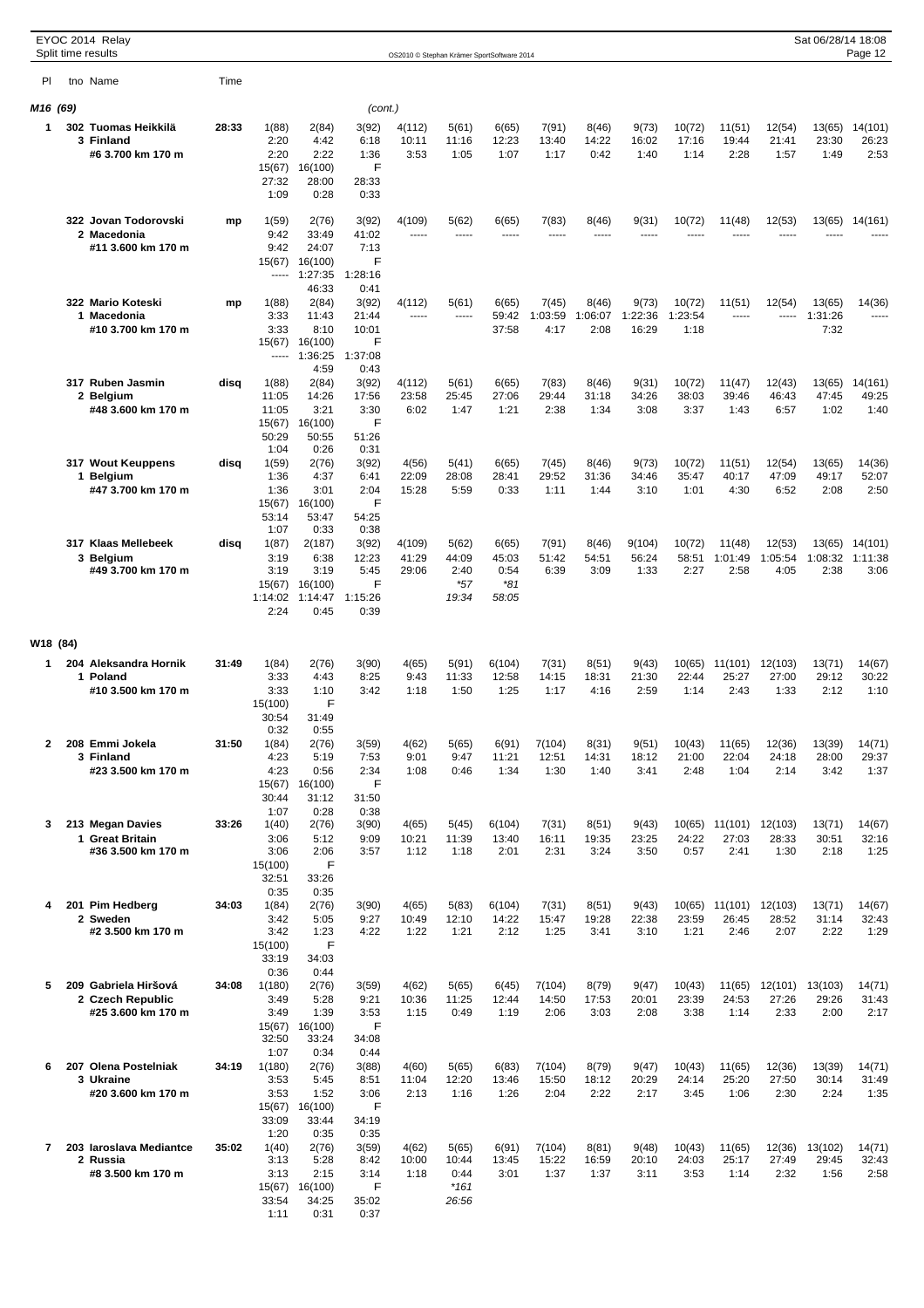EYOC 2014 Relay
Split time results

## M16 (69) (cont.)

| Pl | tno Name | Time | | | | | | | | | | | | | | |
|---|---|---|---|---|---|---|---|---|---|---|---|---|---|---|---|---|
| 1 | 302 Tuomas Heikkilä | 28:33 | 1(88) | 2(84) | 3(92) | 4(112) | 5(61) | 6(65) | 7(91) | 8(46) | 9(73) | 10(72) | 11(51) | 12(54) | 13(65) | 14(101) |
| | 3 Finland | | 2:20 | 4:42 | 6:18 | 10:11 | 11:16 | 12:23 | 13:40 | 14:22 | 16:02 | 17:16 | 19:44 | 21:41 | 23:30 | 26:23 |
| | #6 3.700 km 170 m | | 2:20 | 2:22 | 1:36 | 3:53 | 1:05 | 1:07 | 1:17 | 0:42 | 1:40 | 1:14 | 2:28 | 1:57 | 1:49 | 2:53 |
| | | | 15(67) | 16(100) | F | | | | | | | | | | | |
| | | | 27:32 | 28:00 | 28:33 | | | | | | | | | | | |
| | | | 1:09 | 0:28 | 0:33 | | | | | | | | | | | |
| | 322 Jovan Todorovski | mp | 1(59) | 2(76) | 3(92) | 4(109) | 5(62) | 6(65) | 7(83) | 8(46) | 9(31) | 10(72) | 11(48) | 12(53) | 13(65) | 14(161) |
| | 2 Macedonia | | 9:42 | 33:49 | 41:02 | ----- | ----- | ----- | ----- | ----- | ----- | ----- | ----- | ----- | ----- | ----- |
| | #11 3.600 km 170 m | | 9:42 | 24:07 | 7:13 | | | | | | | | | | | |
| | | | 15(67) | 16(100) | F | | | | | | | | | | | |
| | | | ----- | 1:27:35 | 1:28:16 | | | | | | | | | | | |
| | | | | 46:33 | 0:41 | | | | | | | | | | | |
| | 322 Mario Koteski | mp | 1(88) | 2(84) | 3(92) | 4(112) | 5(61) | 6(65) | 7(45) | 8(46) | 9(73) | 10(72) | 11(51) | 12(54) | 13(65) | 14(36) |
| | 1 Macedonia | | 3:33 | 11:43 | 21:44 | ----- | ----- | 59:42 | 1:03:59 | 1:06:07 | 1:22:36 | 1:23:54 | ----- | ----- | 1:31:26 | ----- |
| | #10 3.700 km 170 m | | 3:33 | 8:10 | 10:01 | | | 37:58 | 4:17 | 2:08 | 16:29 | 1:18 | | | 7:32 | |
| | | | 15(67) | 16(100) | F | | | | | | | | | | | |
| | | | ----- | 1:36:25 | 1:37:08 | | | | | | | | | | | |
| | | | | 4:59 | 0:43 | | | | | | | | | | | |
| | 317 Ruben Jasmin | disq | 1(88) | 2(84) | 3(92) | 4(112) | 5(61) | 6(65) | 7(83) | 8(46) | 9(31) | 10(72) | 11(47) | 12(43) | 13(65) | 14(161) |
| | 2 Belgium | | 11:05 | 14:26 | 17:56 | 23:58 | 25:45 | 27:06 | 29:44 | 31:18 | 34:26 | 38:03 | 39:46 | 46:43 | 47:45 | 49:25 |
| | #48 3.600 km 170 m | | 11:05 | 3:21 | 3:30 | 6:02 | 1:47 | 1:21 | 2:38 | 1:34 | 3:08 | 3:37 | 1:43 | 6:57 | 1:02 | 1:40 |
| | | | 15(67) | 16(100) | F | | | | | | | | | | | |
| | | | 50:29 | 50:55 | 51:26 | | | | | | | | | | | |
| | | | 1:04 | 0:26 | 0:31 | | | | | | | | | | | |
| | 317 Wout Keuppens | disq | 1(59) | 2(76) | 3(92) | 4(56) | 5(41) | 6(65) | 7(45) | 8(46) | 9(73) | 10(72) | 11(51) | 12(54) | 13(65) | 14(36) |
| | 1 Belgium | | 1:36 | 4:37 | 6:41 | 22:09 | 28:08 | 28:41 | 29:52 | 31:36 | 34:46 | 35:47 | 40:17 | 47:09 | 49:17 | 52:07 |
| | #47 3.700 km 170 m | | 1:36 | 3:01 | 2:04 | 15:28 | 5:59 | 0:33 | 1:11 | 1:44 | 3:10 | 1:01 | 4:30 | 6:52 | 2:08 | 2:50 |
| | | | 15(67) | 16(100) | F | | | | | | | | | | | |
| | | | 53:14 | 53:47 | 54:25 | | | | | | | | | | | |
| | | | 1:07 | 0:33 | 0:38 | | | | | | | | | | | |
| | 317 Klaas Mellebeek | disq | 1(87) | 2(187) | 3(92) | 4(109) | 5(62) | 6(65) | 7(91) | 8(46) | 9(104) | 10(72) | 11(48) | 12(53) | 13(65) | 14(101) |
| | 3 Belgium | | 3:19 | 6:38 | 12:23 | 41:29 | 44:09 | 45:03 | 51:42 | 54:51 | 56:24 | 58:51 | 1:01:49 | 1:05:54 | 1:08:32 | 1:11:38 |
| | #49 3.700 km 170 m | | 3:19 | 3:19 | 5:45 | 29:06 | 2:40 | 0:54 | 6:39 | 3:09 | 1:33 | 2:27 | 2:58 | 4:05 | 2:38 | 3:06 |
| | | | 15(67) | 16(100) | F | | *57 | *81 | | | | | | | | |
| | | | 1:14:02 | 1:14:47 | 1:15:26 | | 19:34 | 58:05 | | | | | | | | |
| | | | 2:24 | 0:45 | 0:39 | | | | | | | | | | | |

## W18 (84)

| Pl | tno Name | Time | | | | | | | | | | | | | | |
|---|---|---|---|---|---|---|---|---|---|---|---|---|---|---|---|---|
| 1 | 204 Aleksandra Hornik | 31:49 | 1(84) | 2(76) | 3(90) | 4(65) | 5(91) | 6(104) | 7(31) | 8(51) | 9(43) | 10(65) | 11(101) | 12(103) | 13(71) | 14(67) |
| | 1 Poland | | 3:33 | 4:43 | 8:25 | 9:43 | 11:33 | 12:58 | 14:15 | 18:31 | 21:30 | 22:44 | 25:27 | 27:00 | 29:12 | 30:22 |
| | #10 3.500 km 170 m | | 3:33 | 1:10 | 3:42 | 1:18 | 1:50 | 1:25 | 1:17 | 4:16 | 2:59 | 1:14 | 2:43 | 1:33 | 2:12 | 1:10 |
| | | | 15(100) | F | | | | | | | | | | | | |
| | | | 30:54 | 31:49 | | | | | | | | | | | | |
| | | | 0:32 | 0:55 | | | | | | | | | | | | |
| 2 | 208 Emmi Jokela | 31:50 | 1(84) | 2(76) | 3(59) | 4(62) | 5(65) | 6(91) | 7(104) | 8(31) | 9(51) | 10(43) | 11(65) | 12(36) | 13(39) | 14(71) |
| | 3 Finland | | 4:23 | 5:19 | 7:53 | 9:01 | 9:47 | 11:21 | 12:51 | 14:31 | 18:12 | 21:00 | 22:04 | 24:18 | 28:00 | 29:37 |
| | #23 3.500 km 170 m | | 4:23 | 0:56 | 2:34 | 1:08 | 0:46 | 1:34 | 1:30 | 1:40 | 3:41 | 2:48 | 1:04 | 2:14 | 3:42 | 1:37 |
| | | | 15(67) | 16(100) | F | | | | | | | | | | | |
| | | | 30:44 | 31:12 | 31:50 | | | | | | | | | | | |
| | | | 1:07 | 0:28 | 0:38 | | | | | | | | | | | |
| 3 | 213 Megan Davies | 33:26 | 1(40) | 2(76) | 3(90) | 4(65) | 5(45) | 6(104) | 7(31) | 8(51) | 9(43) | 10(65) | 11(101) | 12(103) | 13(71) | 14(67) |
| | 1 Great Britain | | 3:06 | 5:12 | 9:09 | 10:21 | 11:39 | 13:40 | 16:11 | 19:35 | 23:25 | 24:22 | 27:03 | 28:33 | 30:51 | 32:16 |
| | #36 3.500 km 170 m | | 3:06 | 2:06 | 3:57 | 1:12 | 1:18 | 2:01 | 2:31 | 3:24 | 3:50 | 0:57 | 2:41 | 1:30 | 2:18 | 1:25 |
| | | | 15(100) | F | | | | | | | | | | | | |
| | | | 32:51 | 33:26 | | | | | | | | | | | | |
| | | | 0:35 | 0:35 | | | | | | | | | | | | |
| 4 | 201 Pim Hedberg | 34:03 | 1(84) | 2(76) | 3(90) | 4(65) | 5(83) | 6(104) | 7(31) | 8(51) | 9(43) | 10(65) | 11(101) | 12(103) | 13(71) | 14(67) |
| | 2 Sweden | | 3:42 | 5:05 | 9:27 | 10:49 | 12:10 | 14:22 | 15:47 | 19:28 | 22:38 | 23:59 | 26:45 | 28:52 | 31:14 | 32:43 |
| | #2 3.500 km 170 m | | 3:42 | 1:23 | 4:22 | 1:22 | 1:21 | 2:12 | 1:25 | 3:41 | 3:10 | 1:21 | 2:46 | 2:07 | 2:22 | 1:29 |
| | | | 15(100) | F | | | | | | | | | | | | |
| | | | 33:19 | 34:03 | | | | | | | | | | | | |
| | | | 0:36 | 0:44 | | | | | | | | | | | | |
| 5 | 209 Gabriela Hiršová | 34:08 | 1(180) | 2(76) | 3(59) | 4(62) | 5(65) | 6(45) | 7(104) | 8(79) | 9(47) | 10(43) | 11(65) | 12(101) | 13(103) | 14(71) |
| | 2 Czech Republic | | 3:49 | 5:28 | 9:21 | 10:36 | 11:25 | 12:44 | 14:50 | 17:53 | 20:01 | 23:39 | 24:53 | 27:26 | 29:26 | 31:43 |
| | #25 3.600 km 170 m | | 3:49 | 1:39 | 3:53 | 1:15 | 0:49 | 1:19 | 2:06 | 3:03 | 2:08 | 3:38 | 1:14 | 2:33 | 2:00 | 2:17 |
| | | | 15(67) | 16(100) | F | | | | | | | | | | | |
| | | | 32:50 | 33:24 | 34:08 | | | | | | | | | | | |
| | | | 1:07 | 0:34 | 0:44 | | | | | | | | | | | |
| 6 | 207 Olena Postelniak | 34:19 | 1(180) | 2(76) | 3(88) | 4(60) | 5(65) | 6(83) | 7(104) | 8(79) | 9(47) | 10(43) | 11(65) | 12(36) | 13(39) | 14(71) |
| | 3 Ukraine | | 3:53 | 5:45 | 8:51 | 11:04 | 12:20 | 13:46 | 15:50 | 18:12 | 20:29 | 24:14 | 25:20 | 27:50 | 30:14 | 31:49 |
| | #20 3.600 km 170 m | | 3:53 | 1:52 | 3:06 | 2:13 | 1:16 | 1:26 | 2:04 | 2:22 | 2:17 | 3:45 | 1:06 | 2:30 | 2:24 | 1:35 |
| | | | 15(67) | 16(100) | F | | | | | | | | | | | |
| | | | 33:09 | 33:44 | 34:19 | | | | | | | | | | | |
| | | | 1:20 | 0:35 | 0:35 | | | | | | | | | | | |
| 7 | 203 Iaroslava Mediantce | 35:02 | 1(40) | 2(76) | 3(59) | 4(62) | 5(65) | 6(91) | 7(104) | 8(81) | 9(48) | 10(43) | 11(65) | 12(36) | 13(102) | 14(71) |
| | 2 Russia | | 3:13 | 5:28 | 8:42 | 10:00 | 10:44 | 13:45 | 15:22 | 16:59 | 20:10 | 24:03 | 25:17 | 27:49 | 29:45 | 32:43 |
| | #8 3.500 km 170 m | | 3:13 | 2:15 | 3:14 | 1:18 | 0:44 | 3:01 | 1:37 | 1:37 | 3:11 | 3:53 | 1:14 | 2:32 | 1:56 | 2:58 |
| | | | 15(67) | 16(100) | F | | *161 | | | | | | | | | |
| | | | 33:54 | 34:25 | 35:02 | | 26:56 | | | | | | | | | |
| | | | 1:11 | 0:31 | 0:37 | | | | | | | | | | | |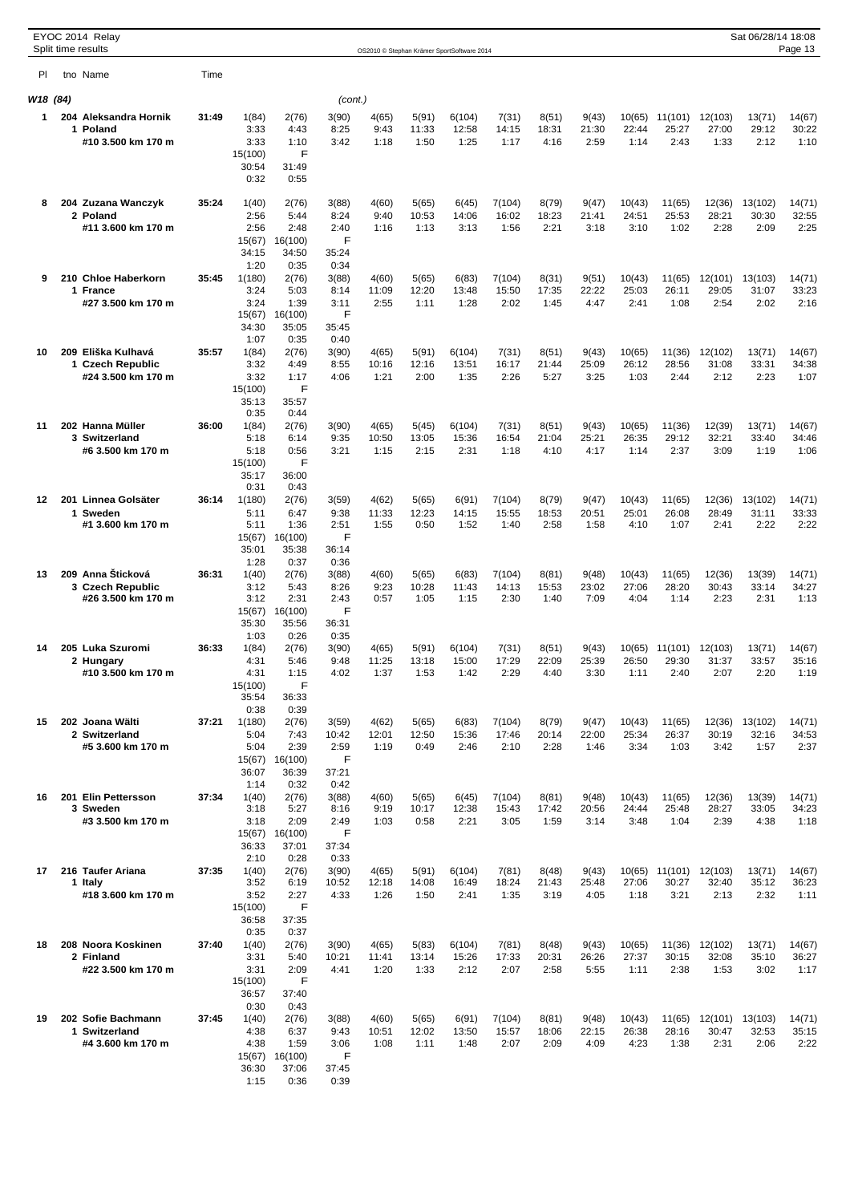### W18 (84) (cont.)

| Pl | tno Name | Time | | | | | | | | | | | | | | | | | |
|---|---|---|---|---|---|---|---|---|---|---|---|---|---|---|---|---|---|---|---|
| 1 | 204 Aleksandra Hornik | 31:49 | 1(84) | 2(76) | 3(90) | 4(65) | 5(91) | 6(104) | 7(31) | 8(51) | 9(43) | 10(65) | 11(101) | 12(103) | 13(71) | 14(67) | 15(100) | F | |
| | 1 Poland | | 3:33 | 4:43 | 8:25 | 9:43 | 11:33 | 12:58 | 14:15 | 18:31 | 21:30 | 22:44 | 25:27 | 27:00 | 29:12 | 30:22 | 30:54 | 31:49 | |
| | #10 3.500 km 170 m | | 3:33 | 1:10 | 3:42 | 1:18 | 1:50 | 1:25 | 1:17 | 4:16 | 2:59 | 1:14 | 2:43 | 1:33 | 2:12 | 1:10 | 0:32 | 0:55 | |
| 8 | 204 Zuzana Wanczyk | 35:24 | 1(40) | 2(76) | 3(88) | 4(60) | 5(65) | 6(45) | 7(104) | 8(79) | 9(47) | 10(43) | 11(65) | 12(36) | 13(102) | 14(71) | 15(67) | 16(100) | F |
| | 2 Poland | | 2:56 | 5:44 | 8:24 | 9:40 | 10:53 | 14:06 | 16:02 | 18:23 | 21:41 | 24:51 | 25:53 | 28:21 | 30:30 | 32:55 | 34:15 | 34:50 | 35:24 |
| | #11 3.600 km 170 m | | 2:56 | 2:48 | 2:40 | 1:16 | 1:13 | 3:13 | 1:56 | 2:21 | 3:18 | 3:10 | 1:02 | 2:28 | 2:09 | 2:25 | 1:20 | 0:35 | 0:34 |
| 9 | 210 Chloe Haberkorn | 35:45 | 1(180) | 2(76) | 3(88) | 4(60) | 5(65) | 6(83) | 7(104) | 8(31) | 9(51) | 10(43) | 11(65) | 12(101) | 13(103) | 14(71) | 15(67) | 16(100) | F |
| | 1 France | | 3:24 | 5:03 | 8:14 | 11:09 | 12:20 | 13:48 | 15:50 | 17:35 | 22:22 | 25:03 | 26:11 | 29:05 | 31:07 | 33:23 | 34:30 | 35:05 | 35:45 |
| | #27 3.500 km 170 m | | 3:24 | 1:39 | 3:11 | 2:55 | 1:11 | 1:28 | 2:02 | 1:45 | 4:47 | 2:41 | 1:08 | 2:54 | 2:02 | 2:16 | 1:07 | 0:35 | 0:40 |
| 10 | 209 Eliška Kulhavá | 35:57 | 1(84) | 2(76) | 3(90) | 4(65) | 5(91) | 6(104) | 7(31) | 8(51) | 9(43) | 10(65) | 11(36) | 12(102) | 13(71) | 14(67) | 15(100) | F | |
| | 1 Czech Republic | | 3:32 | 4:49 | 8:55 | 10:16 | 12:16 | 13:51 | 16:17 | 21:44 | 25:09 | 26:12 | 28:56 | 31:08 | 33:31 | 34:38 | 35:13 | 35:57 | |
| | #24 3.500 km 170 m | | 3:32 | 1:17 | 4:06 | 1:21 | 2:00 | 1:35 | 2:26 | 5:27 | 3:25 | 1:03 | 2:44 | 2:12 | 2:23 | 1:07 | 0:35 | 0:44 | |
| 11 | 202 Hanna Müller | 36:00 | 1(84) | 2(76) | 3(90) | 4(65) | 5(45) | 6(104) | 7(31) | 8(51) | 9(43) | 10(65) | 11(36) | 12(39) | 13(71) | 14(67) | 15(100) | F | |
| | 3 Switzerland | | 5:18 | 6:14 | 9:35 | 10:50 | 13:05 | 15:36 | 16:54 | 21:04 | 25:21 | 26:35 | 29:12 | 32:21 | 33:40 | 34:46 | 35:17 | 36:00 | |
| | #6 3.500 km 170 m | | 5:18 | 0:56 | 3:21 | 1:15 | 2:15 | 2:31 | 1:18 | 4:10 | 4:17 | 1:14 | 2:37 | 3:09 | 1:19 | 1:06 | 0:31 | 0:43 | |
| 12 | 201 Linnea Golsäter | 36:14 | 1(180) | 2(76) | 3(59) | 4(62) | 5(65) | 6(91) | 7(104) | 8(79) | 9(47) | 10(43) | 11(65) | 12(36) | 13(102) | 14(71) | 15(67) | 16(100) | F |
| | 1 Sweden | | 5:11 | 6:47 | 9:38 | 11:33 | 12:23 | 14:15 | 15:55 | 18:53 | 20:51 | 25:01 | 26:08 | 28:49 | 31:11 | 33:33 | 35:01 | 35:38 | 36:14 |
| | #1 3.600 km 170 m | | 5:11 | 1:36 | 2:51 | 1:55 | 0:50 | 1:52 | 1:40 | 2:58 | 1:58 | 4:10 | 1:07 | 2:41 | 2:22 | 2:22 | 1:28 | 0:37 | 0:36 |
| 13 | 209 Anna Šticková | 36:31 | 1(40) | 2(76) | 3(88) | 4(60) | 5(65) | 6(83) | 7(104) | 8(81) | 9(48) | 10(43) | 11(65) | 12(36) | 13(39) | 14(71) | 15(67) | 16(100) | F |
| | 3 Czech Republic | | 3:12 | 5:43 | 8:26 | 9:23 | 10:28 | 11:43 | 14:13 | 15:53 | 23:02 | 27:06 | 28:20 | 30:43 | 33:14 | 34:27 | 35:30 | 35:56 | 36:31 |
| | #26 3.500 km 170 m | | 3:12 | 2:31 | 2:43 | 0:57 | 1:05 | 1:15 | 2:30 | 1:40 | 7:09 | 4:04 | 1:14 | 2:23 | 2:31 | 1:13 | 1:03 | 0:26 | 0:35 |
| 14 | 205 Luka Szuromi | 36:33 | 1(84) | 2(76) | 3(90) | 4(65) | 5(91) | 6(104) | 7(31) | 8(51) | 9(43) | 10(65) | 11(101) | 12(103) | 13(71) | 14(67) | 15(100) | F | |
| | 2 Hungary | | 4:31 | 5:46 | 9:48 | 11:25 | 13:18 | 15:00 | 17:29 | 22:09 | 25:39 | 26:50 | 29:30 | 31:37 | 33:57 | 35:16 | 35:54 | 36:33 | |
| | #10 3.500 km 170 m | | 4:31 | 1:15 | 4:02 | 1:37 | 1:53 | 1:42 | 2:29 | 4:40 | 3:30 | 1:11 | 2:40 | 2:07 | 2:20 | 1:19 | 0:38 | 0:39 | |
| 15 | 202 Joana Wälti | 37:21 | 1(180) | 2(76) | 3(59) | 4(62) | 5(65) | 6(83) | 7(104) | 8(79) | 9(47) | 10(43) | 11(65) | 12(36) | 13(102) | 14(71) | 15(67) | 16(100) | F |
| | 2 Switzerland | | 5:04 | 7:43 | 10:42 | 12:01 | 12:50 | 15:36 | 17:46 | 20:14 | 22:00 | 25:34 | 26:37 | 30:19 | 32:16 | 34:53 | 36:07 | 36:39 | 37:21 |
| | #5 3.600 km 170 m | | 5:04 | 2:39 | 2:59 | 1:19 | 0:49 | 2:46 | 2:10 | 2:28 | 1:46 | 3:34 | 1:03 | 3:42 | 1:57 | 2:37 | 1:14 | 0:32 | 0:42 |
| 16 | 201 Elin Pettersson | 37:34 | 1(40) | 2(76) | 3(88) | 4(60) | 5(65) | 6(45) | 7(104) | 8(81) | 9(48) | 10(43) | 11(65) | 12(36) | 13(39) | 14(71) | 15(67) | 16(100) | F |
| | 3 Sweden | | 3:18 | 5:27 | 8:16 | 9:19 | 10:17 | 12:38 | 15:43 | 17:42 | 20:56 | 24:44 | 25:48 | 28:27 | 33:05 | 34:23 | 36:33 | 37:01 | 37:34 |
| | #3 3.500 km 170 m | | 3:18 | 2:09 | 2:49 | 1:03 | 0:58 | 2:21 | 3:05 | 1:59 | 3:14 | 3:48 | 1:04 | 2:39 | 4:38 | 1:18 | 2:10 | 0:28 | 0:33 |
| 17 | 216 Taufer Ariana | 37:35 | 1(40) | 2(76) | 3(90) | 4(65) | 5(91) | 6(104) | 7(81) | 8(48) | 9(43) | 10(65) | 11(101) | 12(103) | 13(71) | 14(67) | 15(100) | F | |
| | 1 Italy | | 3:52 | 6:19 | 10:52 | 12:18 | 14:08 | 16:49 | 18:24 | 21:43 | 25:48 | 27:06 | 30:27 | 32:40 | 35:12 | 36:23 | 36:58 | 37:35 | |
| | #18 3.600 km 170 m | | 3:52 | 2:27 | 4:33 | 1:26 | 1:50 | 2:41 | 1:35 | 3:19 | 4:05 | 1:18 | 3:21 | 2:13 | 2:32 | 1:11 | 0:35 | 0:37 | |
| 18 | 208 Noora Koskinen | 37:40 | 1(40) | 2(76) | 3(90) | 4(65) | 5(83) | 6(104) | 7(81) | 8(48) | 9(43) | 10(65) | 11(36) | 12(102) | 13(71) | 14(67) | 15(100) | F | |
| | 2 Finland | | 3:31 | 5:40 | 10:21 | 11:41 | 13:14 | 15:26 | 17:33 | 20:31 | 26:26 | 27:37 | 30:15 | 32:08 | 35:10 | 36:27 | 36:57 | 37:40 | |
| | #22 3.500 km 170 m | | 3:31 | 2:09 | 4:41 | 1:20 | 1:33 | 2:12 | 2:07 | 2:58 | 5:55 | 1:11 | 2:38 | 1:53 | 3:02 | 1:17 | 0:30 | 0:43 | |
| 19 | 202 Sofie Bachmann | 37:45 | 1(40) | 2(76) | 3(88) | 4(60) | 5(65) | 6(91) | 7(104) | 8(81) | 9(48) | 10(43) | 11(65) | 12(101) | 13(103) | 14(71) | 15(67) | 16(100) | F |
| | 1 Switzerland | | 4:38 | 6:37 | 9:43 | 10:51 | 12:02 | 13:50 | 15:57 | 18:06 | 22:15 | 26:38 | 28:16 | 30:47 | 32:53 | 35:15 | 36:30 | 37:06 | 37:45 |
| | #4 3.600 km 170 m | | 4:38 | 1:59 | 3:06 | 1:08 | 1:11 | 1:48 | 2:07 | 2:09 | 4:09 | 4:23 | 1:38 | 2:31 | 2:06 | 2:22 | 1:15 | 0:36 | 0:39 |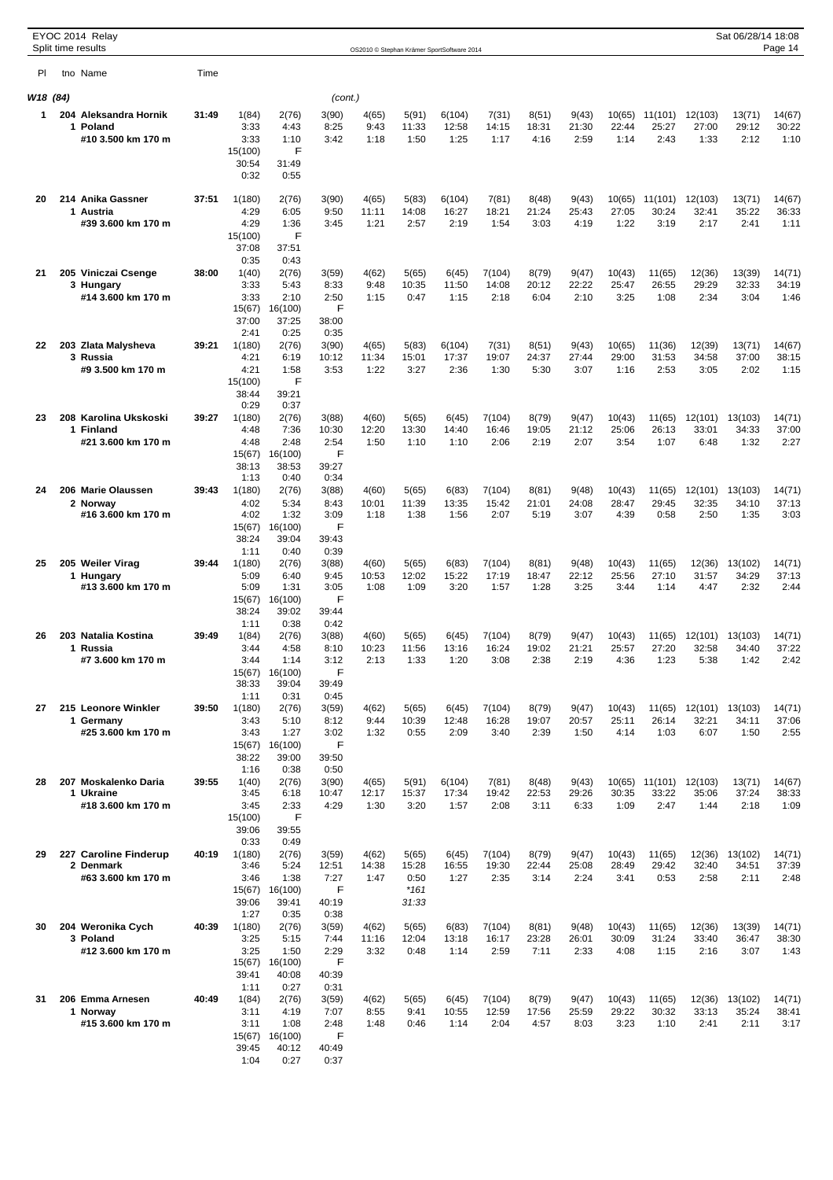EYOC 2014 Relay
Split time results

OS2010 © Stephan Krämer SportSoftware 2014

Sat 06/28/14 18:08

**W18 (84)** (cont.)

| Pl | tno Name | Time | | | | | | | | | | | | | | |
|---|---|---|---|---|---|---|---|---|---|---|---|---|---|---|---|---|
| 1 | 204 Aleksandra Hornik | 31:49 | 1(84) | 2(76) | 3(90) | 4(65) | 5(91) | 6(104) | 7(31) | 8(51) | 9(43) | 10(65) | 11(101) | 12(103) | 13(71) | 14(67) |
| | 1 Poland | | 3:33 | 4:43 | 8:25 | 9:43 | 11:33 | 12:58 | 14:15 | 18:31 | 21:30 | 22:44 | 25:27 | 27:00 | 29:12 | 30:22 |
| | #10 3.500 km 170 m | | 3:33 | 1:10 | 3:42 | 1:18 | 1:50 | 1:25 | 1:17 | 4:16 | 2:59 | 1:14 | 2:43 | 1:33 | 2:12 | 1:10 |
| | | | 15(100) | F | | | | | | | | | | | | |
| | | | 30:54 | 31:49 | | | | | | | | | | | | |
| | | | 0:32 | 0:55 | | | | | | | | | | | | |
| 20 | 214 Anika Gassner | 37:51 | 1(180) | 2(76) | 3(90) | 4(65) | 5(83) | 6(104) | 7(81) | 8(48) | 9(43) | 10(65) | 11(101) | 12(103) | 13(71) | 14(67) |
| | 1 Austria | | 4:29 | 6:05 | 9:50 | 11:11 | 14:08 | 16:27 | 18:21 | 21:24 | 25:43 | 27:05 | 30:24 | 32:41 | 35:22 | 36:33 |
| | #39 3.600 km 170 m | | 4:29 | 1:36 | 3:45 | 1:21 | 2:57 | 2:19 | 1:54 | 3:03 | 4:19 | 1:22 | 3:19 | 2:17 | 2:41 | 1:11 |
| | | | 15(100) | F | | | | | | | | | | | | |
| | | | 37:08 | 37:51 | | | | | | | | | | | | |
| | | | 0:35 | 0:43 | | | | | | | | | | | | |
| 21 | 205 Viniczai Csenge | 38:00 | 1(40) | 2(76) | 3(59) | 4(62) | 5(65) | 6(45) | 7(104) | 8(79) | 9(47) | 10(43) | 11(65) | 12(36) | 13(39) | 14(71) |
| | 3 Hungary | | 3:33 | 5:43 | 8:33 | 9:48 | 10:35 | 11:50 | 14:08 | 20:12 | 22:22 | 25:47 | 26:55 | 29:29 | 32:33 | 34:19 |
| | #14 3.600 km 170 m | | 3:33 | 2:10 | 2:50 | 1:15 | 0:47 | 1:15 | 2:18 | 6:04 | 2:10 | 3:25 | 1:08 | 2:34 | 3:04 | 1:46 |
| | | | 15(67) | 16(100) | F | | | | | | | | | | | |
| | | | 37:00 | 37:25 | 38:00 | | | | | | | | | | | |
| | | | 2:41 | 0:25 | 0:35 | | | | | | | | | | | |
| 22 | 203 Zlata Malysheva | 39:21 | 1(180) | 2(76) | 3(90) | 4(65) | 5(83) | 6(104) | 7(31) | 8(51) | 9(43) | 10(65) | 11(36) | 12(39) | 13(71) | 14(67) |
| | 3 Russia | | 4:21 | 6:19 | 10:12 | 11:34 | 15:01 | 17:37 | 19:07 | 24:37 | 27:44 | 29:00 | 31:53 | 34:58 | 37:00 | 38:15 |
| | #9 3.500 km 170 m | | 4:21 | 1:58 | 3:53 | 1:22 | 3:27 | 2:36 | 1:30 | 5:30 | 3:07 | 1:16 | 2:53 | 3:05 | 2:02 | 1:15 |
| | | | 15(100) | F | | | | | | | | | | | | |
| | | | 38:44 | 39:21 | | | | | | | | | | | | |
| | | | 0:29 | 0:37 | | | | | | | | | | | | |
| 23 | 208 Karolina Ukskoski | 39:27 | 1(180) | 2(76) | 3(88) | 4(60) | 5(65) | 6(45) | 7(104) | 8(79) | 9(47) | 10(43) | 11(65) | 12(101) | 13(103) | 14(71) |
| | 1 Finland | | 4:48 | 7:36 | 10:30 | 12:20 | 13:30 | 14:40 | 16:46 | 19:05 | 21:12 | 25:06 | 26:13 | 33:01 | 34:33 | 37:00 |
| | #21 3.600 km 170 m | | 4:48 | 2:48 | 2:54 | 1:50 | 1:10 | 1:10 | 2:06 | 2:19 | 2:07 | 3:54 | 1:07 | 6:48 | 1:32 | 2:27 |
| | | | 15(67) | 16(100) | F | | | | | | | | | | | |
| | | | 38:13 | 38:53 | 39:27 | | | | | | | | | | | |
| | | | 1:13 | 0:40 | 0:34 | | | | | | | | | | | |
| 24 | 206 Marie Olaussen | 39:43 | 1(180) | 2(76) | 3(88) | 4(60) | 5(65) | 6(83) | 7(104) | 8(81) | 9(48) | 10(43) | 11(65) | 12(101) | 13(103) | 14(71) |
| | 2 Norway | | 4:02 | 5:34 | 8:43 | 10:01 | 11:39 | 13:35 | 15:42 | 21:01 | 24:08 | 28:47 | 29:45 | 32:35 | 34:10 | 37:13 |
| | #16 3.600 km 170 m | | 4:02 | 1:32 | 3:09 | 1:18 | 1:38 | 1:56 | 2:07 | 5:19 | 3:07 | 4:39 | 0:58 | 2:50 | 1:35 | 3:03 |
| | | | 15(67) | 16(100) | F | | | | | | | | | | | |
| | | | 38:24 | 39:04 | 39:43 | | | | | | | | | | | |
| | | | 1:11 | 0:40 | 0:39 | | | | | | | | | | | |
| 25 | 205 Weiler Virag | 39:44 | 1(180) | 2(76) | 3(88) | 4(60) | 5(65) | 6(83) | 7(104) | 8(81) | 9(48) | 10(43) | 11(65) | 12(36) | 13(102) | 14(71) |
| | 1 Hungary | | 5:09 | 6:40 | 9:45 | 10:53 | 12:02 | 15:22 | 17:19 | 18:47 | 22:12 | 25:56 | 27:10 | 31:57 | 34:29 | 37:13 |
| | #13 3.600 km 170 m | | 5:09 | 1:31 | 3:05 | 1:08 | 1:09 | 3:20 | 1:57 | 1:28 | 3:25 | 3:44 | 1:14 | 4:47 | 2:32 | 2:44 |
| | | | 15(67) | 16(100) | F | | | | | | | | | | | |
| | | | 38:24 | 39:02 | 39:44 | | | | | | | | | | | |
| | | | 1:11 | 0:38 | 0:42 | | | | | | | | | | | |
| 26 | 203 Natalia Kostina | 39:49 | 1(84) | 2(76) | 3(88) | 4(60) | 5(65) | 6(45) | 7(104) | 8(79) | 9(47) | 10(43) | 11(65) | 12(101) | 13(103) | 14(71) |
| | 1 Russia | | 3:44 | 4:58 | 8:10 | 10:23 | 11:56 | 13:16 | 16:24 | 19:02 | 21:21 | 25:57 | 27:20 | 32:58 | 34:40 | 37:22 |
| | #7 3.600 km 170 m | | 3:44 | 1:14 | 3:12 | 2:13 | 1:33 | 1:20 | 3:08 | 2:38 | 2:19 | 4:36 | 1:23 | 5:38 | 1:42 | 2:42 |
| | | | 15(67) | 16(100) | F | | | | | | | | | | | |
| | | | 38:33 | 39:04 | 39:49 | | | | | | | | | | | |
| | | | 1:11 | 0:31 | 0:45 | | | | | | | | | | | |
| 27 | 215 Leonore Winkler | 39:50 | 1(180) | 2(76) | 3(59) | 4(62) | 5(65) | 6(45) | 7(104) | 8(79) | 9(47) | 10(43) | 11(65) | 12(101) | 13(103) | 14(71) |
| | 1 Germany | | 3:43 | 5:10 | 8:12 | 9:44 | 10:39 | 12:48 | 16:28 | 19:07 | 20:57 | 25:11 | 26:14 | 32:21 | 34:11 | 37:06 |
| | #25 3.600 km 170 m | | 3:43 | 1:27 | 3:02 | 1:32 | 0:55 | 2:09 | 3:40 | 2:39 | 1:50 | 4:14 | 1:03 | 6:07 | 1:50 | 2:55 |
| | | | 15(67) | 16(100) | F | | | | | | | | | | | |
| | | | 38:22 | 39:00 | 39:50 | | | | | | | | | | | |
| | | | 1:16 | 0:38 | 0:50 | | | | | | | | | | | |
| 28 | 207 Moskalenko Daria | 39:55 | 1(40) | 2(76) | 3(90) | 4(65) | 5(91) | 6(104) | 7(81) | 8(48) | 9(43) | 10(65) | 11(101) | 12(103) | 13(71) | 14(67) |
| | 1 Ukraine | | 3:45 | 6:18 | 10:47 | 12:17 | 15:37 | 17:34 | 19:42 | 22:53 | 29:26 | 30:35 | 33:22 | 35:06 | 37:24 | 38:33 |
| | #18 3.600 km 170 m | | 3:45 | 2:33 | 4:29 | 1:30 | 3:20 | 1:57 | 2:08 | 3:11 | 6:33 | 1:09 | 2:47 | 1:44 | 2:18 | 1:09 |
| | | | 15(100) | F | | | | | | | | | | | | |
| | | | 39:06 | 39:55 | | | | | | | | | | | | |
| | | | 0:33 | 0:49 | | | | | | | | | | | | |
| 29 | 227 Caroline Finderup | 40:19 | 1(180) | 2(76) | 3(59) | 4(62) | 5(65) | 6(45) | 7(104) | 8(79) | 9(47) | 10(43) | 11(65) | 12(36) | 13(102) | 14(71) |
| | 2 Denmark | | 3:46 | 5:24 | 12:51 | 14:38 | 15:28 | 16:55 | 19:30 | 22:44 | 25:08 | 28:49 | 29:42 | 32:40 | 34:51 | 37:39 |
| | #63 3.600 km 170 m | | 3:46 | 1:38 | 7:27 | 1:47 | 0:50 | 1:27 | 2:35 | 3:14 | 2:24 | 3:41 | 0:53 | 2:58 | 2:11 | 2:48 |
| | | | 15(67) | 16(100) | F | | *161 | | | | | | | | | |
| | | | 39:06 | 39:41 | 40:19 | | 31:33 | | | | | | | | | |
| | | | 1:27 | 0:35 | 0:38 | | | | | | | | | | | |
| 30 | 204 Weronika Cych | 40:39 | 1(180) | 2(76) | 3(59) | 4(62) | 5(65) | 6(83) | 7(104) | 8(81) | 9(48) | 10(43) | 11(65) | 12(36) | 13(39) | 14(71) |
| | 3 Poland | | 3:25 | 5:15 | 7:44 | 11:16 | 12:04 | 13:18 | 16:17 | 23:28 | 26:01 | 30:09 | 31:24 | 33:40 | 36:47 | 38:30 |
| | #12 3.600 km 170 m | | 3:25 | 1:50 | 2:29 | 3:32 | 0:48 | 1:14 | 2:59 | 7:11 | 2:33 | 4:08 | 1:15 | 2:16 | 3:07 | 1:43 |
| | | | 15(67) | 16(100) | F | | | | | | | | | | | |
| | | | 39:41 | 40:08 | 40:39 | | | | | | | | | | | |
| | | | 1:11 | 0:27 | 0:31 | | | | | | | | | | | |
| 31 | 206 Emma Arnesen | 40:49 | 1(84) | 2(76) | 3(59) | 4(62) | 5(65) | 6(45) | 7(104) | 8(79) | 9(47) | 10(43) | 11(65) | 12(36) | 13(102) | 14(71) |
| | 1 Norway | | 3:11 | 4:19 | 7:07 | 8:55 | 9:41 | 10:55 | 12:59 | 17:56 | 25:59 | 29:22 | 30:32 | 33:13 | 35:24 | 38:41 |
| | #15 3.600 km 170 m | | 3:11 | 1:08 | 2:48 | 1:48 | 0:46 | 1:14 | 2:04 | 4:57 | 8:03 | 3:23 | 1:10 | 2:41 | 2:11 | 3:17 |
| | | | 15(67) | 16(100) | F | | | | | | | | | | | |
| | | | 39:45 | 40:12 | 40:49 | | | | | | | | | | | |
| | | | 1:04 | 0:27 | 0:37 | | | | | | | | | | | |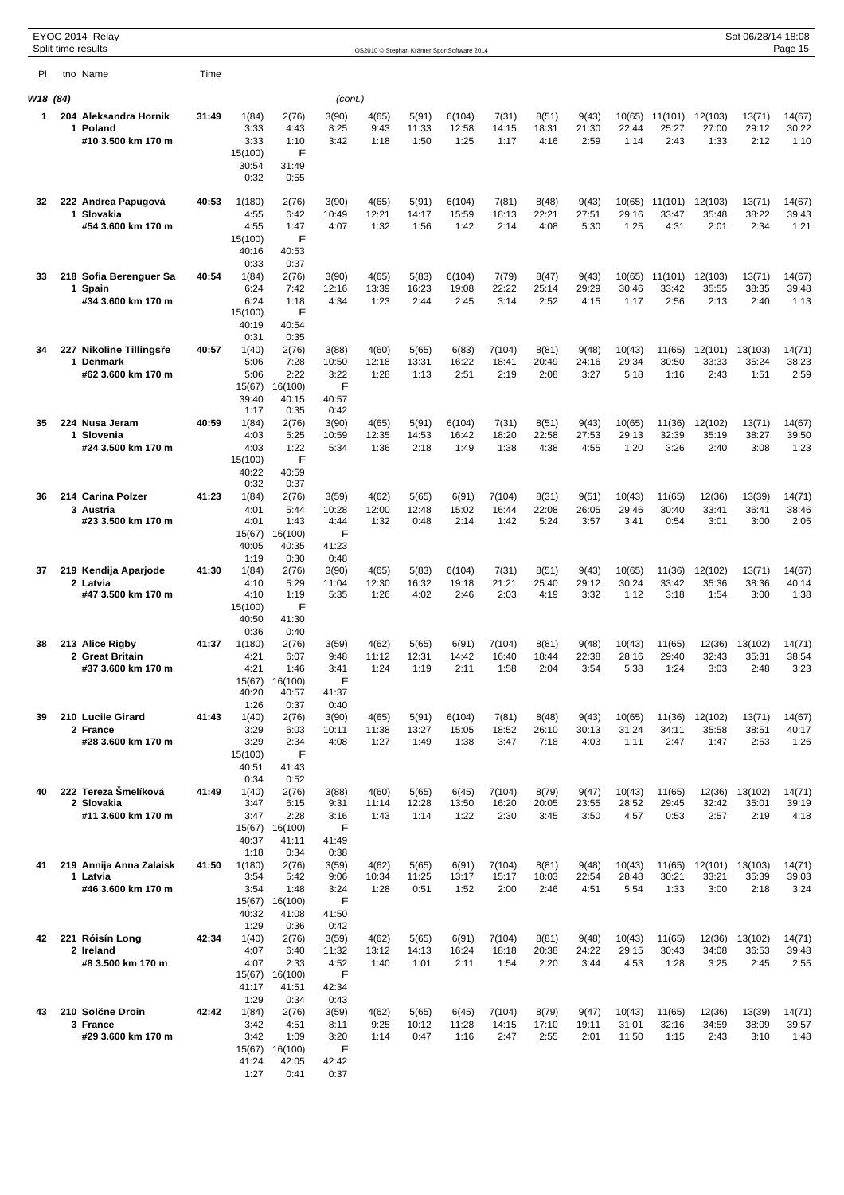EYOC 2014 Relay
Split time results

OS2010 © Stephan Krämer SportSoftware 2014

Sat 06/28/14 18:08

| Pl | tno Name | Time | | | | | | | | | | | | | | |
|---|---|---|---|---|---|---|---|---|---|---|---|---|---|---|---|---|
| **W18 (84)** | | | | | (cont.) | | | | | | | | | | | |
| **1** | **204 Aleksandra Hornik** | **31:49** | 1(84) | 2(76) | 3(90) | 4(65) | 5(91) | 6(104) | 7(31) | 8(51) | 9(43) | 10(65) | 11(101) | 12(103) | 13(71) | 14(67) |
| | **1 Poland** | | 3:33 | 4:43 | 8:25 | 9:43 | 11:33 | 12:58 | 14:15 | 18:31 | 21:30 | 22:44 | 25:27 | 27:00 | 29:12 | 30:22 |
| | **#10 3.500 km 170 m** | | 3:33 | 1:10 | 3:42 | 1:18 | 1:50 | 1:25 | 1:17 | 4:16 | 2:59 | 1:14 | 2:43 | 1:33 | 2:12 | 1:10 |
| | | | 15(100) | F | | | | | | | | | | | | |
| | | | 30:54 | 31:49 | | | | | | | | | | | | |
| | | | 0:32 | 0:55 | | | | | | | | | | | | |
| **32** | **222 Andrea Papugová** | **40:53** | 1(180) | 2(76) | 3(90) | 4(65) | 5(91) | 6(104) | 7(81) | 8(48) | 9(43) | 10(65) | 11(101) | 12(103) | 13(71) | 14(67) |
| | **1 Slovakia** | | 4:55 | 6:42 | 10:49 | 12:21 | 14:17 | 15:59 | 18:13 | 22:21 | 27:51 | 29:16 | 33:47 | 35:48 | 38:22 | 39:43 |
| | **#54 3.600 km 170 m** | | 4:55 | 1:47 | 4:07 | 1:32 | 1:56 | 1:42 | 2:14 | 4:08 | 5:30 | 1:25 | 4:31 | 2:01 | 2:34 | 1:21 |
| | | | 15(100) | F | | | | | | | | | | | | |
| | | | 40:16 | 40:53 | | | | | | | | | | | | |
| | | | 0:33 | 0:37 | | | | | | | | | | | | |
| **33** | **218 Sofia Berenguer Sa** | **40:54** | 1(84) | 2(76) | 3(90) | 4(65) | 5(83) | 6(104) | 7(79) | 8(47) | 9(43) | 10(65) | 11(101) | 12(103) | 13(71) | 14(67) |
| | **1 Spain** | | 6:24 | 7:42 | 12:16 | 13:39 | 16:23 | 19:08 | 22:22 | 25:14 | 29:29 | 30:46 | 33:42 | 35:55 | 38:35 | 39:48 |
| | **#34 3.600 km 170 m** | | 6:24 | 1:18 | 4:34 | 1:23 | 2:44 | 2:45 | 3:14 | 2:52 | 4:15 | 1:17 | 2:56 | 2:13 | 2:40 | 1:13 |
| | | | 15(100) | F | | | | | | | | | | | | |
| | | | 40:19 | 40:54 | | | | | | | | | | | | |
| | | | 0:31 | 0:35 | | | | | | | | | | | | |
| **34** | **227 Nikoline Tillingsře** | **40:57** | 1(40) | 2(76) | 3(88) | 4(60) | 5(65) | 6(83) | 7(104) | 8(81) | 9(48) | 10(43) | 11(65) | 12(101) | 13(103) | 14(71) |
| | **1 Denmark** | | 5:06 | 7:28 | 10:50 | 12:18 | 13:31 | 16:22 | 18:41 | 20:49 | 24:16 | 29:34 | 30:50 | 33:33 | 35:24 | 38:23 |
| | **#62 3.600 km 170 m** | | 5:06 | 2:22 | 3:22 | 1:28 | 1:13 | 2:51 | 2:19 | 2:08 | 3:27 | 5:18 | 1:16 | 2:43 | 1:51 | 2:59 |
| | | | 15(67) | 16(100) | F | | | | | | | | | | | |
| | | | 39:40 | 40:15 | 40:57 | | | | | | | | | | | |
| | | | 1:17 | 0:35 | 0:42 | | | | | | | | | | | |
| **35** | **224 Nusa Jeram** | **40:59** | 1(84) | 2(76) | 3(90) | 4(65) | 5(91) | 6(104) | 7(31) | 8(51) | 9(43) | 10(65) | 11(36) | 12(102) | 13(71) | 14(67) |
| | **1 Slovenia** | | 4:03 | 5:25 | 10:59 | 12:35 | 14:53 | 16:42 | 18:20 | 22:58 | 27:53 | 29:13 | 32:39 | 35:19 | 38:27 | 39:50 |
| | **#24 3.500 km 170 m** | | 4:03 | 1:22 | 5:34 | 1:36 | 2:18 | 1:49 | 1:38 | 4:38 | 4:55 | 1:20 | 3:26 | 2:40 | 3:08 | 1:23 |
| | | | 15(100) | F | | | | | | | | | | | | |
| | | | 40:22 | 40:59 | | | | | | | | | | | | |
| | | | 0:32 | 0:37 | | | | | | | | | | | | |
| **36** | **214 Carina Polzer** | **41:23** | 1(84) | 2(76) | 3(59) | 4(62) | 5(65) | 6(91) | 7(104) | 8(31) | 9(51) | 10(43) | 11(65) | 12(36) | 13(39) | 14(71) |
| | **3 Austria** | | 4:01 | 5:44 | 10:28 | 12:00 | 12:48 | 15:02 | 16:44 | 22:08 | 26:05 | 29:46 | 30:40 | 33:41 | 36:41 | 38:46 |
| | **#23 3.500 km 170 m** | | 4:01 | 1:43 | 4:44 | 1:32 | 0:48 | 2:14 | 1:42 | 5:24 | 3:57 | 3:41 | 0:54 | 3:01 | 3:00 | 2:05 |
| | | | 15(67) | 16(100) | F | | | | | | | | | | | |
| | | | 40:05 | 40:35 | 41:23 | | | | | | | | | | | |
| | | | 1:19 | 0:30 | 0:48 | | | | | | | | | | | |
| **37** | **219 Kendija Aparjode** | **41:30** | 1(84) | 2(76) | 3(90) | 4(65) | 5(83) | 6(104) | 7(31) | 8(51) | 9(43) | 10(65) | 11(36) | 12(102) | 13(71) | 14(67) |
| | **2 Latvia** | | 4:10 | 5:29 | 11:04 | 12:30 | 16:32 | 19:18 | 21:21 | 25:40 | 29:12 | 30:24 | 33:42 | 35:36 | 38:36 | 40:14 |
| | **#47 3.500 km 170 m** | | 4:10 | 1:19 | 5:35 | 1:26 | 4:02 | 2:46 | 2:03 | 4:19 | 3:32 | 1:12 | 3:18 | 1:54 | 3:00 | 1:38 |
| | | | 15(100) | F | | | | | | | | | | | | |
| | | | 40:50 | 41:30 | | | | | | | | | | | | |
| | | | 0:36 | 0:40 | | | | | | | | | | | | |
| **38** | **213 Alice Rigby** | **41:37** | 1(180) | 2(76) | 3(59) | 4(62) | 5(65) | 6(91) | 7(104) | 8(81) | 9(48) | 10(43) | 11(65) | 12(36) | 13(102) | 14(71) |
| | **2 Great Britain** | | 4:21 | 6:07 | 9:48 | 11:12 | 12:31 | 14:42 | 16:40 | 18:44 | 22:38 | 28:16 | 29:40 | 32:43 | 35:31 | 38:54 |
| | **#37 3.600 km 170 m** | | 4:21 | 1:46 | 3:41 | 1:24 | 1:19 | 2:11 | 1:58 | 2:04 | 3:54 | 5:38 | 1:24 | 3:03 | 2:48 | 3:23 |
| | | | 15(67) | 16(100) | F | | | | | | | | | | | |
| | | | 40:20 | 40:57 | 41:37 | | | | | | | | | | | |
| | | | 1:26 | 0:37 | 0:40 | | | | | | | | | | | |
| **39** | **210 Lucile Girard** | **41:43** | 1(40) | 2(76) | 3(90) | 4(65) | 5(91) | 6(104) | 7(81) | 8(48) | 9(43) | 10(65) | 11(36) | 12(102) | 13(71) | 14(67) |
| | **2 France** | | 3:29 | 6:03 | 10:11 | 11:38 | 13:27 | 15:05 | 18:52 | 26:10 | 30:13 | 31:24 | 34:11 | 35:58 | 38:51 | 40:17 |
| | **#28 3.600 km 170 m** | | 3:29 | 2:34 | 4:08 | 1:27 | 1:49 | 1:38 | 3:47 | 7:18 | 4:03 | 1:11 | 2:47 | 1:47 | 2:53 | 1:26 |
| | | | 15(100) | F | | | | | | | | | | | | |
| | | | 40:51 | 41:43 | | | | | | | | | | | | |
| | | | 0:34 | 0:52 | | | | | | | | | | | | |
| **40** | **222 Tereza Šmelíková** | **41:49** | 1(40) | 2(76) | 3(88) | 4(60) | 5(65) | 6(45) | 7(104) | 8(79) | 9(47) | 10(43) | 11(65) | 12(36) | 13(102) | 14(71) |
| | **2 Slovakia** | | 3:47 | 6:15 | 9:31 | 11:14 | 12:28 | 13:50 | 16:20 | 20:05 | 23:55 | 28:52 | 29:45 | 32:42 | 35:01 | 39:19 |
| | **#11 3.600 km 170 m** | | 3:47 | 2:28 | 3:16 | 1:43 | 1:14 | 1:22 | 2:30 | 3:45 | 3:50 | 4:57 | 0:53 | 2:57 | 2:19 | 4:18 |
| | | | 15(67) | 16(100) | F | | | | | | | | | | | |
| | | | 40:37 | 41:11 | 41:49 | | | | | | | | | | | |
| | | | 1:18 | 0:34 | 0:38 | | | | | | | | | | | |
| **41** | **219 Annija Anna Zalaisk** | **41:50** | 1(180) | 2(76) | 3(59) | 4(62) | 5(65) | 6(91) | 7(104) | 8(81) | 9(48) | 10(43) | 11(65) | 12(101) | 13(103) | 14(71) |
| | **1 Latvia** | | 3:54 | 5:42 | 9:06 | 10:34 | 11:25 | 13:17 | 15:17 | 18:03 | 22:54 | 28:48 | 30:21 | 33:21 | 35:39 | 39:03 |
| | **#46 3.600 km 170 m** | | 3:54 | 1:48 | 3:24 | 1:28 | 0:51 | 1:52 | 2:00 | 2:46 | 4:51 | 5:54 | 1:33 | 3:00 | 2:18 | 3:24 |
| | | | 15(67) | 16(100) | F | | | | | | | | | | | |
| | | | 40:32 | 41:08 | 41:50 | | | | | | | | | | | |
| | | | 1:29 | 0:36 | 0:42 | | | | | | | | | | | |
| **42** | **221 Róisín Long** | **42:34** | 1(40) | 2(76) | 3(59) | 4(62) | 5(65) | 6(91) | 7(104) | 8(81) | 9(48) | 10(43) | 11(65) | 12(36) | 13(102) | 14(71) |
| | **2 Ireland** | | 4:07 | 6:40 | 11:32 | 13:12 | 14:13 | 16:24 | 18:18 | 20:38 | 24:22 | 29:15 | 30:43 | 34:08 | 36:53 | 39:48 |
| | **#8 3.500 km 170 m** | | 4:07 | 2:33 | 4:52 | 1:40 | 1:01 | 2:11 | 1:54 | 2:20 | 3:44 | 4:53 | 1:28 | 3:25 | 2:45 | 2:55 |
| | | | 15(67) | 16(100) | F | | | | | | | | | | | |
| | | | 41:17 | 41:51 | 42:34 | | | | | | | | | | | |
| | | | 1:29 | 0:34 | 0:43 | | | | | | | | | | | |
| **43** | **210 Solčne Droin** | **42:42** | 1(84) | 2(76) | 3(59) | 4(62) | 5(65) | 6(45) | 7(104) | 8(79) | 9(47) | 10(43) | 11(65) | 12(36) | 13(39) | 14(71) |
| | **3 France** | | 3:42 | 4:51 | 8:11 | 9:25 | 10:12 | 11:28 | 14:15 | 17:10 | 19:11 | 31:01 | 32:16 | 34:59 | 38:09 | 39:57 |
| | **#29 3.600 km 170 m** | | 3:42 | 1:09 | 3:20 | 1:14 | 0:47 | 1:16 | 2:47 | 2:55 | 2:01 | 11:50 | 1:15 | 2:43 | 3:10 | 1:48 |
| | | | 15(67) | 16(100) | F | | | | | | | | | | | |
| | | | 41:24 | 42:05 | 42:42 | | | | | | | | | | | |
| | | | 1:27 | 0:41 | 0:37 | | | | | | | | | | | |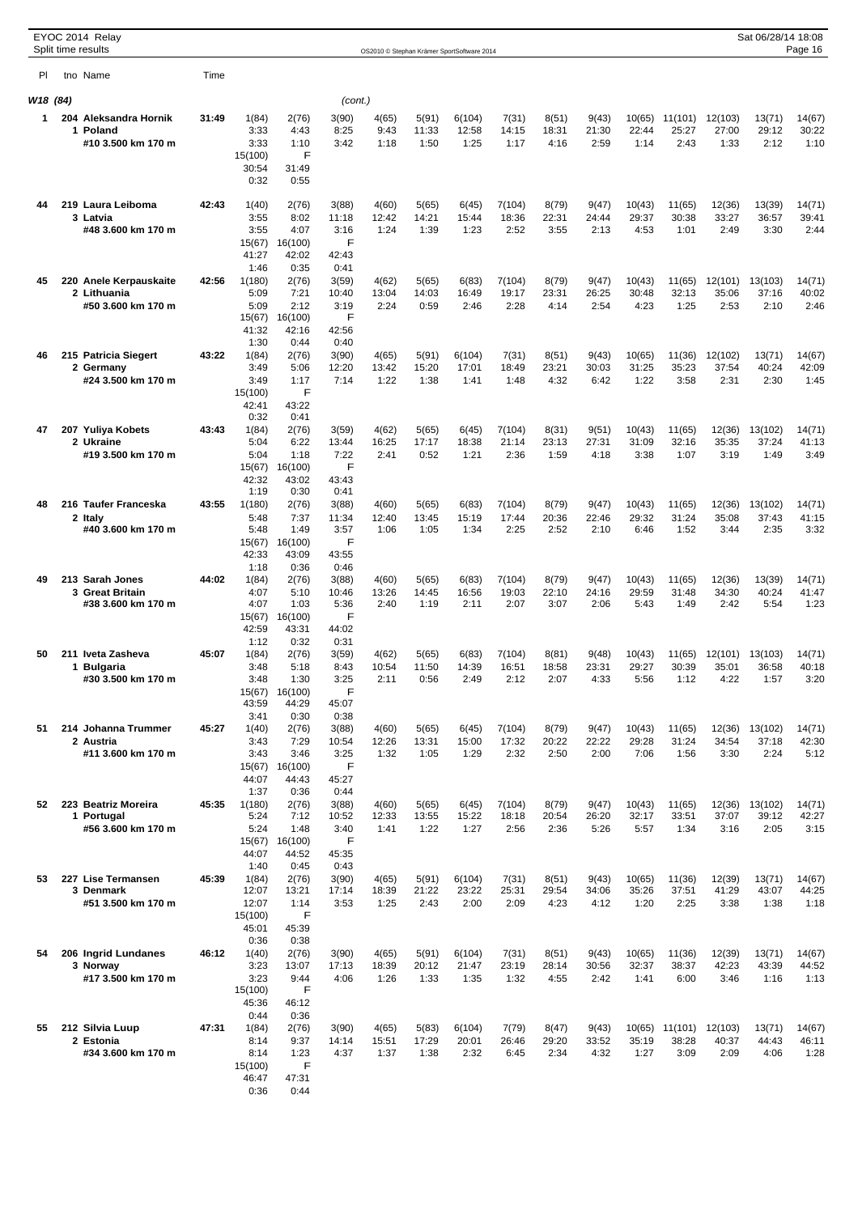EYOC 2014 Relay
Split time results

W18 (84) (cont.)

| Pl | tno Name | Time | | | | | | | | | | | | | |
|---|---|---|---|---|---|---|---|---|---|---|---|---|---|---|---|
| 1 | 204 Aleksandra Hornik | 31:49 | 1(84) | 2(76) | 3(90) | 4(65) | 5(91) | 6(104) | 7(31) | 8(51) | 9(43) | 10(65) | 11(101) | 12(103) | 13(71) | 14(67) |
| | 1 Poland | | 3:33 | 4:43 | 8:25 | 9:43 | 11:33 | 12:58 | 14:15 | 18:31 | 21:30 | 22:44 | 25:27 | 27:00 | 29:12 | 30:22 |
| | #10 3.500 km 170 m | | 3:33 | 1:10 | 3:42 | 1:18 | 1:50 | 1:25 | 1:17 | 4:16 | 2:59 | 1:14 | 2:43 | 1:33 | 2:12 | 1:10 |
| | | | 15(100) | F | | | | | | | | | | | | |
| | | | 30:54 | 31:49 | | | | | | | | | | | | |
| | | | 0:32 | 0:55 | | | | | | | | | | | | |
| 44 | 219 Laura Leiboma | 42:43 | 1(40) | 2(76) | 3(88) | 4(60) | 5(65) | 6(45) | 7(104) | 8(79) | 9(47) | 10(43) | 11(65) | 12(36) | 13(39) | 14(71) |
| | 3 Latvia | | 3:55 | 8:02 | 11:18 | 12:42 | 14:21 | 15:44 | 18:36 | 22:31 | 24:44 | 29:37 | 30:38 | 33:27 | 36:57 | 39:41 |
| | #48 3.600 km 170 m | | 3:55 | 4:07 | 3:16 | 1:24 | 1:39 | 1:23 | 2:52 | 3:55 | 2:13 | 4:53 | 1:01 | 2:49 | 3:30 | 2:44 |
| | | | 15(67) | 16(100) | F | | | | | | | | | | | |
| | | | 41:27 | 42:02 | 42:43 | | | | | | | | | | | |
| | | | 1:46 | 0:35 | 0:41 | | | | | | | | | | | |
| 45 | 220 Anele Kerpauskaite | 42:56 | 1(180) | 2(76) | 3(59) | 4(62) | 5(65) | 6(83) | 7(104) | 8(79) | 9(47) | 10(43) | 11(65) | 12(101) | 13(103) | 14(71) |
| | 2 Lithuania | | 5:09 | 7:21 | 10:40 | 13:04 | 14:03 | 16:49 | 19:17 | 23:31 | 26:25 | 30:48 | 32:13 | 35:06 | 37:16 | 40:02 |
| | #50 3.600 km 170 m | | 5:09 | 2:12 | 3:19 | 2:24 | 0:59 | 2:46 | 2:28 | 4:14 | 2:54 | 4:23 | 1:25 | 2:53 | 2:10 | 2:46 |
| | | | 15(67) | 16(100) | F | | | | | | | | | | | |
| | | | 41:32 | 42:16 | 42:56 | | | | | | | | | | | |
| | | | 1:30 | 0:44 | 0:40 | | | | | | | | | | | |
| 46 | 215 Patricia Siegert | 43:22 | 1(84) | 2(76) | 3(90) | 4(65) | 5(91) | 6(104) | 7(31) | 8(51) | 9(43) | 10(65) | 11(36) | 12(102) | 13(71) | 14(67) |
| | 2 Germany | | 3:49 | 5:06 | 12:20 | 13:42 | 15:20 | 17:01 | 18:49 | 23:21 | 30:03 | 31:25 | 35:23 | 37:54 | 40:24 | 42:09 |
| | #24 3.500 km 170 m | | 3:49 | 1:17 | 7:14 | 1:22 | 1:38 | 1:41 | 1:48 | 4:32 | 6:42 | 1:22 | 3:58 | 2:31 | 2:30 | 1:45 |
| | | | 15(100) | F | | | | | | | | | | | | |
| | | | 42:41 | 43:22 | | | | | | | | | | | | |
| | | | 0:32 | 0:41 | | | | | | | | | | | | |
| 47 | 207 Yuliya Kobets | 43:43 | 1(84) | 2(76) | 3(59) | 4(62) | 5(65) | 6(45) | 7(104) | 8(31) | 9(51) | 10(43) | 11(65) | 12(36) | 13(102) | 14(71) |
| | 2 Ukraine | | 5:04 | 6:22 | 13:44 | 16:25 | 17:17 | 18:38 | 21:14 | 23:13 | 27:31 | 31:09 | 32:16 | 35:35 | 37:24 | 41:13 |
| | #19 3.500 km 170 m | | 5:04 | 1:18 | 7:22 | 2:41 | 0:52 | 1:21 | 2:36 | 1:59 | 4:18 | 3:38 | 1:07 | 3:19 | 1:49 | 3:49 |
| | | | 15(67) | 16(100) | F | | | | | | | | | | | |
| | | | 42:32 | 43:02 | 43:43 | | | | | | | | | | | |
| | | | 1:19 | 0:30 | 0:41 | | | | | | | | | | | |
| 48 | 216 Taufer Franceska | 43:55 | 1(180) | 2(76) | 3(88) | 4(60) | 5(65) | 6(83) | 7(104) | 8(79) | 9(47) | 10(43) | 11(65) | 12(36) | 13(102) | 14(71) |
| | 2 Italy | | 5:48 | 7:37 | 11:34 | 12:40 | 13:45 | 15:19 | 17:44 | 20:36 | 22:46 | 29:32 | 31:24 | 35:08 | 37:43 | 41:15 |
| | #40 3.600 km 170 m | | 5:48 | 1:49 | 3:57 | 1:06 | 1:05 | 1:34 | 2:25 | 2:52 | 2:10 | 6:46 | 1:52 | 3:44 | 2:35 | 3:32 |
| | | | 15(67) | 16(100) | F | | | | | | | | | | | |
| | | | 42:33 | 43:09 | 43:55 | | | | | | | | | | | |
| | | | 1:18 | 0:36 | 0:46 | | | | | | | | | | | |
| 49 | 213 Sarah Jones | 44:02 | 1(84) | 2(76) | 3(88) | 4(60) | 5(65) | 6(83) | 7(104) | 8(79) | 9(47) | 10(43) | 11(65) | 12(36) | 13(39) | 14(71) |
| | 3 Great Britain | | 4:07 | 5:10 | 10:46 | 13:26 | 14:45 | 16:56 | 19:03 | 22:10 | 24:16 | 29:59 | 31:48 | 34:30 | 40:24 | 41:47 |
| | #38 3.600 km 170 m | | 4:07 | 1:03 | 5:36 | 2:40 | 1:19 | 2:11 | 2:07 | 3:07 | 2:06 | 5:43 | 1:49 | 2:42 | 5:54 | 1:23 |
| | | | 15(67) | 16(100) | F | | | | | | | | | | | |
| | | | 42:59 | 43:31 | 44:02 | | | | | | | | | | | |
| | | | 1:12 | 0:32 | 0:31 | | | | | | | | | | | |
| 50 | 211 Iveta Zasheva | 45:07 | 1(84) | 2(76) | 3(59) | 4(62) | 5(65) | 6(83) | 7(104) | 8(81) | 9(48) | 10(43) | 11(65) | 12(101) | 13(103) | 14(71) |
| | 1 Bulgaria | | 3:48 | 5:18 | 8:43 | 10:54 | 11:50 | 14:39 | 16:51 | 18:58 | 23:31 | 29:27 | 30:39 | 35:01 | 36:58 | 40:18 |
| | #30 3.500 km 170 m | | 3:48 | 1:30 | 3:25 | 2:11 | 0:56 | 2:49 | 2:12 | 2:07 | 4:33 | 5:56 | 1:12 | 4:22 | 1:57 | 3:20 |
| | | | 15(67) | 16(100) | F | | | | | | | | | | | |
| | | | 43:59 | 44:29 | 45:07 | | | | | | | | | | | |
| | | | 3:41 | 0:30 | 0:38 | | | | | | | | | | | |
| 51 | 214 Johanna Trummer | 45:27 | 1(40) | 2(76) | 3(88) | 4(60) | 5(65) | 6(45) | 7(104) | 8(79) | 9(47) | 10(43) | 11(65) | 12(36) | 13(102) | 14(71) |
| | 2 Austria | | 3:43 | 7:29 | 10:54 | 12:26 | 13:31 | 15:00 | 17:32 | 20:22 | 22:22 | 29:28 | 31:24 | 34:54 | 37:18 | 42:30 |
| | #11 3.600 km 170 m | | 3:43 | 3:46 | 3:25 | 1:32 | 1:05 | 1:29 | 2:32 | 2:50 | 2:00 | 7:06 | 1:56 | 3:30 | 2:24 | 5:12 |
| | | | 15(67) | 16(100) | F | | | | | | | | | | | |
| | | | 44:07 | 44:43 | 45:27 | | | | | | | | | | | |
| | | | 1:37 | 0:36 | 0:44 | | | | | | | | | | | |
| 52 | 223 Beatriz Moreira | 45:35 | 1(180) | 2(76) | 3(88) | 4(60) | 5(65) | 6(45) | 7(104) | 8(79) | 9(47) | 10(43) | 11(65) | 12(36) | 13(102) | 14(71) |
| | 1 Portugal | | 5:24 | 7:12 | 10:52 | 12:33 | 13:55 | 15:22 | 18:18 | 20:54 | 26:20 | 32:17 | 33:51 | 37:07 | 39:12 | 42:27 |
| | #56 3.600 km 170 m | | 5:24 | 1:48 | 3:40 | 1:41 | 1:22 | 1:27 | 2:56 | 2:36 | 5:26 | 5:57 | 1:34 | 3:16 | 2:05 | 3:15 |
| | | | 15(67) | 16(100) | F | | | | | | | | | | | |
| | | | 44:07 | 44:52 | 45:35 | | | | | | | | | | | |
| | | | 1:40 | 0:45 | 0:43 | | | | | | | | | | | |
| 53 | 227 Lise Termansen | 45:39 | 1(84) | 2(76) | 3(90) | 4(65) | 5(91) | 6(104) | 7(31) | 8(51) | 9(43) | 10(65) | 11(36) | 12(39) | 13(71) | 14(67) |
| | 3 Denmark | | 12:07 | 13:21 | 17:14 | 18:39 | 21:22 | 23:22 | 25:31 | 29:54 | 34:06 | 35:26 | 37:51 | 41:29 | 43:07 | 44:25 |
| | #51 3.500 km 170 m | | 12:07 | 1:14 | 3:53 | 1:25 | 2:43 | 2:00 | 2:09 | 4:23 | 4:12 | 1:20 | 2:25 | 3:38 | 1:38 | 1:18 |
| | | | 15(100) | F | | | | | | | | | | | | |
| | | | 45:01 | 45:39 | | | | | | | | | | | | |
| | | | 0:36 | 0:38 | | | | | | | | | | | | |
| 54 | 206 Ingrid Lundanes | 46:12 | 1(40) | 2(76) | 3(90) | 4(65) | 5(91) | 6(104) | 7(31) | 8(51) | 9(43) | 10(65) | 11(36) | 12(39) | 13(71) | 14(67) |
| | 3 Norway | | 3:23 | 13:07 | 17:13 | 18:39 | 20:12 | 21:47 | 23:19 | 28:14 | 30:56 | 32:37 | 38:37 | 42:23 | 43:39 | 44:52 |
| | #17 3.500 km 170 m | | 3:23 | 9:44 | 4:06 | 1:26 | 1:33 | 1:35 | 1:32 | 4:55 | 2:42 | 1:41 | 6:00 | 3:46 | 1:16 | 1:13 |
| | | | 15(100) | F | | | | | | | | | | | | |
| | | | 45:36 | 46:12 | | | | | | | | | | | | |
| | | | 0:44 | 0:36 | | | | | | | | | | | | |
| 55 | 212 Silvia Luup | 47:31 | 1(84) | 2(76) | 3(90) | 4(65) | 5(83) | 6(104) | 7(79) | 8(47) | 9(43) | 10(65) | 11(101) | 12(103) | 13(71) | 14(67) |
| | 2 Estonia | | 8:14 | 9:37 | 14:14 | 15:51 | 17:29 | 20:01 | 26:46 | 29:20 | 33:52 | 35:19 | 38:28 | 40:37 | 44:43 | 46:11 |
| | #34 3.600 km 170 m | | 8:14 | 1:23 | 4:37 | 1:37 | 1:38 | 2:32 | 6:45 | 2:34 | 4:32 | 1:27 | 3:09 | 2:09 | 4:06 | 1:28 |
| | | | 15(100) | F | | | | | | | | | | | | |
| | | | 46:47 | 47:31 | | | | | | | | | | | | |
| | | | 0:36 | 0:44 | | | | | | | | | | | | |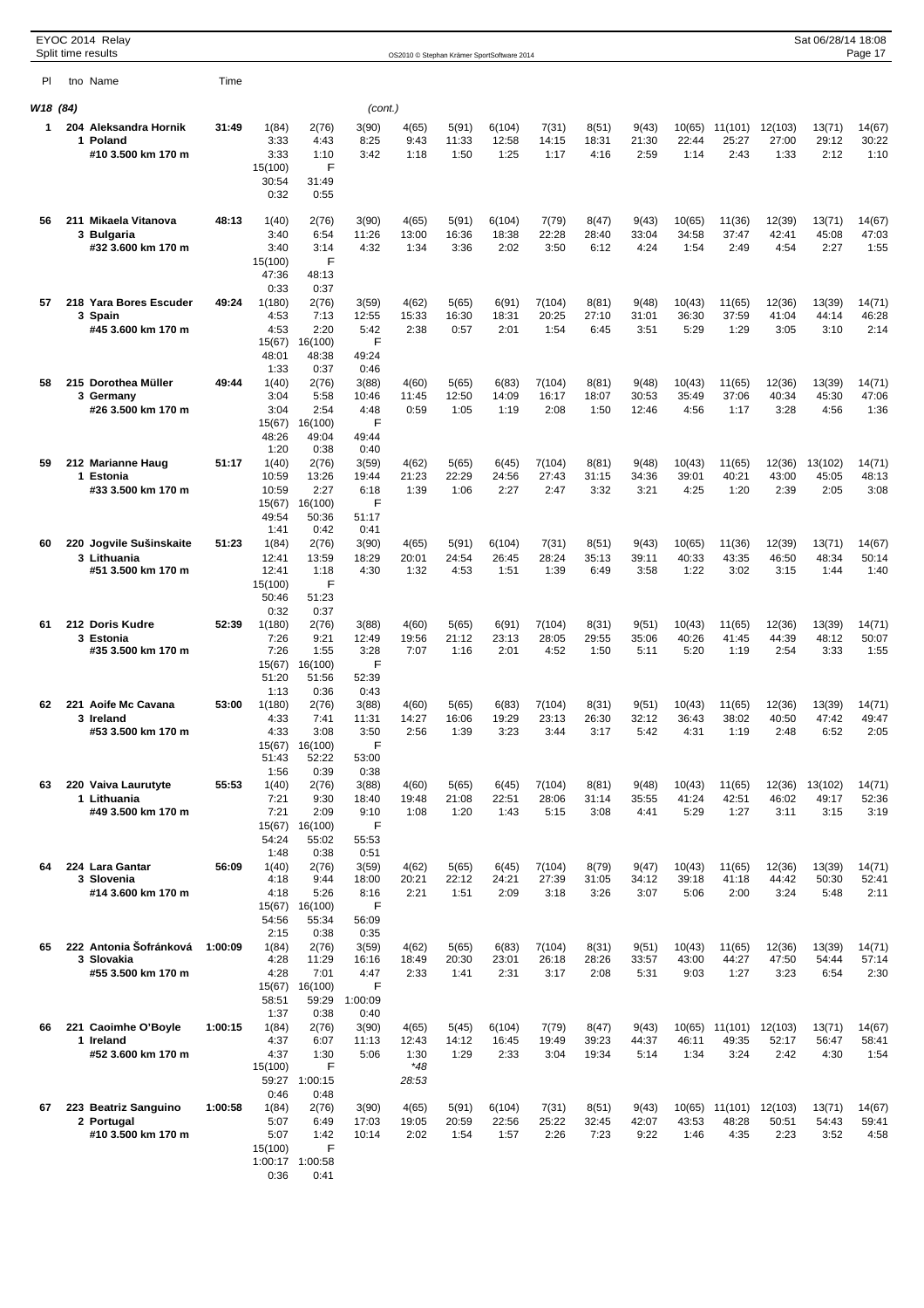EYOC 2014 Relay
Split time results

OS2010 © Stephan Krämer SportSoftware 2014

Sat 06/28/14 18:08

| Pl | tno Name | Time | | | | | | | | | | | | | | |
|---|---|---|---|---|---|---|---|---|---|---|---|---|---|---|---|---|
| **W18 (84)** | | | | | *(cont.)* | | | | | | | | | | | |
| **1** | **204 Aleksandra Hornik** | **31:49** | 1(84) | 2(76) | 3(90) | 4(65) | 5(91) | 6(104) | 7(31) | 8(51) | 9(43) | 10(65) | 11(101) | 12(103) | 13(71) | 14(67) |
| | **1 Poland** | | 3:33 | 4:43 | 8:25 | 9:43 | 11:33 | 12:58 | 14:15 | 18:31 | 21:30 | 22:44 | 25:27 | 27:00 | 29:12 | 30:22 |
| | **#10 3.500 km 170 m** | | 3:33 | 1:10 | 3:42 | 1:18 | 1:50 | 1:25 | 1:17 | 4:16 | 2:59 | 1:14 | 2:43 | 1:33 | 2:12 | 1:10 |
| | | | 15(100) | F | | | | | | | | | | | | |
| | | | 30:54 | 31:49 | | | | | | | | | | | | |
| | | | 0:32 | 0:55 | | | | | | | | | | | | |
| **56** | **211 Mikaela Vitanova** | **48:13** | 1(40) | 2(76) | 3(90) | 4(65) | 5(91) | 6(104) | 7(79) | 8(47) | 9(43) | 10(65) | 11(36) | 12(39) | 13(71) | 14(67) |
| | **3 Bulgaria** | | 3:40 | 6:54 | 11:26 | 13:00 | 16:36 | 18:38 | 22:28 | 28:40 | 33:04 | 34:58 | 37:47 | 42:41 | 45:08 | 47:03 |
| | **#32 3.600 km 170 m** | | 3:40 | 3:14 | 4:32 | 1:34 | 3:36 | 2:02 | 3:50 | 6:12 | 4:24 | 1:54 | 2:49 | 4:54 | 2:27 | 1:55 |
| | | | 15(100) | F | | | | | | | | | | | | |
| | | | 47:36 | 48:13 | | | | | | | | | | | | |
| | | | 0:33 | 0:37 | | | | | | | | | | | | |
| **57** | **218 Yara Bores Escuder** | **49:24** | 1(180) | 2(76) | 3(59) | 4(62) | 5(65) | 6(91) | 7(104) | 8(81) | 9(48) | 10(43) | 11(65) | 12(36) | 13(39) | 14(71) |
| | **3 Spain** | | 4:53 | 7:13 | 12:55 | 15:33 | 16:30 | 18:31 | 20:25 | 27:10 | 31:01 | 36:30 | 37:59 | 41:04 | 44:14 | 46:28 |
| | **#45 3.600 km 170 m** | | 4:53 | 2:20 | 5:42 | 2:38 | 0:57 | 2:01 | 1:54 | 6:45 | 3:51 | 5:29 | 1:29 | 3:05 | 3:10 | 2:14 |
| | | | 15(67) | 16(100) | F | | | | | | | | | | | |
| | | | 48:01 | 48:38 | 49:24 | | | | | | | | | | | |
| | | | 1:33 | 0:37 | 0:46 | | | | | | | | | | | |
| **58** | **215 Dorothea Müller** | **49:44** | 1(40) | 2(76) | 3(88) | 4(60) | 5(65) | 6(83) | 7(104) | 8(81) | 9(48) | 10(43) | 11(65) | 12(36) | 13(39) | 14(71) |
| | **3 Germany** | | 3:04 | 5:58 | 10:46 | 11:45 | 12:50 | 14:09 | 16:17 | 18:07 | 30:53 | 35:49 | 37:06 | 40:34 | 45:30 | 47:06 |
| | **#26 3.500 km 170 m** | | 3:04 | 2:54 | 4:48 | 0:59 | 1:05 | 1:19 | 2:08 | 1:50 | 12:46 | 4:56 | 1:17 | 3:28 | 4:56 | 1:36 |
| | | | 15(67) | 16(100) | F | | | | | | | | | | | |
| | | | 48:26 | 49:04 | 49:44 | | | | | | | | | | | |
| | | | 1:20 | 0:38 | 0:40 | | | | | | | | | | | |
| **59** | **212 Marianne Haug** | **51:17** | 1(40) | 2(76) | 3(59) | 4(62) | 5(65) | 6(45) | 7(104) | 8(81) | 9(48) | 10(43) | 11(65) | 12(36) | 13(102) | 14(71) |
| | **1 Estonia** | | 10:59 | 13:26 | 19:44 | 21:23 | 22:29 | 24:56 | 27:43 | 31:15 | 34:36 | 39:01 | 40:21 | 43:00 | 45:05 | 48:13 |
| | **#33 3.500 km 170 m** | | 10:59 | 2:27 | 6:18 | 1:39 | 1:06 | 2:27 | 2:47 | 3:32 | 3:21 | 4:25 | 1:20 | 2:39 | 2:05 | 3:08 |
| | | | 15(67) | 16(100) | F | | | | | | | | | | | |
| | | | 49:54 | 50:36 | 51:17 | | | | | | | | | | | |
| | | | 1:41 | 0:42 | 0:41 | | | | | | | | | | | |
| **60** | **220 Jogvile Sušinskaite** | **51:23** | 1(84) | 2(76) | 3(90) | 4(65) | 5(91) | 6(104) | 7(31) | 8(51) | 9(43) | 10(65) | 11(36) | 12(39) | 13(71) | 14(67) |
| | **3 Lithuania** | | 12:41 | 13:59 | 18:29 | 20:01 | 24:54 | 26:45 | 28:24 | 35:13 | 39:11 | 40:33 | 43:35 | 46:50 | 48:34 | 50:14 |
| | **#51 3.500 km 170 m** | | 12:41 | 1:18 | 4:30 | 1:32 | 4:53 | 1:51 | 1:39 | 6:49 | 3:58 | 1:22 | 3:02 | 3:15 | 1:44 | 1:40 |
| | | | 15(100) | F | | | | | | | | | | | | |
| | | | 50:46 | 51:23 | | | | | | | | | | | | |
| | | | 0:32 | 0:37 | | | | | | | | | | | | |
| **61** | **212 Doris Kudre** | **52:39** | 1(180) | 2(76) | 3(88) | 4(60) | 5(65) | 6(91) | 7(104) | 8(31) | 9(51) | 10(43) | 11(65) | 12(36) | 13(39) | 14(71) |
| | **3 Estonia** | | 7:26 | 9:21 | 12:49 | 19:56 | 21:12 | 23:13 | 28:05 | 29:55 | 35:06 | 40:26 | 41:45 | 44:39 | 48:12 | 50:07 |
| | **#35 3.500 km 170 m** | | 7:26 | 1:55 | 3:28 | 7:07 | 1:16 | 2:01 | 4:52 | 1:50 | 5:11 | 5:20 | 1:19 | 2:54 | 3:33 | 1:55 |
| | | | 15(67) | 16(100) | F | | | | | | | | | | | |
| | | | 51:20 | 51:56 | 52:39 | | | | | | | | | | | |
| | | | 1:13 | 0:36 | 0:43 | | | | | | | | | | | |
| **62** | **221 Aoife Mc Cavana** | **53:00** | 1(180) | 2(76) | 3(88) | 4(60) | 5(65) | 6(83) | 7(104) | 8(31) | 9(51) | 10(43) | 11(65) | 12(36) | 13(39) | 14(71) |
| | **3 Ireland** | | 4:33 | 7:41 | 11:31 | 14:27 | 16:06 | 19:29 | 23:13 | 26:30 | 32:12 | 36:43 | 38:02 | 40:50 | 47:42 | 49:47 |
| | **#53 3.500 km 170 m** | | 4:33 | 3:08 | 3:50 | 2:56 | 1:39 | 3:23 | 3:44 | 3:17 | 5:42 | 4:31 | 1:19 | 2:48 | 6:52 | 2:05 |
| | | | 15(67) | 16(100) | F | | | | | | | | | | | |
| | | | 51:43 | 52:22 | 53:00 | | | | | | | | | | | |
| | | | 1:56 | 0:39 | 0:38 | | | | | | | | | | | |
| **63** | **220 Vaiva Laurutyte** | **55:53** | 1(40) | 2(76) | 3(88) | 4(60) | 5(65) | 6(45) | 7(104) | 8(81) | 9(48) | 10(43) | 11(65) | 12(36) | 13(102) | 14(71) |
| | **1 Lithuania** | | 7:21 | 9:30 | 18:40 | 19:48 | 21:08 | 22:51 | 28:06 | 31:14 | 35:55 | 41:24 | 42:51 | 46:02 | 49:17 | 52:36 |
| | **#49 3.500 km 170 m** | | 7:21 | 2:09 | 9:10 | 1:08 | 1:20 | 1:43 | 5:15 | 3:08 | 4:41 | 5:29 | 1:27 | 3:11 | 3:15 | 3:19 |
| | | | 15(67) | 16(100) | F | | | | | | | | | | | |
| | | | 54:24 | 55:02 | 55:53 | | | | | | | | | | | |
| | | | 1:48 | 0:38 | 0:51 | | | | | | | | | | | |
| **64** | **224 Lara Gantar** | **56:09** | 1(40) | 2(76) | 3(59) | 4(62) | 5(65) | 6(45) | 7(104) | 8(79) | 9(47) | 10(43) | 11(65) | 12(36) | 13(39) | 14(71) |
| | **3 Slovenia** | | 4:18 | 9:44 | 18:00 | 20:21 | 22:12 | 24:21 | 27:39 | 31:05 | 34:12 | 39:18 | 41:18 | 44:42 | 50:30 | 52:41 |
| | **#14 3.600 km 170 m** | | 4:18 | 5:26 | 8:16 | 2:21 | 1:51 | 2:09 | 3:18 | 3:26 | 3:07 | 5:06 | 2:00 | 3:24 | 5:48 | 2:11 |
| | | | 15(67) | 16(100) | F | | | | | | | | | | | |
| | | | 54:56 | 55:34 | 56:09 | | | | | | | | | | | |
| | | | 2:15 | 0:38 | 0:35 | | | | | | | | | | | |
| **65** | **222 Antonia Šofránková** | **1:00:09** | 1(84) | 2(76) | 3(59) | 4(62) | 5(65) | 6(83) | 7(104) | 8(31) | 9(51) | 10(43) | 11(65) | 12(36) | 13(39) | 14(71) |
| | **3 Slovakia** | | 4:28 | 11:29 | 16:16 | 18:49 | 20:30 | 23:01 | 26:18 | 28:26 | 33:57 | 43:00 | 44:27 | 47:50 | 54:44 | 57:14 |
| | **#55 3.500 km 170 m** | | 4:28 | 7:01 | 4:47 | 2:33 | 1:41 | 2:31 | 3:17 | 2:08 | 5:31 | 9:03 | 1:27 | 3:23 | 6:54 | 2:30 |
| | | | 15(67) | 16(100) | F | | | | | | | | | | | |
| | | | 58:51 | 59:29 | 1:00:09 | | | | | | | | | | | |
| | | | 1:37 | 0:38 | 0:40 | | | | | | | | | | | |
| **66** | **221 Caoimhe O'Boyle** | **1:00:15** | 1(84) | 2(76) | 3(90) | 4(65) | 5(45) | 6(104) | 7(79) | 8(47) | 9(43) | 10(65) | 11(101) | 12(103) | 13(71) | 14(67) |
| | **1 Ireland** | | 4:37 | 6:07 | 11:13 | 12:43 | 14:12 | 16:45 | 19:49 | 39:23 | 44:37 | 46:11 | 49:35 | 52:17 | 56:47 | 58:41 |
| | **#52 3.600 km 170 m** | | 4:37 | 1:30 | 5:06 | 1:30 | 1:29 | 2:33 | 3:04 | 19:34 | 5:14 | 1:34 | 3:24 | 2:42 | 4:30 | 1:54 |
| | | | 15(100) | F | | *48 | | | | | | | | | | |
| | | | 59:27 | 1:00:15 | | 28:53 | | | | | | | | | | |
| | | | 0:46 | 0:48 | | | | | | | | | | | | |
| **67** | **223 Beatriz Sanguino** | **1:00:58** | 1(84) | 2(76) | 3(90) | 4(65) | 5(91) | 6(104) | 7(31) | 8(51) | 9(43) | 10(65) | 11(101) | 12(103) | 13(71) | 14(67) |
| | **2 Portugal** | | 5:07 | 6:49 | 17:03 | 19:05 | 20:59 | 22:56 | 25:22 | 32:45 | 42:07 | 43:53 | 48:28 | 50:51 | 54:43 | 59:41 |
| | **#10 3.500 km 170 m** | | 5:07 | 1:42 | 10:14 | 2:02 | 1:54 | 1:57 | 2:26 | 7:23 | 9:22 | 1:46 | 4:35 | 2:23 | 3:52 | 4:58 |
| | | | 15(100) | F | | | | | | | | | | | | |
| | | | 1:00:17 | 1:00:58 | | | | | | | | | | | | |
| | | | 0:36 | 0:41 | | | | | | | | | | | | |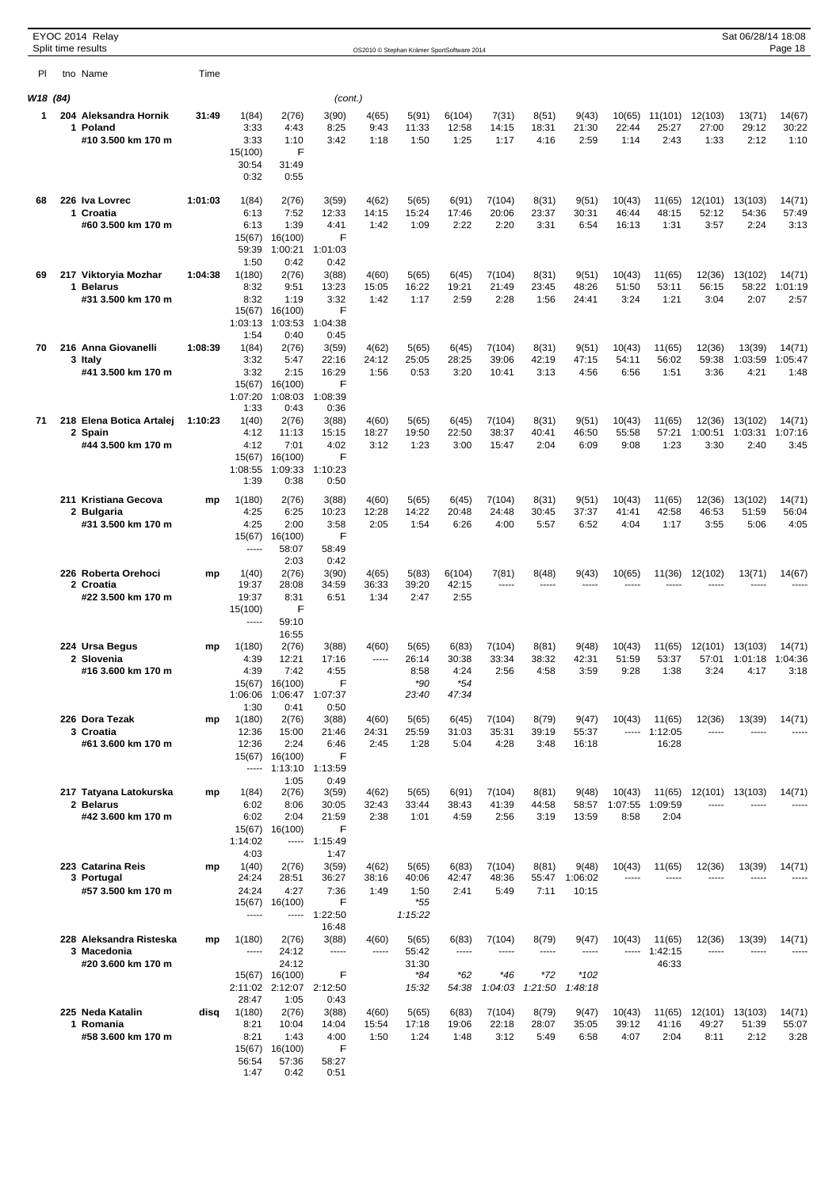EYOC 2014 Relay
Split time results

OS2010 © Stephan Krämer SportSoftware 2014

Sat 06/28/14 18:08

| Pl | tno Name | Time | | | | | | | | | | | | | | |
|---|---|---|---|---|---|---|---|---|---|---|---|---|---|---|---|---|
| **W18 (84)** | | | | | (cont.) | | | | | | | | | | | |
| 1 | 204 Aleksandra Hornik<br>1 Poland<br>#10 3.500 km 170 m | 31:49 | 1(84)<br>3:33<br>3:33 | 2(76)<br>4:43<br>1:10 | 3(90)<br>8:25<br>3:42 | 4(65)<br>9:43<br>1:18 | 5(91)<br>11:33<br>1:50 | 6(104)<br>12:58<br>1:25 | 7(31)<br>14:15<br>1:17 | 8(51)<br>18:31<br>4:16 | 9(43)<br>21:30<br>2:59 | 10(65)<br>22:44<br>1:14 | 11(101)<br>25:27<br>2:43 | 12(103)<br>27:00<br>1:33 | 13(71)<br>29:12<br>2:12 | 14(67)<br>30:22<br>1:10 |
| | | | 15(100)<br>30:54<br>0:32 | F<br>31:49<br>0:55 | | | | | | | | | | | | |
| 68 | 226 Iva Lovrec<br>1 Croatia<br>#60 3.500 km 170 m | 1:01:03 | 1(84)<br>6:13<br>6:13 | 2(76)<br>7:52<br>1:39 | 3(59)<br>12:33<br>4:41 | 4(62)<br>14:15<br>1:42 | 5(65)<br>15:24<br>1:09 | 6(91)<br>17:46<br>2:22 | 7(104)<br>20:06<br>2:20 | 8(31)<br>23:37<br>3:31 | 9(51)<br>30:31<br>6:54 | 10(43)<br>46:44<br>16:13 | 11(65)<br>48:15<br>1:31 | 12(101)<br>52:12<br>3:57 | 13(103)<br>54:36<br>2:24 | 14(71)<br>57:49<br>3:13 |
| | | | 15(67)<br>59:39<br>1:50 | 16(100)<br>1:00:21<br>0:42 | F<br>1:01:03<br>0:42 | | | | | | | | | | | |
| 69 | 217 Viktoryia Mozhar<br>1 Belarus<br>#31 3.500 km 170 m | 1:04:38 | 1(180)<br>8:32<br>8:32 | 2(76)<br>9:51<br>1:19 | 3(88)<br>13:23<br>3:32 | 4(60)<br>15:05<br>1:42 | 5(65)<br>16:22<br>1:17 | 6(45)<br>19:21<br>2:59 | 7(104)<br>21:49<br>2:28 | 8(31)<br>23:45<br>1:56 | 9(51)<br>48:26<br>24:41 | 10(43)<br>51:50<br>3:24 | 11(65)<br>53:11<br>1:21 | 12(36)<br>56:15<br>3:04 | 13(102)<br>58:22<br>2:07 | 14(71)<br>1:01:19<br>2:57 |
| | | | 15(67)<br>1:03:13<br>1:54 | 16(100)<br>1:03:53<br>0:40 | F<br>1:04:38<br>0:45 | | | | | | | | | | | |
| 70 | 216 Anna Giovanelli<br>3 Italy<br>#41 3.500 km 170 m | 1:08:39 | 1(84)<br>3:32<br>3:32 | 2(76)<br>5:47<br>2:15 | 3(59)<br>22:16<br>16:29 | 4(62)<br>24:12<br>1:56 | 5(65)<br>25:05<br>0:53 | 6(45)<br>28:25<br>3:20 | 7(104)<br>39:06<br>10:41 | 8(31)<br>42:19<br>3:13 | 9(51)<br>47:15<br>4:56 | 10(43)<br>54:11<br>6:56 | 11(65)<br>56:02<br>1:51 | 12(36)<br>59:38<br>3:36 | 13(39)<br>1:03:59<br>4:21 | 14(71)<br>1:05:47<br>1:48 |
| | | | 15(67)<br>1:07:20<br>1:33 | 16(100)<br>1:08:03<br>0:43 | F<br>1:08:39<br>0:36 | | | | | | | | | | | |
| 71 | 218 Elena Botica Artalej<br>2 Spain<br>#44 3.500 km 170 m | 1:10:23 | 1(40)<br>4:12<br>4:12 | 2(76)<br>11:13<br>7:01 | 3(88)<br>15:15<br>4:02 | 4(60)<br>18:27<br>3:12 | 5(65)<br>19:50<br>1:23 | 6(45)<br>22:50<br>3:00 | 7(104)<br>38:37<br>15:47 | 8(31)<br>40:41<br>2:04 | 9(51)<br>46:50<br>6:09 | 10(43)<br>55:58<br>9:08 | 11(65)<br>57:21<br>1:23 | 12(36)<br>1:00:51<br>3:30 | 13(102)<br>1:03:31<br>2:40 | 14(71)<br>1:07:16<br>3:45 |
| | | | 15(67)<br>1:08:55<br>1:39 | 16(100)<br>1:09:33<br>0:38 | F<br>1:10:23<br>0:50 | | | | | | | | | | | |
| | 211 Kristiana Gecova<br>2 Bulgaria<br>#31 3.500 km 170 m | mp | 1(180)<br>4:25<br>4:25 | 2(76)<br>6:25<br>2:00 | 3(88)<br>10:23<br>3:58 | 4(60)<br>12:28<br>2:05 | 5(65)<br>14:22<br>1:54 | 6(45)<br>20:48<br>6:26 | 7(104)<br>24:48<br>4:00 | 8(31)<br>30:45<br>5:57 | 9(51)<br>37:37<br>6:52 | 10(43)<br>41:41<br>4:04 | 11(65)<br>42:58<br>1:17 | 12(36)<br>46:53<br>3:55 | 13(102)<br>51:59<br>5:06 | 14(71)<br>56:04<br>4:05 |
| | | | 15(67)<br>----- | 16(100)<br>58:07<br>2:03 | F<br>58:49<br>0:42 | | | | | | | | | | | |
| | 226 Roberta Orehoci<br>2 Croatia<br>#22 3.500 km 170 m | mp | 1(40)<br>19:37<br>19:37 | 2(76)<br>28:08<br>8:31 | 3(90)<br>34:59<br>6:51 | 4(65)<br>36:33<br>1:34 | 5(83)<br>39:20<br>2:47 | 6(104)<br>42:15<br>2:55 | 7(81)<br>----- | 8(48)<br>----- | 9(43)<br>----- | 10(65)<br>----- | 11(36)<br>----- | 12(102)<br>----- | 13(71)<br>----- | 14(67)<br>----- |
| | | | 15(100)<br>----- | F<br>59:10<br>16:55 | | | | | | | | | | | | |
| | 224 Ursa Begus<br>2 Slovenia<br>#16 3.600 km 170 m | mp | 1(180)<br>4:39<br>4:39 | 2(76)<br>12:21<br>7:42 | 3(88)<br>17:16<br>4:55 | 4(60)<br>----- | 5(65)<br>26:14<br>8:58<br>*90<br>23:40 | 6(83)<br>30:38<br>4:24<br>*54<br>47:34 | 7(104)<br>33:34<br>2:56 | 8(81)<br>38:32<br>4:58 | 9(48)<br>42:31<br>3:59 | 10(43)<br>51:59<br>9:28 | 11(65)<br>53:37<br>1:38 | 12(101)<br>57:01<br>3:24 | 13(103)<br>1:01:18<br>4:17 | 14(71)<br>1:04:36<br>3:18 |
| | | | 15(67)<br>1:06:06<br>1:30 | 16(100)<br>1:06:47<br>0:41 | F<br>1:07:37<br>0:50 | | | | | | | | | | | |
| | 226 Dora Tezak<br>3 Croatia<br>#61 3.600 km 170 m | mp | 1(180)<br>12:36<br>12:36 | 2(76)<br>15:00<br>2:24 | 3(88)<br>21:46<br>6:46 | 4(60)<br>24:31<br>2:45 | 5(65)<br>25:59<br>1:28 | 6(45)<br>31:03<br>5:04 | 7(104)<br>35:31<br>4:28 | 8(79)<br>39:19<br>3:48 | 9(47)<br>55:37<br>16:18 | 10(43)<br>----- | 11(65)<br>1:12:05<br>16:28 | 12(36)<br>----- | 13(39)<br>----- | 14(71)<br>----- |
| | | | 15(67)<br>----- | 16(100)<br>1:13:10<br>1:05 | F<br>1:13:59<br>0:49 | | | | | | | | | | | |
| | 217 Tatyana Latokurska<br>2 Belarus<br>#42 3.600 km 170 m | mp | 1(84)<br>6:02<br>6:02 | 2(76)<br>8:06<br>2:04 | 3(59)<br>30:05<br>21:59 | 4(62)<br>32:43<br>2:38 | 5(65)<br>33:44<br>1:01 | 6(91)<br>38:43<br>4:59 | 7(104)<br>41:39<br>2:56 | 8(81)<br>44:58<br>3:19 | 9(48)<br>58:57<br>13:59 | 10(43)<br>1:07:55<br>8:58 | 11(65)<br>1:09:59<br>2:04 | 12(101)<br>----- | 13(103)<br>----- | 14(71)<br>----- |
| | | | 15(67)<br>1:14:02<br>4:03 | 16(100)<br>----- | F<br>1:15:49<br>1:47 | | | | | | | | | | | |
| | 223 Catarina Reis<br>3 Portugal<br>#57 3.500 km 170 m | mp | 1(40)<br>24:24<br>24:24 | 2(76)<br>28:51<br>4:27 | 3(59)<br>36:27<br>7:36 | 4(62)<br>38:16<br>1:49 | 5(65)<br>40:06<br>1:50<br>*55<br>1:15:22 | 6(83)<br>42:47<br>2:41 | 7(104)<br>48:36<br>5:49 | 8(81)<br>55:47<br>7:11 | 9(48)<br>1:06:02<br>10:15 | 10(43)<br>----- | 11(65)<br>----- | 12(36)<br>----- | 13(39)<br>----- | 14(71)<br>----- |
| | | | 15(67)<br>----- | 16(100)<br>----- | F<br>1:22:50<br>16:48 | | | | | | | | | | | |
| | 228 Aleksandra Risteska<br>3 Macedonia<br>#20 3.600 km 170 m | mp | 1(180)<br>----- | 2(76)<br>24:12<br>24:12 | 3(88)<br>----- | 4(60)<br>----- | 5(65)<br>55:42<br>31:30<br>*84<br>15:32 | 6(83)<br>-----<br><br>*62<br>54:38 | 7(104)<br>-----<br><br>*46<br>1:04:03 | 8(79)<br>-----<br><br>*72<br>1:21:50 | 9(47)<br>-----<br><br>*102<br>1:48:18 | 10(43)<br>----- | 11(65)<br>1:42:15<br>46:33 | 12(36)<br>----- | 13(39)<br>----- | 14(71)<br>----- |
| | | | 15(67)<br>2:11:02<br>28:47 | 16(100)<br>2:12:07<br>1:05 | F<br>2:12:50<br>0:43 | | | | | | | | | | | |
| | 225 Neda Katalin<br>1 Romania<br>#58 3.600 km 170 m | disq | 1(180)<br>8:21<br>8:21 | 2(76)<br>10:04<br>1:43 | 3(88)<br>14:04<br>4:00 | 4(60)<br>15:54<br>1:50 | 5(65)<br>17:18<br>1:24 | 6(83)<br>19:06<br>1:48 | 7(104)<br>22:18<br>3:12 | 8(79)<br>28:07<br>5:49 | 9(47)<br>35:05<br>6:58 | 10(43)<br>39:12<br>4:07 | 11(65)<br>41:16<br>2:04 | 12(101)<br>49:27<br>8:11 | 13(103)<br>51:39<br>2:12 | 14(71)<br>55:07<br>3:28 |
| | | | 15(67)<br>56:54<br>1:47 | 16(100)<br>57:36<br>0:42 | F<br>58:27<br>0:51 | | | | | | | | | | | |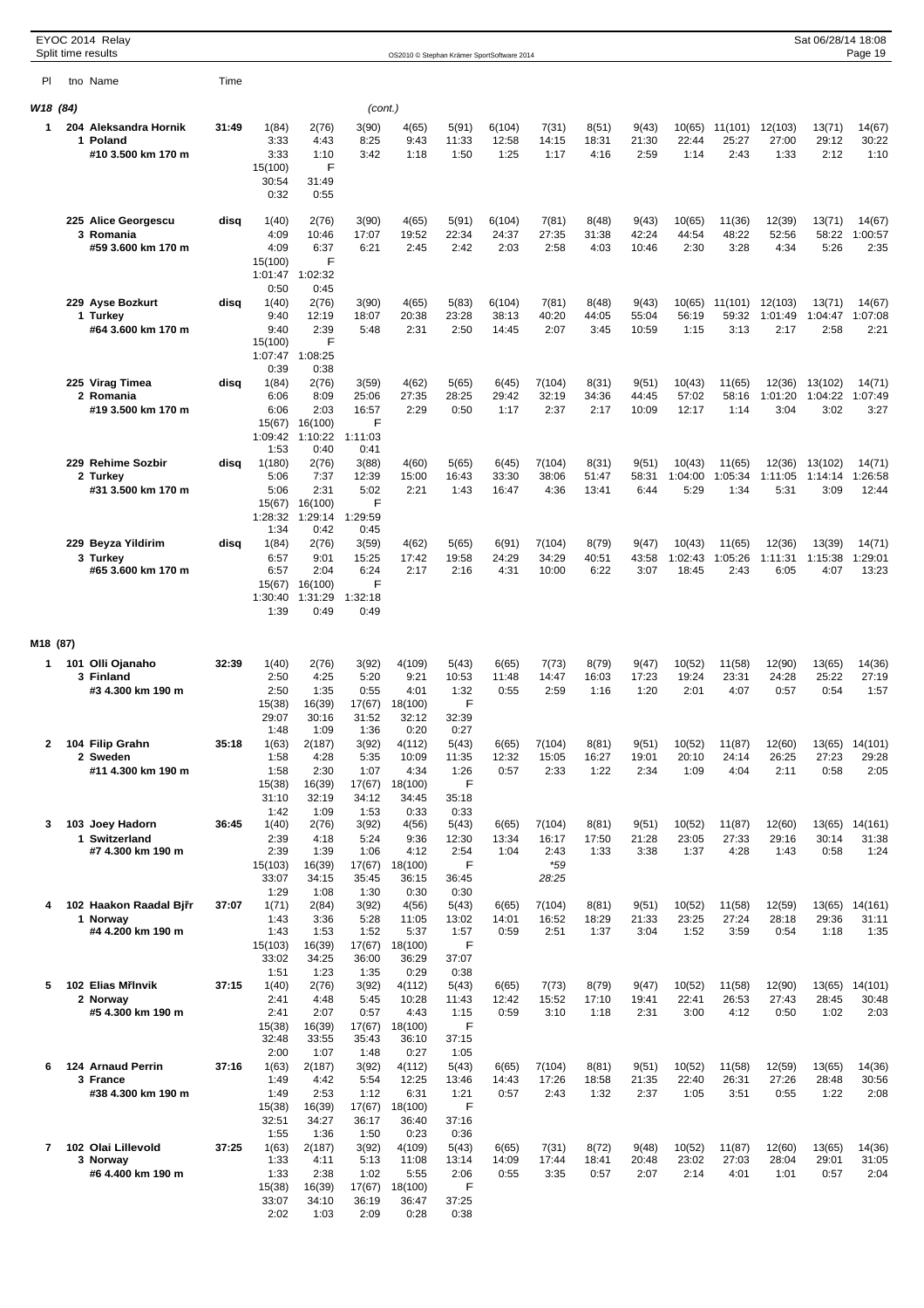EYOC 2014 Relay
Split time results

| Pl | tno Name | Time | | | | | | | | | | | | | | |
|---|---|---|---|---|---|---|---|---|---|---|---|---|---|---|---|---|

## W18 (84) (cont.)

| Pl | tno Name | Time | | | | | | | | | | | | | | |
|---|---|---|---|---|---|---|---|---|---|---|---|---|---|---|---|---|
| 1 | 204 Aleksandra Hornik | 31:49 | 1(84) | 2(76) | 3(90) | 4(65) | 5(91) | 6(104) | 7(31) | 8(51) | 9(43) | 10(65) | 11(101) | 12(103) | 13(71) | 14(67) |
| | 1 Poland | | 3:33 | 4:43 | 8:25 | 9:43 | 11:33 | 12:58 | 14:15 | 18:31 | 21:30 | 22:44 | 25:27 | 27:00 | 29:12 | 30:22 |
| | #10 3.500 km 170 m | | 3:33 | 1:10 | 3:42 | 1:18 | 1:50 | 1:25 | 1:17 | 4:16 | 2:59 | 1:14 | 2:43 | 1:33 | 2:12 | 1:10 |
| | | | 15(100) | F | | | | | | | | | | | | |
| | | | 30:54 | 31:49 | | | | | | | | | | | | |
| | | | 0:32 | 0:55 | | | | | | | | | | | | |
| | 225 Alice Georgescu | disq | 1(40) | 2(76) | 3(90) | 4(65) | 5(91) | 6(104) | 7(81) | 8(48) | 9(43) | 10(65) | 11(36) | 12(39) | 13(71) | 14(67) |
| | 3 Romania | | 4:09 | 10:46 | 17:07 | 19:52 | 22:34 | 24:37 | 27:35 | 31:38 | 42:24 | 44:54 | 48:22 | 52:56 | 58:22 | 1:00:57 |
| | #59 3.600 km 170 m | | 4:09 | 6:37 | 6:21 | 2:45 | 2:42 | 2:03 | 2:58 | 4:03 | 10:46 | 2:30 | 3:28 | 4:34 | 5:26 | 2:35 |
| | | | 15(100) | F | | | | | | | | | | | | |
| | | | 1:01:47 | 1:02:32 | | | | | | | | | | | | |
| | | | 0:50 | 0:45 | | | | | | | | | | | | |
| | 229 Ayse Bozkurt | disq | 1(40) | 2(76) | 3(90) | 4(65) | 5(83) | 6(104) | 7(81) | 8(48) | 9(43) | 10(65) | 11(101) | 12(103) | 13(71) | 14(67) |
| | 1 Turkey | | 9:40 | 12:19 | 18:07 | 20:38 | 23:28 | 38:13 | 40:20 | 44:05 | 55:04 | 56:19 | 59:32 | 1:01:49 | 1:04:47 | 1:07:08 |
| | #64 3.600 km 170 m | | 9:40 | 2:39 | 5:48 | 2:31 | 2:50 | 14:45 | 2:07 | 3:45 | 10:59 | 1:15 | 3:13 | 2:17 | 2:58 | 2:21 |
| | | | 15(100) | F | | | | | | | | | | | | |
| | | | 1:07:47 | 1:08:25 | | | | | | | | | | | | |
| | | | 0:39 | 0:38 | | | | | | | | | | | | |
| | 225 Virag Timea | disq | 1(84) | 2(76) | 3(59) | 4(62) | 5(65) | 6(45) | 7(104) | 8(31) | 9(51) | 10(43) | 11(65) | 12(36) | 13(102) | 14(71) |
| | 2 Romania | | 6:06 | 8:09 | 25:06 | 27:35 | 28:25 | 29:42 | 32:19 | 34:36 | 44:45 | 57:02 | 58:16 | 1:01:20 | 1:04:22 | 1:07:49 |
| | #19 3.500 km 170 m | | 6:06 | 2:03 | 16:57 | 2:29 | 0:50 | 1:17 | 2:37 | 2:17 | 10:09 | 12:17 | 1:14 | 3:04 | 3:02 | 3:27 |
| | | | 15(67) | 16(100) | F | | | | | | | | | | | |
| | | | 1:09:42 | 1:10:22 | 1:11:03 | | | | | | | | | | | |
| | | | 1:53 | 0:40 | 0:41 | | | | | | | | | | | |
| | 229 Rehime Sozbir | disq | 1(180) | 2(76) | 3(88) | 4(60) | 5(65) | 6(45) | 7(104) | 8(31) | 9(51) | 10(43) | 11(65) | 12(36) | 13(102) | 14(71) |
| | 2 Turkey | | 5:06 | 7:37 | 12:39 | 15:00 | 16:43 | 33:30 | 38:06 | 51:47 | 58:31 | 1:04:00 | 1:05:34 | 1:11:05 | 1:14:14 | 1:26:58 |
| | #31 3.500 km 170 m | | 5:06 | 2:31 | 5:02 | 2:21 | 1:43 | 16:47 | 4:36 | 13:41 | 6:44 | 5:29 | 1:34 | 5:31 | 3:09 | 12:44 |
| | | | 15(67) | 16(100) | F | | | | | | | | | | | |
| | | | 1:28:32 | 1:29:14 | 1:29:59 | | | | | | | | | | | |
| | | | 1:34 | 0:42 | 0:45 | | | | | | | | | | | |
| | 229 Beyza Yildirim | disq | 1(84) | 2(76) | 3(59) | 4(62) | 5(65) | 6(91) | 7(104) | 8(79) | 9(47) | 10(43) | 11(65) | 12(36) | 13(39) | 14(71) |
| | 3 Turkey | | 6:57 | 9:01 | 15:25 | 17:42 | 19:58 | 24:29 | 34:29 | 40:51 | 43:58 | 1:02:43 | 1:05:26 | 1:11:31 | 1:15:38 | 1:29:01 |
| | #65 3.600 km 170 m | | 6:57 | 2:04 | 6:24 | 2:17 | 2:16 | 4:31 | 10:00 | 6:22 | 3:07 | 18:45 | 2:43 | 6:05 | 4:07 | 13:23 |
| | | | 15(67) | 16(100) | F | | | | | | | | | | | |
| | | | 1:30:40 | 1:31:29 | 1:32:18 | | | | | | | | | | | |
| | | | 1:39 | 0:49 | 0:49 | | | | | | | | | | | |

## M18 (87)

| Pl | tno Name | Time | | | | | | | | | | | | | | |
|---|---|---|---|---|---|---|---|---|---|---|---|---|---|---|---|---|
| 1 | 101 Olli Ojanaho | 32:39 | 1(40) | 2(76) | 3(92) | 4(109) | 5(43) | 6(65) | 7(73) | 8(79) | 9(47) | 10(52) | 11(58) | 12(90) | 13(65) | 14(36) |
| | 3 Finland | | 2:50 | 4:25 | 5:20 | 9:21 | 10:53 | 11:48 | 14:47 | 16:03 | 17:23 | 19:24 | 23:31 | 24:28 | 25:22 | 27:19 |
| | #3 4.300 km 190 m | | 2:50 | 1:35 | 0:55 | 4:01 | 1:32 | 0:55 | 2:59 | 1:16 | 1:20 | 2:01 | 4:07 | 0:57 | 0:54 | 1:57 |
| | | | 15(38) | 16(39) | 17(67) | 18(100) | F | | | | | | | | | |
| | | | 29:07 | 30:16 | 31:52 | 32:12 | 32:39 | | | | | | | | | |
| | | | 1:48 | 1:09 | 1:36 | 0:20 | 0:27 | | | | | | | | | |
| 2 | 104 Filip Grahn | 35:18 | 1(63) | 2(187) | 3(92) | 4(112) | 5(43) | 6(65) | 7(104) | 8(81) | 9(51) | 10(52) | 11(87) | 12(60) | 13(65) | 14(101) |
| | 2 Sweden | | 1:58 | 4:28 | 5:35 | 10:09 | 11:35 | 12:32 | 15:05 | 16:27 | 19:01 | 20:10 | 24:14 | 26:25 | 27:23 | 29:28 |
| | #11 4.300 km 190 m | | 1:58 | 2:30 | 1:07 | 4:34 | 1:26 | 0:57 | 2:33 | 1:22 | 2:34 | 1:09 | 4:04 | 2:11 | 0:58 | 2:05 |
| | | | 15(38) | 16(39) | 17(67) | 18(100) | F | | | | | | | | | |
| | | | 31:10 | 32:19 | 34:12 | 34:45 | 35:18 | | | | | | | | | |
| | | | 1:42 | 1:09 | 1:53 | 0:33 | 0:33 | | | | | | | | | |
| 3 | 103 Joey Hadorn | 36:45 | 1(40) | 2(76) | 3(92) | 4(56) | 5(43) | 6(65) | 7(104) | 8(81) | 9(51) | 10(52) | 11(87) | 12(60) | 13(65) | 14(161) |
| | 1 Switzerland | | 2:39 | 4:18 | 5:24 | 9:36 | 12:30 | 13:34 | 16:17 | 17:50 | 21:28 | 23:05 | 27:33 | 29:16 | 30:14 | 31:38 |
| | #7 4.300 km 190 m | | 2:39 | 1:39 | 1:06 | 4:12 | 2:54 | 1:04 | 2:43 | 1:33 | 3:38 | 1:37 | 4:28 | 1:43 | 0:58 | 1:24 |
| | | | | | | | | | *59 | | | | | | | |
| | | | | | | | | | 28:25 | | | | | | | |
| | | | 15(103) | 16(39) | 17(67) | 18(100) | F | | | | | | | | | |
| | | | 33:07 | 34:15 | 35:45 | 36:15 | 36:45 | | | | | | | | | |
| | | | 1:29 | 1:08 | 1:30 | 0:30 | 0:30 | | | | | | | | | |
| 4 | 102 Haakon Raadal Bjřr | 37:07 | 1(71) | 2(84) | 3(92) | 4(56) | 5(43) | 6(65) | 7(104) | 8(81) | 9(51) | 10(52) | 11(58) | 12(59) | 13(65) | 14(161) |
| | 1 Norway | | 1:43 | 3:36 | 5:28 | 11:05 | 13:02 | 14:01 | 16:52 | 18:29 | 21:33 | 23:25 | 27:24 | 28:18 | 29:36 | 31:11 |
| | #4 4.200 km 190 m | | 1:43 | 1:53 | 1:52 | 5:37 | 1:57 | 0:59 | 2:51 | 1:37 | 3:04 | 1:52 | 3:59 | 0:54 | 1:18 | 1:35 |
| | | | 15(103) | 16(39) | 17(67) | 18(100) | F | | | | | | | | | |
| | | | 33:02 | 34:25 | 36:00 | 36:29 | 37:07 | | | | | | | | | |
| | | | 1:51 | 1:23 | 1:35 | 0:29 | 0:38 | | | | | | | | | |
| 5 | 102 Elias Mřlnvik | 37:15 | 1(40) | 2(76) | 3(92) | 4(112) | 5(43) | 6(65) | 7(73) | 8(79) | 9(47) | 10(52) | 11(58) | 12(90) | 13(65) | 14(101) |
| | 2 Norway | | 2:41 | 4:48 | 5:45 | 10:28 | 11:43 | 12:42 | 15:52 | 17:10 | 19:41 | 22:41 | 26:53 | 27:43 | 28:45 | 30:48 |
| | #5 4.300 km 190 m | | 2:41 | 2:07 | 0:57 | 4:43 | 1:15 | 0:59 | 3:10 | 1:18 | 2:31 | 3:00 | 4:12 | 0:50 | 1:02 | 2:03 |
| | | | 15(38) | 16(39) | 17(67) | 18(100) | F | | | | | | | | | |
| | | | 32:48 | 33:55 | 35:43 | 36:10 | 37:15 | | | | | | | | | |
| | | | 2:00 | 1:07 | 1:48 | 0:27 | 1:05 | | | | | | | | | |
| 6 | 124 Arnaud Perrin | 37:16 | 1(63) | 2(187) | 3(92) | 4(112) | 5(43) | 6(65) | 7(104) | 8(81) | 9(51) | 10(52) | 11(58) | 12(59) | 13(65) | 14(36) |
| | 3 France | | 1:49 | 4:42 | 5:54 | 12:25 | 13:46 | 14:43 | 17:26 | 18:58 | 21:35 | 22:40 | 26:31 | 27:26 | 28:48 | 30:56 |
| | #38 4.300 km 190 m | | 1:49 | 2:53 | 1:12 | 6:31 | 1:21 | 0:57 | 2:43 | 1:32 | 2:37 | 1:05 | 3:51 | 0:55 | 1:22 | 2:08 |
| | | | 15(38) | 16(39) | 17(67) | 18(100) | F | | | | | | | | | |
| | | | 32:51 | 34:27 | 36:17 | 36:40 | 37:16 | | | | | | | | | |
| | | | 1:55 | 1:36 | 1:50 | 0:23 | 0:36 | | | | | | | | | |
| 7 | 102 Olai Lillevold | 37:25 | 1(63) | 2(187) | 3(92) | 4(109) | 5(43) | 6(65) | 7(31) | 8(72) | 9(48) | 10(52) | 11(87) | 12(60) | 13(65) | 14(36) |
| | 3 Norway | | 1:33 | 4:11 | 5:13 | 11:08 | 13:14 | 14:09 | 17:44 | 18:41 | 20:48 | 23:02 | 27:03 | 28:04 | 29:01 | 31:05 |
| | #6 4.400 km 190 m | | 1:33 | 2:38 | 1:02 | 5:55 | 2:06 | 0:55 | 3:35 | 0:57 | 2:07 | 2:14 | 4:01 | 1:01 | 0:57 | 2:04 |
| | | | 15(38) | 16(39) | 17(67) | 18(100) | F | | | | | | | | | |
| | | | 33:07 | 34:10 | 36:19 | 36:47 | 37:25 | | | | | | | | | |
| | | | 2:02 | 1:03 | 2:09 | 0:28 | 0:38 | | | | | | | | | |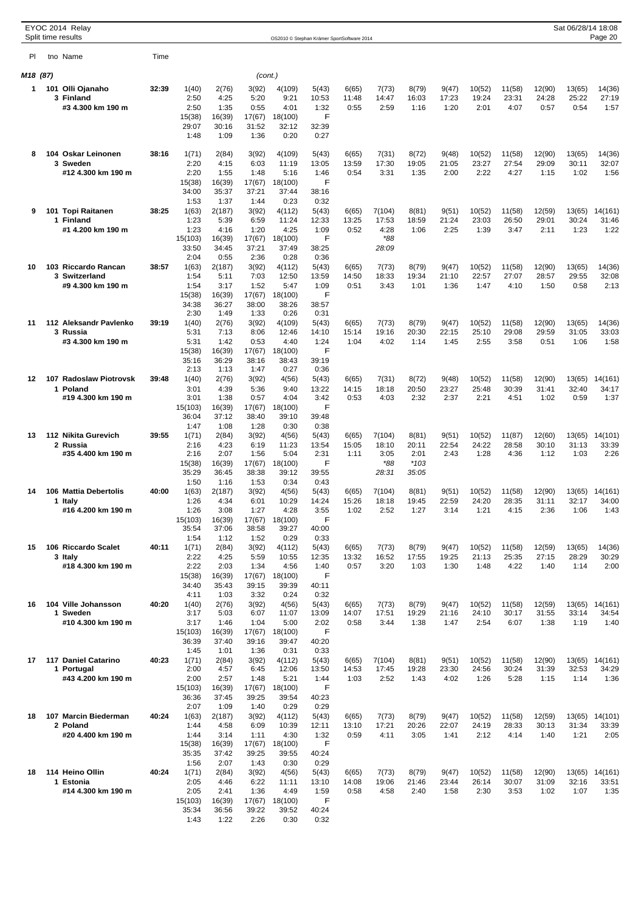EYOC 2014 Relay
Split time results

OS2010 © Stephan Krämer SportSoftware 2014

Sat 06/28/14 18:08

| Pl | tno Name | Time | | | | | | | | | | | | | | |
|---|---|---|---|---|---|---|---|---|---|---|---|---|---|---|---|---|
| **M18 (87)** | | | | | | (cont.) | | | | | | | | | | |
| **1** | **101 Olli Ojanaho** | **32:39** | 1(40) | 2(76) | 3(92) | 4(109) | 5(43) | 6(65) | 7(73) | 8(79) | 9(47) | 10(52) | 11(58) | 12(90) | 13(65) | 14(36) |
| | **3 Finland** | | 2:50 | 4:25 | 5:20 | 9:21 | 10:53 | 11:48 | 14:47 | 16:03 | 17:23 | 19:24 | 23:31 | 24:28 | 25:22 | 27:19 |
| | **#3 4.300 km 190 m** | | 2:50 | 1:35 | 0:55 | 4:01 | 1:32 | 0:55 | 2:59 | 1:16 | 1:20 | 2:01 | 4:07 | 0:57 | 0:54 | 1:57 |
| | | | 15(38) | 16(39) | 17(67) | 18(100) | F | | | | | | | | | |
| | | | 29:07 | 30:16 | 31:52 | 32:12 | 32:39 | | | | | | | | | |
| | | | 1:48 | 1:09 | 1:36 | 0:20 | 0:27 | | | | | | | | | |
| **8** | **104 Oskar Leinonen** | **38:16** | 1(71) | 2(84) | 3(92) | 4(109) | 5(43) | 6(65) | 7(31) | 8(72) | 9(48) | 10(52) | 11(58) | 12(90) | 13(65) | 14(36) |
| | **3 Sweden** | | 2:20 | 4:15 | 6:03 | 11:19 | 13:05 | 13:59 | 17:30 | 19:05 | 21:05 | 23:27 | 27:54 | 29:09 | 30:11 | 32:07 |
| | **#12 4.300 km 190 m** | | 2:20 | 1:55 | 1:48 | 5:16 | 1:46 | 0:54 | 3:31 | 1:35 | 2:00 | 2:22 | 4:27 | 1:15 | 1:02 | 1:56 |
| | | | 15(38) | 16(39) | 17(67) | 18(100) | F | | | | | | | | | |
| | | | 34:00 | 35:37 | 37:21 | 37:44 | 38:16 | | | | | | | | | |
| | | | 1:53 | 1:37 | 1:44 | 0:23 | 0:32 | | | | | | | | | |
| **9** | **101 Topi Raitanen** | **38:25** | 1(63) | 2(187) | 3(92) | 4(112) | 5(43) | 6(65) | 7(104) | 8(81) | 9(51) | 10(52) | 11(58) | 12(59) | 13(65) | 14(161) |
| | **1 Finland** | | 1:23 | 5:39 | 6:59 | 11:24 | 12:33 | 13:25 | 17:53 | 18:59 | 21:24 | 23:03 | 26:50 | 29:01 | 30:24 | 31:46 |
| | **#1 4.200 km 190 m** | | 1:23 | 4:16 | 1:20 | 4:25 | 1:09 | 0:52 | 4:28 | 1:06 | 2:25 | 1:39 | 3:47 | 2:11 | 1:23 | 1:22 |
| | | | 15(103) | 16(39) | 17(67) | 18(100) | F | | *88 | | | | | | | |
| | | | 33:50 | 34:45 | 37:21 | 37:49 | 38:25 | | 28:09 | | | | | | | |
| | | | 2:04 | 0:55 | 2:36 | 0:28 | 0:36 | | | | | | | | | |
| **10** | **103 Riccardo Rancan** | **38:57** | 1(63) | 2(187) | 3(92) | 4(112) | 5(43) | 6(65) | 7(73) | 8(79) | 9(47) | 10(52) | 11(58) | 12(90) | 13(65) | 14(36) |
| | **3 Switzerland** | | 1:54 | 5:11 | 7:03 | 12:50 | 13:59 | 14:50 | 18:33 | 19:34 | 21:10 | 22:57 | 27:07 | 28:57 | 29:55 | 32:08 |
| | **#9 4.300 km 190 m** | | 1:54 | 3:17 | 1:52 | 5:47 | 1:09 | 0:51 | 3:43 | 1:01 | 1:36 | 1:47 | 4:10 | 1:50 | 0:58 | 2:13 |
| | | | 15(38) | 16(39) | 17(67) | 18(100) | F | | | | | | | | | |
| | | | 34:38 | 36:27 | 38:00 | 38:26 | 38:57 | | | | | | | | | |
| | | | 2:30 | 1:49 | 1:33 | 0:26 | 0:31 | | | | | | | | | |
| **11** | **112 Aleksandr Pavlenko** | **39:19** | 1(40) | 2(76) | 3(92) | 4(109) | 5(43) | 6(65) | 7(73) | 8(79) | 9(47) | 10(52) | 11(58) | 12(90) | 13(65) | 14(36) |
| | **3 Russia** | | 5:31 | 7:13 | 8:06 | 12:46 | 14:10 | 15:14 | 19:16 | 20:30 | 22:15 | 25:10 | 29:08 | 29:59 | 31:05 | 33:03 |
| | **#3 4.300 km 190 m** | | 5:31 | 1:42 | 0:53 | 4:40 | 1:24 | 1:04 | 4:02 | 1:14 | 1:45 | 2:55 | 3:58 | 0:51 | 1:06 | 1:58 |
| | | | 15(38) | 16(39) | 17(67) | 18(100) | F | | | | | | | | | |
| | | | 35:16 | 36:29 | 38:16 | 38:43 | 39:19 | | | | | | | | | |
| | | | 2:13 | 1:13 | 1:47 | 0:27 | 0:36 | | | | | | | | | |
| **12** | **107 Radoslaw Piotrovsk** | **39:48** | 1(40) | 2(76) | 3(92) | 4(56) | 5(43) | 6(65) | 7(31) | 8(72) | 9(48) | 10(52) | 11(58) | 12(90) | 13(65) | 14(161) |
| | **1 Poland** | | 3:01 | 4:39 | 5:36 | 9:40 | 13:22 | 14:15 | 18:18 | 20:50 | 23:27 | 25:48 | 30:39 | 31:41 | 32:40 | 34:17 |
| | **#19 4.300 km 190 m** | | 3:01 | 1:38 | 0:57 | 4:04 | 3:42 | 0:53 | 4:03 | 2:32 | 2:37 | 2:21 | 4:51 | 1:02 | 0:59 | 1:37 |
| | | | 15(103) | 16(39) | 17(67) | 18(100) | F | | | | | | | | | |
| | | | 36:04 | 37:12 | 38:40 | 39:10 | 39:48 | | | | | | | | | |
| | | | 1:47 | 1:08 | 1:28 | 0:30 | 0:38 | | | | | | | | | |
| **13** | **112 Nikita Gurevich** | **39:55** | 1(71) | 2(84) | 3(92) | 4(56) | 5(43) | 6(65) | 7(104) | 8(81) | 9(51) | 10(52) | 11(87) | 12(60) | 13(65) | 14(101) |
| | **2 Russia** | | 2:16 | 4:23 | 6:19 | 11:23 | 13:54 | 15:05 | 18:10 | 20:11 | 22:54 | 24:22 | 28:58 | 30:10 | 31:13 | 33:39 |
| | **#35 4.400 km 190 m** | | 2:16 | 2:07 | 1:56 | 5:04 | 2:31 | 1:11 | 3:05 | 2:01 | 2:43 | 1:28 | 4:36 | 1:12 | 1:03 | 2:26 |
| | | | 15(38) | 16(39) | 17(67) | 18(100) | F | | *88 | *103 | | | | | | |
| | | | 35:29 | 36:45 | 38:38 | 39:12 | 39:55 | | 28:31 | 35:05 | | | | | | |
| | | | 1:50 | 1:16 | 1:53 | 0:34 | 0:43 | | | | | | | | | |
| **14** | **106 Mattia Debertolis** | **40:00** | 1(63) | 2(187) | 3(92) | 4(56) | 5(43) | 6(65) | 7(104) | 8(81) | 9(51) | 10(52) | 11(58) | 12(90) | 13(65) | 14(161) |
| | **1 Italy** | | 1:26 | 4:34 | 6:01 | 10:29 | 14:24 | 15:26 | 18:18 | 19:45 | 22:59 | 24:20 | 28:35 | 31:11 | 32:17 | 34:00 |
| | **#16 4.200 km 190 m** | | 1:26 | 3:08 | 1:27 | 4:28 | 3:55 | 1:02 | 2:52 | 1:27 | 3:14 | 1:21 | 4:15 | 2:36 | 1:06 | 1:43 |
| | | | 15(103) | 16(39) | 17(67) | 18(100) | F | | | | | | | | | |
| | | | 35:54 | 37:06 | 38:58 | 39:27 | 40:00 | | | | | | | | | |
| | | | 1:54 | 1:12 | 1:52 | 0:29 | 0:33 | | | | | | | | | |
| **15** | **106 Riccardo Scalet** | **40:11** | 1(71) | 2(84) | 3(92) | 4(112) | 5(43) | 6(65) | 7(73) | 8(79) | 9(47) | 10(52) | 11(58) | 12(59) | 13(65) | 14(36) |
| | **3 Italy** | | 2:22 | 4:25 | 5:59 | 10:55 | 12:35 | 13:32 | 16:52 | 17:55 | 19:25 | 21:13 | 25:35 | 27:15 | 28:29 | 30:29 |
| | **#18 4.300 km 190 m** | | 2:22 | 2:03 | 1:34 | 4:56 | 1:40 | 0:57 | 3:20 | 1:03 | 1:30 | 1:48 | 4:22 | 1:40 | 1:14 | 2:00 |
| | | | 15(38) | 16(39) | 17(67) | 18(100) | F | | | | | | | | | |
| | | | 34:40 | 35:43 | 39:15 | 39:39 | 40:11 | | | | | | | | | |
| | | | 4:11 | 1:03 | 3:32 | 0:24 | 0:32 | | | | | | | | | |
| **16** | **104 Ville Johansson** | **40:20** | 1(40) | 2(76) | 3(92) | 4(56) | 5(43) | 6(65) | 7(73) | 8(79) | 9(47) | 10(52) | 11(58) | 12(59) | 13(65) | 14(161) |
| | **1 Sweden** | | 3:17 | 5:03 | 6:07 | 11:07 | 13:09 | 14:07 | 17:51 | 19:29 | 21:16 | 24:10 | 30:17 | 31:55 | 33:14 | 34:54 |
| | **#10 4.300 km 190 m** | | 3:17 | 1:46 | 1:04 | 5:00 | 2:02 | 0:58 | 3:44 | 1:38 | 1:47 | 2:54 | 6:07 | 1:38 | 1:19 | 1:40 |
| | | | 15(103) | 16(39) | 17(67) | 18(100) | F | | | | | | | | | |
| | | | 36:39 | 37:40 | 39:16 | 39:47 | 40:20 | | | | | | | | | |
| | | | 1:45 | 1:01 | 1:36 | 0:31 | 0:33 | | | | | | | | | |
| **17** | **117 Daniel Catarino** | **40:23** | 1(71) | 2(84) | 3(92) | 4(112) | 5(43) | 6(65) | 7(104) | 8(81) | 9(51) | 10(52) | 11(58) | 12(90) | 13(65) | 14(161) |
| | **1 Portugal** | | 2:00 | 4:57 | 6:45 | 12:06 | 13:50 | 14:53 | 17:45 | 19:28 | 23:30 | 24:56 | 30:24 | 31:39 | 32:53 | 34:29 |
| | **#43 4.200 km 190 m** | | 2:00 | 2:57 | 1:48 | 5:21 | 1:44 | 1:03 | 2:52 | 1:43 | 4:02 | 1:26 | 5:28 | 1:15 | 1:14 | 1:36 |
| | | | 15(103) | 16(39) | 17(67) | 18(100) | F | | | | | | | | | |
| | | | 36:36 | 37:45 | 39:25 | 39:54 | 40:23 | | | | | | | | | |
| | | | 2:07 | 1:09 | 1:40 | 0:29 | 0:29 | | | | | | | | | |
| **18** | **107 Marcin Biederman** | **40:24** | 1(63) | 2(187) | 3(92) | 4(112) | 5(43) | 6(65) | 7(73) | 8(79) | 9(47) | 10(52) | 11(58) | 12(59) | 13(65) | 14(101) |
| | **2 Poland** | | 1:44 | 4:58 | 6:09 | 10:39 | 12:11 | 13:10 | 17:21 | 20:26 | 22:07 | 24:19 | 28:33 | 30:13 | 31:34 | 33:39 |
| | **#20 4.400 km 190 m** | | 1:44 | 3:14 | 1:11 | 4:30 | 1:32 | 0:59 | 4:11 | 3:05 | 1:41 | 2:12 | 4:14 | 1:40 | 1:21 | 2:05 |
| | | | 15(38) | 16(39) | 17(67) | 18(100) | F | | | | | | | | | |
| | | | 35:35 | 37:42 | 39:25 | 39:55 | 40:24 | | | | | | | | | |
| | | | 1:56 | 2:07 | 1:43 | 0:30 | 0:29 | | | | | | | | | |
| **18** | **114 Heino Ollin** | **40:24** | 1(71) | 2(84) | 3(92) | 4(56) | 5(43) | 6(65) | 7(73) | 8(79) | 9(47) | 10(52) | 11(58) | 12(90) | 13(65) | 14(161) |
| | **1 Estonia** | | 2:05 | 4:46 | 6:22 | 11:11 | 13:10 | 14:08 | 19:06 | 21:46 | 23:44 | 26:14 | 30:07 | 31:09 | 32:16 | 33:51 |
| | **#14 4.300 km 190 m** | | 2:05 | 2:41 | 1:36 | 4:49 | 1:59 | 0:58 | 4:58 | 2:40 | 1:58 | 2:30 | 3:53 | 1:02 | 1:07 | 1:35 |
| | | | 15(103) | 16(39) | 17(67) | 18(100) | F | | | | | | | | | |
| | | | 35:34 | 36:56 | 39:22 | 39:52 | 40:24 | | | | | | | | | |
| | | | 1:43 | 1:22 | 2:26 | 0:30 | 0:32 | | | | | | | | | |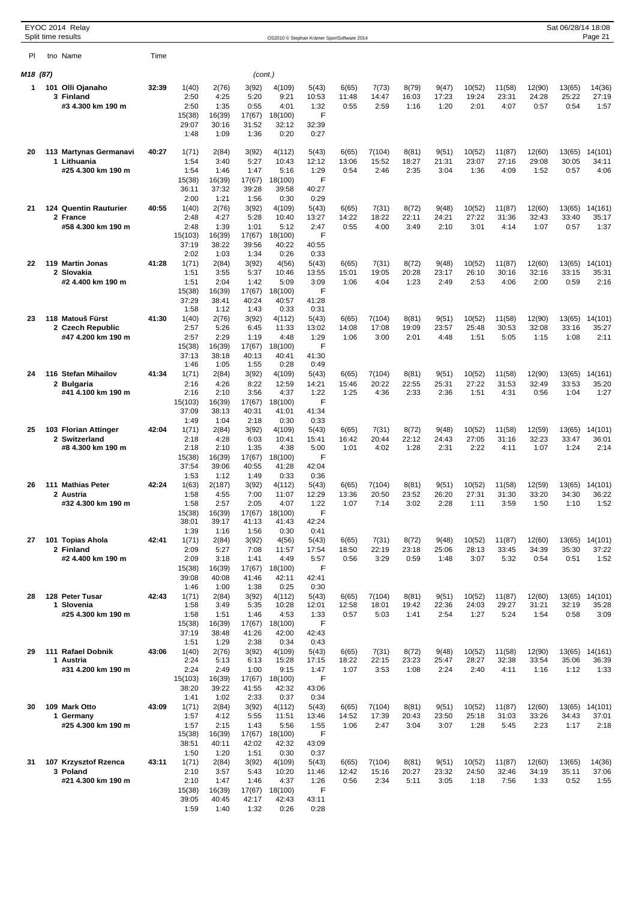EYOC 2014 Relay
Split time results

OS2010 © Stephan Krämer SportSoftware 2014

Sat 06/28/14 18:08

**M18 (87)** *(cont.)*

| Pl | tno Name | Time | | | | | | | | | | | | | | |
|---|---|---|---|---|---|---|---|---|---|---|---|---|---|---|---|---|
| 1 | 101 Olli Ojanaho | 32:39 | 1(40) | 2(76) | 3(92) | 4(109) | 5(43) | 6(65) | 7(73) | 8(79) | 9(47) | 10(52) | 11(58) | 12(90) | 13(65) | 14(36) |
| | 3 Finland | | 2:50 | 4:25 | 5:20 | 9:21 | 10:53 | 11:48 | 14:47 | 16:03 | 17:23 | 19:24 | 23:31 | 24:28 | 25:22 | 27:19 |
| | #3 4.300 km 190 m | | 2:50 | 1:35 | 0:55 | 4:01 | 1:32 | 0:55 | 2:59 | 1:16 | 1:20 | 2:01 | 4:07 | 0:57 | 0:54 | 1:57 |
| | | | 15(38) | 16(39) | 17(67) | 18(100) | F | | | | | | | | | |
| | | | 29:07 | 30:16 | 31:52 | 32:12 | 32:39 | | | | | | | | | |
| | | | 1:48 | 1:09 | 1:36 | 0:20 | 0:27 | | | | | | | | | |
| 20 | 113 Martynas Germanavi | 40:27 | 1(71) | 2(84) | 3(92) | 4(112) | 5(43) | 6(65) | 7(104) | 8(81) | 9(51) | 10(52) | 11(87) | 12(60) | 13(65) | 14(101) |
| | 1 Lithuania | | 1:54 | 3:40 | 5:27 | 10:43 | 12:12 | 13:06 | 15:52 | 18:27 | 21:31 | 23:07 | 27:16 | 29:08 | 30:05 | 34:11 |
| | #25 4.300 km 190 m | | 1:54 | 1:46 | 1:47 | 5:16 | 1:29 | 0:54 | 2:46 | 2:35 | 3:04 | 1:36 | 4:09 | 1:52 | 0:57 | 4:06 |
| | | | 15(38) | 16(39) | 17(67) | 18(100) | F | | | | | | | | | |
| | | | 36:11 | 37:32 | 39:28 | 39:58 | 40:27 | | | | | | | | | |
| | | | 2:00 | 1:21 | 1:56 | 0:30 | 0:29 | | | | | | | | | |
| 21 | 124 Quentin Rauturier | 40:55 | 1(40) | 2(76) | 3(92) | 4(109) | 5(43) | 6(65) | 7(31) | 8(72) | 9(48) | 10(52) | 11(87) | 12(60) | 13(65) | 14(161) |
| | 2 France | | 2:48 | 4:27 | 5:28 | 10:40 | 13:27 | 14:22 | 18:22 | 22:11 | 24:21 | 27:22 | 31:36 | 32:43 | 33:40 | 35:17 |
| | #58 4.300 km 190 m | | 2:48 | 1:39 | 1:01 | 5:12 | 2:47 | 0:55 | 4:00 | 3:49 | 2:10 | 3:01 | 4:14 | 1:07 | 0:57 | 1:37 |
| | | | 15(103) | 16(39) | 17(67) | 18(100) | F | | | | | | | | | |
| | | | 37:19 | 38:22 | 39:56 | 40:22 | 40:55 | | | | | | | | | |
| | | | 2:02 | 1:03 | 1:34 | 0:26 | 0:33 | | | | | | | | | |
| 22 | 119 Martin Jonas | 41:28 | 1(71) | 2(84) | 3(92) | 4(56) | 5(43) | 6(65) | 7(31) | 8(72) | 9(48) | 10(52) | 11(87) | 12(60) | 13(65) | 14(101) |
| | 2 Slovakia | | 1:51 | 3:55 | 5:37 | 10:46 | 13:55 | 15:01 | 19:05 | 20:28 | 23:17 | 26:10 | 30:16 | 32:16 | 33:15 | 35:31 |
| | #2 4.400 km 190 m | | 1:51 | 2:04 | 1:42 | 5:09 | 3:09 | 1:06 | 4:04 | 1:23 | 2:49 | 2:53 | 4:06 | 2:00 | 0:59 | 2:16 |
| | | | 15(38) | 16(39) | 17(67) | 18(100) | F | | | | | | | | | |
| | | | 37:29 | 38:41 | 40:24 | 40:57 | 41:28 | | | | | | | | | |
| | | | 1:58 | 1:12 | 1:43 | 0:33 | 0:31 | | | | | | | | | |
| 23 | 118 Matouš Fürst | 41:30 | 1(40) | 2(76) | 3(92) | 4(112) | 5(43) | 6(65) | 7(104) | 8(81) | 9(51) | 10(52) | 11(58) | 12(90) | 13(65) | 14(101) |
| | 2 Czech Republic | | 2:57 | 5:26 | 6:45 | 11:33 | 13:02 | 14:08 | 17:08 | 19:09 | 23:57 | 25:48 | 30:53 | 32:08 | 33:16 | 35:27 |
| | #47 4.200 km 190 m | | 2:57 | 2:29 | 1:19 | 4:48 | 1:29 | 1:06 | 3:00 | 2:01 | 4:48 | 1:51 | 5:05 | 1:15 | 1:08 | 2:11 |
| | | | 15(38) | 16(39) | 17(67) | 18(100) | F | | | | | | | | | |
| | | | 37:13 | 38:18 | 40:13 | 40:41 | 41:30 | | | | | | | | | |
| | | | 1:46 | 1:05 | 1:55 | 0:28 | 0:49 | | | | | | | | | |
| 24 | 116 Stefan Mihailov | 41:34 | 1(71) | 2(84) | 3(92) | 4(109) | 5(43) | 6(65) | 7(104) | 8(81) | 9(51) | 10(52) | 11(58) | 12(90) | 13(65) | 14(161) |
| | 2 Bulgaria | | 2:16 | 4:26 | 8:22 | 12:59 | 14:21 | 15:46 | 20:22 | 22:55 | 25:31 | 27:22 | 31:53 | 32:49 | 33:53 | 35:20 |
| | #41 4.100 km 190 m | | 2:16 | 2:10 | 3:56 | 4:37 | 1:22 | 1:25 | 4:36 | 2:33 | 2:36 | 1:51 | 4:31 | 0:56 | 1:04 | 1:27 |
| | | | 15(103) | 16(39) | 17(67) | 18(100) | F | | | | | | | | | |
| | | | 37:09 | 38:13 | 40:31 | 41:01 | 41:34 | | | | | | | | | |
| | | | 1:49 | 1:04 | 2:18 | 0:30 | 0:33 | | | | | | | | | |
| 25 | 103 Florian Attinger | 42:04 | 1(71) | 2(84) | 3(92) | 4(109) | 5(43) | 6(65) | 7(31) | 8(72) | 9(48) | 10(52) | 11(58) | 12(59) | 13(65) | 14(101) |
| | 2 Switzerland | | 2:18 | 4:28 | 6:03 | 10:41 | 15:41 | 16:42 | 20:44 | 22:12 | 24:43 | 27:05 | 31:16 | 32:23 | 33:47 | 36:01 |
| | #8 4.300 km 190 m | | 2:18 | 2:10 | 1:35 | 4:38 | 5:00 | 1:01 | 4:02 | 1:28 | 2:31 | 2:22 | 4:11 | 1:07 | 1:24 | 2:14 |
| | | | 15(38) | 16(39) | 17(67) | 18(100) | F | | | | | | | | | |
| | | | 37:54 | 39:06 | 40:55 | 41:28 | 42:04 | | | | | | | | | |
| | | | 1:53 | 1:12 | 1:49 | 0:33 | 0:36 | | | | | | | | | |
| 26 | 111 Mathias Peter | 42:24 | 1(63) | 2(187) | 3(92) | 4(112) | 5(43) | 6(65) | 7(104) | 8(81) | 9(51) | 10(52) | 11(58) | 12(59) | 13(65) | 14(101) |
| | 2 Austria | | 1:58 | 4:55 | 7:00 | 11:07 | 12:29 | 13:36 | 20:50 | 23:52 | 26:20 | 27:31 | 31:30 | 33:20 | 34:30 | 36:22 |
| | #32 4.300 km 190 m | | 1:58 | 2:57 | 2:05 | 4:07 | 1:22 | 1:07 | 7:14 | 3:02 | 2:28 | 1:11 | 3:59 | 1:50 | 1:10 | 1:52 |
| | | | 15(38) | 16(39) | 17(67) | 18(100) | F | | | | | | | | | |
| | | | 38:01 | 39:17 | 41:13 | 41:43 | 42:24 | | | | | | | | | |
| | | | 1:39 | 1:16 | 1:56 | 0:30 | 0:41 | | | | | | | | | |
| 27 | 101 Topias Ahola | 42:41 | 1(71) | 2(84) | 3(92) | 4(56) | 5(43) | 6(65) | 7(31) | 8(72) | 9(48) | 10(52) | 11(87) | 12(60) | 13(65) | 14(101) |
| | 2 Finland | | 2:09 | 5:27 | 7:08 | 11:57 | 17:54 | 18:50 | 22:19 | 23:18 | 25:06 | 28:13 | 33:45 | 34:39 | 35:30 | 37:22 |
| | #2 4.400 km 190 m | | 2:09 | 3:18 | 1:41 | 4:49 | 5:57 | 0:56 | 3:29 | 0:59 | 1:48 | 3:07 | 5:32 | 0:54 | 0:51 | 1:52 |
| | | | 15(38) | 16(39) | 17(67) | 18(100) | F | | | | | | | | | |
| | | | 39:08 | 40:08 | 41:46 | 42:11 | 42:41 | | | | | | | | | |
| | | | 1:46 | 1:00 | 1:38 | 0:25 | 0:30 | | | | | | | | | |
| 28 | 128 Peter Tusar | 42:43 | 1(71) | 2(84) | 3(92) | 4(112) | 5(43) | 6(65) | 7(104) | 8(81) | 9(51) | 10(52) | 11(87) | 12(60) | 13(65) | 14(101) |
| | 1 Slovenia | | 1:58 | 3:49 | 5:35 | 10:28 | 12:01 | 12:58 | 18:01 | 19:42 | 22:36 | 24:03 | 29:27 | 31:21 | 32:19 | 35:28 |
| | #25 4.300 km 190 m | | 1:58 | 1:51 | 1:46 | 4:53 | 1:33 | 0:57 | 5:03 | 1:41 | 2:54 | 1:27 | 5:24 | 1:54 | 0:58 | 3:09 |
| | | | 15(38) | 16(39) | 17(67) | 18(100) | F | | | | | | | | | |
| | | | 37:19 | 38:48 | 41:26 | 42:00 | 42:43 | | | | | | | | | |
| | | | 1:51 | 1:29 | 2:38 | 0:34 | 0:43 | | | | | | | | | |
| 29 | 111 Rafael Dobnik | 43:06 | 1(40) | 2(76) | 3(92) | 4(109) | 5(43) | 6(65) | 7(31) | 8(72) | 9(48) | 10(52) | 11(58) | 12(90) | 13(65) | 14(161) |
| | 1 Austria | | 2:24 | 5:13 | 6:13 | 15:28 | 17:15 | 18:22 | 22:15 | 23:23 | 25:47 | 28:27 | 32:38 | 33:54 | 35:06 | 36:39 |
| | #31 4.200 km 190 m | | 2:24 | 2:49 | 1:00 | 9:15 | 1:47 | 1:07 | 3:53 | 1:08 | 2:24 | 2:40 | 4:11 | 1:16 | 1:12 | 1:33 |
| | | | 15(103) | 16(39) | 17(67) | 18(100) | F | | | | | | | | | |
| | | | 38:20 | 39:22 | 41:55 | 42:32 | 43:06 | | | | | | | | | |
| | | | 1:41 | 1:02 | 2:33 | 0:37 | 0:34 | | | | | | | | | |
| 30 | 109 Mark Otto | 43:09 | 1(71) | 2(84) | 3(92) | 4(112) | 5(43) | 6(65) | 7(104) | 8(81) | 9(51) | 10(52) | 11(87) | 12(60) | 13(65) | 14(101) |
| | 1 Germany | | 1:57 | 4:12 | 5:55 | 11:51 | 13:46 | 14:52 | 17:39 | 20:43 | 23:50 | 25:18 | 31:03 | 33:26 | 34:43 | 37:01 |
| | #25 4.300 km 190 m | | 1:57 | 2:15 | 1:43 | 5:56 | 1:55 | 1:06 | 2:47 | 3:04 | 3:07 | 1:28 | 5:45 | 2:23 | 1:17 | 2:18 |
| | | | 15(38) | 16(39) | 17(67) | 18(100) | F | | | | | | | | | |
| | | | 38:51 | 40:11 | 42:02 | 42:32 | 43:09 | | | | | | | | | |
| | | | 1:50 | 1:20 | 1:51 | 0:30 | 0:37 | | | | | | | | | |
| 31 | 107 Krzysztof Rzenca | 43:11 | 1(71) | 2(84) | 3(92) | 4(109) | 5(43) | 6(65) | 7(104) | 8(81) | 9(51) | 10(52) | 11(87) | 12(60) | 13(65) | 14(36) |
| | 3 Poland | | 2:10 | 3:57 | 5:43 | 10:20 | 11:46 | 12:42 | 15:16 | 20:27 | 23:32 | 24:50 | 32:46 | 34:19 | 35:11 | 37:06 |
| | #21 4.300 km 190 m | | 2:10 | 1:47 | 1:46 | 4:37 | 1:26 | 0:56 | 2:34 | 5:11 | 3:05 | 1:18 | 7:56 | 1:33 | 0:52 | 1:55 |
| | | | 15(38) | 16(39) | 17(67) | 18(100) | F | | | | | | | | | |
| | | | 39:05 | 40:45 | 42:17 | 42:43 | 43:11 | | | | | | | | | |
| | | | 1:59 | 1:40 | 1:32 | 0:26 | 0:28 | | | | | | | | | |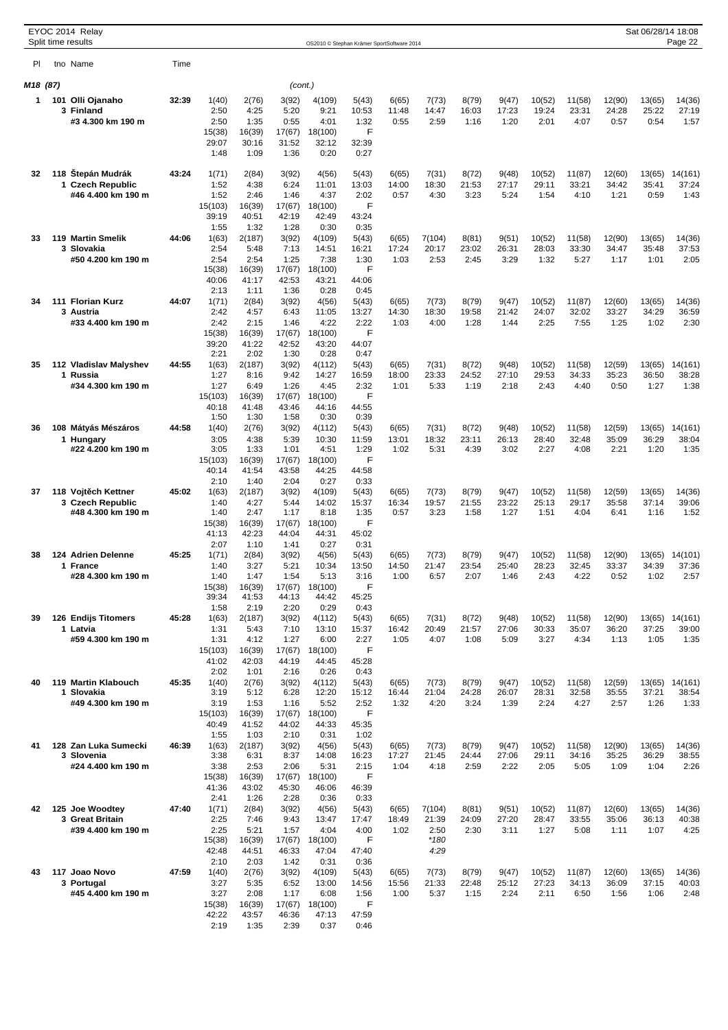EYOC 2014 Relay
Split time results

OS2010 © Stephan Krämer SportSoftware 2014

Sat 06/28/14 18:08

| Pl | tno Name | Time | | | | | | | | | | | | | | |
|---|---|---|---|---|---|---|---|---|---|---|---|---|---|---|---|---|
| **M18 (87)** | | | | | | (cont.) | | | | | | | | | | |
| 1 | 101 Olli Ojanaho | 32:39 | 1(40) | 2(76) | 3(92) | 4(109) | 5(43) | 6(65) | 7(73) | 8(79) | 9(47) | 10(52) | 11(58) | 12(90) | 13(65) | 14(36) |
| | 3 Finland | | 2:50 | 4:25 | 5:20 | 9:21 | 10:53 | 11:48 | 14:47 | 16:03 | 17:23 | 19:24 | 23:31 | 24:28 | 25:22 | 27:19 |
| | #3 4.300 km 190 m | | 2:50 | 1:35 | 0:55 | 4:01 | 1:32 | 0:55 | 2:59 | 1:16 | 1:20 | 2:01 | 4:07 | 0:57 | 0:54 | 1:57 |
| | | | 15(38) | 16(39) | 17(67) | 18(100) | F | | | | | | | | | |
| | | | 29:07 | 30:16 | 31:52 | 32:12 | 32:39 | | | | | | | | | |
| | | | 1:48 | 1:09 | 1:36 | 0:20 | 0:27 | | | | | | | | | |
| 32 | 118 Štepán Mudrák | 43:24 | 1(71) | 2(84) | 3(92) | 4(56) | 5(43) | 6(65) | 7(31) | 8(72) | 9(48) | 10(52) | 11(87) | 12(60) | 13(65) | 14(161) |
| | 1 Czech Republic | | 1:52 | 4:38 | 6:24 | 11:01 | 13:03 | 14:00 | 18:30 | 21:53 | 27:17 | 29:11 | 33:21 | 34:42 | 35:41 | 37:24 |
| | #46 4.400 km 190 m | | 1:52 | 2:46 | 1:46 | 4:37 | 2:02 | 0:57 | 4:30 | 3:23 | 5:24 | 1:54 | 4:10 | 1:21 | 0:59 | 1:43 |
| | | | 15(103) | 16(39) | 17(67) | 18(100) | F | | | | | | | | | |
| | | | 39:19 | 40:51 | 42:19 | 42:49 | 43:24 | | | | | | | | | |
| | | | 1:55 | 1:32 | 1:28 | 0:30 | 0:35 | | | | | | | | | |
| 33 | 119 Martin Smelík | 44:06 | 1(63) | 2(187) | 3(92) | 4(109) | 5(43) | 6(65) | 7(104) | 8(81) | 9(51) | 10(52) | 11(58) | 12(90) | 13(65) | 14(36) |
| | 3 Slovakia | | 2:54 | 5:48 | 7:13 | 14:51 | 16:21 | 17:24 | 20:17 | 23:02 | 26:31 | 28:03 | 33:30 | 34:47 | 35:48 | 37:53 |
| | #50 4.200 km 190 m | | 2:54 | 2:54 | 1:25 | 7:38 | 1:30 | 1:03 | 2:53 | 2:45 | 3:29 | 1:32 | 5:27 | 1:17 | 1:01 | 2:05 |
| | | | 15(38) | 16(39) | 17(67) | 18(100) | F | | | | | | | | | |
| | | | 40:06 | 41:17 | 42:53 | 43:21 | 44:06 | | | | | | | | | |
| | | | 2:13 | 1:11 | 1:36 | 0:28 | 0:45 | | | | | | | | | |
| 34 | 111 Florian Kurz | 44:07 | 1(71) | 2(84) | 3(92) | 4(56) | 5(43) | 6(65) | 7(73) | 8(79) | 9(47) | 10(52) | 11(87) | 12(60) | 13(65) | 14(36) |
| | 3 Austria | | 2:42 | 4:57 | 6:43 | 11:05 | 13:27 | 14:30 | 18:30 | 19:58 | 21:42 | 24:07 | 32:02 | 33:27 | 34:29 | 36:59 |
| | #33 4.400 km 190 m | | 2:42 | 2:15 | 1:46 | 4:22 | 2:22 | 1:03 | 4:00 | 1:28 | 1:44 | 2:25 | 7:55 | 1:25 | 1:02 | 2:30 |
| | | | 15(38) | 16(39) | 17(67) | 18(100) | F | | | | | | | | | |
| | | | 39:20 | 41:22 | 42:52 | 43:20 | 44:07 | | | | | | | | | |
| | | | 2:21 | 2:02 | 1:30 | 0:28 | 0:47 | | | | | | | | | |
| 35 | 112 Vladislav Malyshev | 44:55 | 1(63) | 2(187) | 3(92) | 4(112) | 5(43) | 6(65) | 7(31) | 8(72) | 9(48) | 10(52) | 11(58) | 12(59) | 13(65) | 14(161) |
| | 1 Russia | | 1:27 | 8:16 | 9:42 | 14:27 | 16:59 | 18:00 | 23:33 | 24:52 | 27:10 | 29:53 | 34:33 | 35:23 | 36:50 | 38:28 |
| | #34 4.300 km 190 m | | 1:27 | 6:49 | 1:26 | 4:45 | 2:32 | 1:01 | 5:33 | 1:19 | 2:18 | 2:43 | 4:40 | 0:50 | 1:27 | 1:38 |
| | | | 15(103) | 16(39) | 17(67) | 18(100) | F | | | | | | | | | |
| | | | 40:18 | 41:48 | 43:46 | 44:16 | 44:55 | | | | | | | | | |
| | | | 1:50 | 1:30 | 1:58 | 0:30 | 0:39 | | | | | | | | | |
| 36 | 108 Mátyás Mészáros | 44:58 | 1(40) | 2(76) | 3(92) | 4(112) | 5(43) | 6(65) | 7(31) | 8(72) | 9(48) | 10(52) | 11(58) | 12(59) | 13(65) | 14(161) |
| | 1 Hungary | | 3:05 | 4:38 | 5:39 | 10:30 | 11:59 | 13:01 | 18:32 | 23:11 | 26:13 | 28:40 | 32:48 | 35:09 | 36:29 | 38:04 |
| | #22 4.200 km 190 m | | 3:05 | 1:33 | 1:01 | 4:51 | 1:29 | 1:02 | 5:31 | 4:39 | 3:02 | 2:27 | 4:08 | 2:21 | 1:20 | 1:35 |
| | | | 15(103) | 16(39) | 17(67) | 18(100) | F | | | | | | | | | |
| | | | 40:14 | 41:54 | 43:58 | 44:25 | 44:58 | | | | | | | | | |
| | | | 2:10 | 1:40 | 2:04 | 0:27 | 0:33 | | | | | | | | | |
| 37 | 118 Vojtěch Kettner | 45:02 | 1(63) | 2(187) | 3(92) | 4(109) | 5(43) | 6(65) | 7(73) | 8(79) | 9(47) | 10(52) | 11(58) | 12(59) | 13(65) | 14(36) |
| | 3 Czech Republic | | 1:40 | 4:27 | 5:44 | 14:02 | 15:37 | 16:34 | 19:57 | 21:55 | 23:22 | 25:13 | 29:17 | 35:58 | 37:14 | 39:06 |
| | #48 4.300 km 190 m | | 1:40 | 2:47 | 1:17 | 8:18 | 1:35 | 0:57 | 3:23 | 1:58 | 1:27 | 1:51 | 4:04 | 6:41 | 1:16 | 1:52 |
| | | | 15(38) | 16(39) | 17(67) | 18(100) | F | | | | | | | | | |
| | | | 41:13 | 42:23 | 44:04 | 44:31 | 45:02 | | | | | | | | | |
| | | | 2:07 | 1:10 | 1:41 | 0:27 | 0:31 | | | | | | | | | |
| 38 | 124 Adrien Delenne | 45:25 | 1(71) | 2(84) | 3(92) | 4(56) | 5(43) | 6(65) | 7(73) | 8(79) | 9(47) | 10(52) | 11(58) | 12(90) | 13(65) | 14(101) |
| | 1 France | | 1:40 | 3:27 | 5:21 | 10:34 | 13:50 | 14:50 | 21:47 | 23:54 | 25:40 | 28:23 | 32:45 | 33:37 | 34:39 | 37:36 |
| | #28 4.300 km 190 m | | 1:40 | 1:47 | 1:54 | 5:13 | 3:16 | 1:00 | 6:57 | 2:07 | 1:46 | 2:43 | 4:22 | 0:52 | 1:02 | 2:57 |
| | | | 15(38) | 16(39) | 17(67) | 18(100) | F | | | | | | | | | |
| | | | 39:34 | 41:53 | 44:13 | 44:42 | 45:25 | | | | | | | | | |
| | | | 1:58 | 2:19 | 2:20 | 0:29 | 0:43 | | | | | | | | | |
| 39 | 126 Endijs Titomers | 45:28 | 1(63) | 2(187) | 3(92) | 4(112) | 5(43) | 6(65) | 7(31) | 8(72) | 9(48) | 10(52) | 11(58) | 12(90) | 13(65) | 14(161) |
| | 1 Latvia | | 1:31 | 5:43 | 7:10 | 13:10 | 15:37 | 16:42 | 20:49 | 21:57 | 27:06 | 30:33 | 35:07 | 36:20 | 37:25 | 39:00 |
| | #59 4.300 km 190 m | | 1:31 | 4:12 | 1:27 | 6:00 | 2:27 | 1:05 | 4:07 | 1:08 | 5:09 | 3:27 | 4:34 | 1:13 | 1:05 | 1:35 |
| | | | 15(103) | 16(39) | 17(67) | 18(100) | F | | | | | | | | | |
| | | | 41:02 | 42:03 | 44:19 | 44:45 | 45:28 | | | | | | | | | |
| | | | 2:02 | 1:01 | 2:16 | 0:26 | 0:43 | | | | | | | | | |
| 40 | 119 Martin Klabouch | 45:35 | 1(40) | 2(76) | 3(92) | 4(112) | 5(43) | 6(65) | 7(73) | 8(79) | 9(47) | 10(52) | 11(58) | 12(59) | 13(65) | 14(161) |
| | 1 Slovakia | | 3:19 | 5:12 | 6:28 | 12:20 | 15:12 | 16:44 | 21:04 | 24:28 | 26:07 | 28:31 | 32:58 | 35:55 | 37:21 | 38:54 |
| | #49 4.300 km 190 m | | 3:19 | 1:53 | 1:16 | 5:52 | 2:52 | 1:32 | 4:20 | 3:24 | 1:39 | 2:24 | 4:27 | 2:57 | 1:26 | 1:33 |
| | | | 15(103) | 16(39) | 17(67) | 18(100) | F | | | | | | | | | |
| | | | 40:49 | 41:52 | 44:02 | 44:33 | 45:35 | | | | | | | | | |
| | | | 1:55 | 1:03 | 2:10 | 0:31 | 1:02 | | | | | | | | | |
| 41 | 128 Zan Luka Sumecki | 46:39 | 1(63) | 2(187) | 3(92) | 4(56) | 5(43) | 6(65) | 7(73) | 8(79) | 9(47) | 10(52) | 11(58) | 12(90) | 13(65) | 14(36) |
| | 3 Slovenia | | 3:38 | 6:31 | 8:37 | 14:08 | 16:23 | 17:27 | 21:45 | 24:44 | 27:06 | 29:11 | 34:16 | 35:25 | 36:29 | 38:55 |
| | #24 4.400 km 190 m | | 3:38 | 2:53 | 2:06 | 5:31 | 2:15 | 1:04 | 4:18 | 2:59 | 2:22 | 2:05 | 5:05 | 1:09 | 1:04 | 2:26 |
| | | | 15(38) | 16(39) | 17(67) | 18(100) | F | | | | | | | | | |
| | | | 41:36 | 43:02 | 45:30 | 46:06 | 46:39 | | | | | | | | | |
| | | | 2:41 | 1:26 | 2:28 | 0:36 | 0:33 | | | | | | | | | |
| 42 | 125 Joe Woodtey | 47:40 | 1(71) | 2(84) | 3(92) | 4(56) | 5(43) | 6(65) | 7(104) | 8(81) | 9(51) | 10(52) | 11(87) | 12(60) | 13(65) | 14(36) |
| | 3 Great Britain | | 2:25 | 7:46 | 9:43 | 13:47 | 17:47 | 18:49 | 21:39 | 24:09 | 27:20 | 28:47 | 33:55 | 35:06 | 36:13 | 40:38 |
| | #39 4.400 km 190 m | | 2:25 | 5:21 | 1:57 | 4:04 | 4:00 | 1:02 | 2:50 | 2:30 | 3:11 | 1:27 | 5:08 | 1:11 | 1:07 | 4:25 |
| | | | 15(38) | 16(39) | 17(67) | 18(100) | F | | | | | | | | | |
| | | | 42:48 | 44:51 | 46:33 | 47:04 | 47:40 | *180 | | | | | | | | |
| | | | 2:10 | 2:03 | 1:42 | 0:31 | 0:36 | 4:29 | | | | | | | | |
| 43 | 117 Joao Novo | 47:59 | 1(40) | 2(76) | 3(92) | 4(109) | 5(43) | 6(65) | 7(73) | 8(79) | 9(47) | 10(52) | 11(87) | 12(60) | 13(65) | 14(36) |
| | 3 Portugal | | 3:27 | 5:35 | 6:52 | 13:00 | 14:56 | 15:56 | 21:33 | 22:48 | 25:12 | 27:23 | 34:13 | 36:09 | 37:15 | 40:03 |
| | #45 4.400 km 190 m | | 3:27 | 2:08 | 1:17 | 6:08 | 1:56 | 1:00 | 5:37 | 1:15 | 2:24 | 2:11 | 6:50 | 1:56 | 1:06 | 2:48 |
| | | | 15(38) | 16(39) | 17(67) | 18(100) | F | | | | | | | | | |
| | | | 42:22 | 43:57 | 46:36 | 47:13 | 47:59 | | | | | | | | | |
| | | | 2:19 | 1:35 | 2:39 | 0:37 | 0:46 | | | | | | | | | |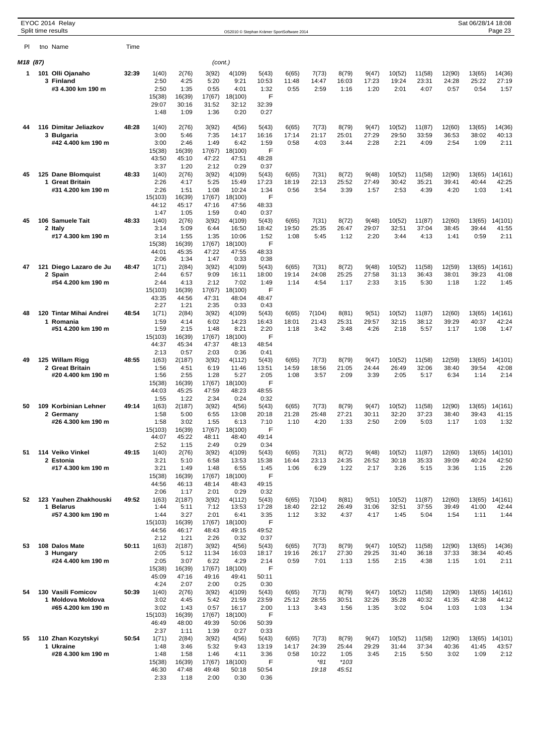**M18 (87)** *(cont.)*

| Pl | tno | Name | Time | | | | | | | | | | | | | | |
|---|---|---|---|---|---|---|---|---|---|---|---|---|---|---|---|---|---|
| 1 | 101 | Olli Ojanaho | 32:39 | 1(40) | 2(76) | 3(92) | 4(109) | 5(43) | 6(65) | 7(73) | 8(79) | 9(47) | 10(52) | 11(58) | 12(90) | 13(65) | 14(36) |
| | 3 | Finland | | 2:50 | 4:25 | 5:20 | 9:21 | 10:53 | 11:48 | 14:47 | 16:03 | 17:23 | 19:24 | 23:31 | 24:28 | 25:22 | 27:19 |
| | | #3 4.300 km 190 m | | 2:50 | 1:35 | 0:55 | 4:01 | 1:32 | 0:55 | 2:59 | 1:16 | 1:20 | 2:01 | 4:07 | 0:57 | 0:54 | 1:57 |
| | | | | 15(38) | 16(39) | 17(67) | 18(100) | F | | | | | | | | | |
| | | | | 29:07 | 30:16 | 31:52 | 32:12 | 32:39 | | | | | | | | | |
| | | | | 1:48 | 1:09 | 1:36 | 0:20 | 0:27 | | | | | | | | | |
| 44 | 116 | Dimitar Jeliazkov | 48:28 | 1(40) | 2(76) | 3(92) | 4(56) | 5(43) | 6(65) | 7(73) | 8(79) | 9(47) | 10(52) | 11(87) | 12(60) | 13(65) | 14(36) |
| | 3 | Bulgaria | | 3:00 | 5:46 | 7:35 | 14:17 | 16:16 | 17:14 | 21:17 | 25:01 | 27:29 | 29:50 | 33:59 | 36:53 | 38:02 | 40:13 |
| | | #42 4.400 km 190 m | | 3:00 | 2:46 | 1:49 | 6:42 | 1:59 | 0:58 | 4:03 | 3:44 | 2:28 | 2:21 | 4:09 | 2:54 | 1:09 | 2:11 |
| | | | | 15(38) | 16(39) | 17(67) | 18(100) | F | | | | | | | | | |
| | | | | 43:50 | 45:10 | 47:22 | 47:51 | 48:28 | | | | | | | | | |
| | | | | 3:37 | 1:20 | 2:12 | 0:29 | 0:37 | | | | | | | | | |
| 45 | 125 | Dane Blomquist | 48:33 | 1(40) | 2(76) | 3(92) | 4(109) | 5(43) | 6(65) | 7(31) | 8(72) | 9(48) | 10(52) | 11(58) | 12(90) | 13(65) | 14(161) |
| | 1 | Great Britain | | 2:26 | 4:17 | 5:25 | 15:49 | 17:23 | 18:19 | 22:13 | 25:52 | 27:49 | 30:42 | 35:21 | 39:41 | 40:44 | 42:25 |
| | | #31 4.200 km 190 m | | 2:26 | 1:51 | 1:08 | 10:24 | 1:34 | 0:56 | 3:54 | 3:39 | 1:57 | 2:53 | 4:39 | 4:20 | 1:03 | 1:41 |
| | | | | 15(103) | 16(39) | 17(67) | 18(100) | F | | | | | | | | | |
| | | | | 44:12 | 45:17 | 47:16 | 47:56 | 48:33 | | | | | | | | | |
| | | | | 1:47 | 1:05 | 1:59 | 0:40 | 0:37 | | | | | | | | | |
| 45 | 106 | Samuele Tait | 48:33 | 1(40) | 2(76) | 3(92) | 4(109) | 5(43) | 6(65) | 7(31) | 8(72) | 9(48) | 10(52) | 11(87) | 12(60) | 13(65) | 14(101) |
| | 2 | Italy | | 3:14 | 5:09 | 6:44 | 16:50 | 18:42 | 19:50 | 25:35 | 26:47 | 29:07 | 32:51 | 37:04 | 38:45 | 39:44 | 41:55 |
| | | #17 4.300 km 190 m | | 3:14 | 1:55 | 1:35 | 10:06 | 1:52 | 1:08 | 5:45 | 1:12 | 2:20 | 3:44 | 4:13 | 1:41 | 0:59 | 2:11 |
| | | | | 15(38) | 16(39) | 17(67) | 18(100) | F | | | | | | | | | |
| | | | | 44:01 | 45:35 | 47:22 | 47:55 | 48:33 | | | | | | | | | |
| | | | | 2:06 | 1:34 | 1:47 | 0:33 | 0:38 | | | | | | | | | |
| 47 | 121 | Diego Lazaro de Ju | 48:47 | 1(71) | 2(84) | 3(92) | 4(109) | 5(43) | 6(65) | 7(31) | 8(72) | 9(48) | 10(52) | 11(58) | 12(59) | 13(65) | 14(161) |
| | 2 | Spain | | 2:44 | 6:57 | 9:09 | 16:11 | 18:00 | 19:14 | 24:08 | 25:25 | 27:58 | 31:13 | 36:43 | 38:01 | 39:23 | 41:08 |
| | | #54 4.200 km 190 m | | 2:44 | 4:13 | 2:12 | 7:02 | 1:49 | 1:14 | 4:54 | 1:17 | 2:33 | 3:15 | 5:30 | 1:18 | 1:22 | 1:45 |
| | | | | 15(103) | 16(39) | 17(67) | 18(100) | F | | | | | | | | | |
| | | | | 43:35 | 44:56 | 47:31 | 48:04 | 48:47 | | | | | | | | | |
| | | | | 2:27 | 1:21 | 2:35 | 0:33 | 0:43 | | | | | | | | | |
| 48 | 120 | Tintar Mihai Andrei | 48:54 | 1(71) | 2(84) | 3(92) | 4(109) | 5(43) | 6(65) | 7(104) | 8(81) | 9(51) | 10(52) | 11(87) | 12(60) | 13(65) | 14(161) |
| | 1 | Romania | | 1:59 | 4:14 | 6:02 | 14:23 | 16:43 | 18:01 | 21:43 | 25:31 | 29:57 | 32:15 | 38:12 | 39:29 | 40:37 | 42:24 |
| | | #51 4.200 km 190 m | | 1:59 | 2:15 | 1:48 | 8:21 | 2:20 | 1:18 | 3:42 | 3:48 | 4:26 | 2:18 | 5:57 | 1:17 | 1:08 | 1:47 |
| | | | | 15(103) | 16(39) | 17(67) | 18(100) | F | | | | | | | | | |
| | | | | 44:37 | 45:34 | 47:37 | 48:13 | 48:54 | | | | | | | | | |
| | | | | 2:13 | 0:57 | 2:03 | 0:36 | 0:41 | | | | | | | | | |
| 49 | 125 | Willam Rigg | 48:55 | 1(63) | 2(187) | 3(92) | 4(112) | 5(43) | 6(65) | 7(73) | 8(79) | 9(47) | 10(52) | 11(58) | 12(59) | 13(65) | 14(101) |
| | 2 | Great Britain | | 1:56 | 4:51 | 6:19 | 11:46 | 13:51 | 14:59 | 18:56 | 21:05 | 24:44 | 26:49 | 32:06 | 38:40 | 39:54 | 42:08 |
| | | #20 4.400 km 190 m | | 1:56 | 2:55 | 1:28 | 5:27 | 2:05 | 1:08 | 3:57 | 2:09 | 3:39 | 2:05 | 5:17 | 6:34 | 1:14 | 2:14 |
| | | | | 15(38) | 16(39) | 17(67) | 18(100) | F | | | | | | | | | |
| | | | | 44:03 | 45:25 | 47:59 | 48:23 | 48:55 | | | | | | | | | |
| | | | | 1:55 | 1:22 | 2:34 | 0:24 | 0:32 | | | | | | | | | |
| 50 | 109 | Korbinian Lehner | 49:14 | 1(63) | 2(187) | 3(92) | 4(56) | 5(43) | 6(65) | 7(73) | 8(79) | 9(47) | 10(52) | 11(58) | 12(90) | 13(65) | 14(161) |
| | 2 | Germany | | 1:58 | 5:00 | 6:55 | 13:08 | 20:18 | 21:28 | 25:48 | 27:21 | 30:11 | 32:20 | 37:23 | 38:40 | 39:43 | 41:15 |
| | | #26 4.300 km 190 m | | 1:58 | 3:02 | 1:55 | 6:13 | 7:10 | 1:10 | 4:20 | 1:33 | 2:50 | 2:09 | 5:03 | 1:17 | 1:03 | 1:32 |
| | | | | 15(103) | 16(39) | 17(67) | 18(100) | F | | | | | | | | | |
| | | | | 44:07 | 45:22 | 48:11 | 48:40 | 49:14 | | | | | | | | | |
| | | | | 2:52 | 1:15 | 2:49 | 0:29 | 0:34 | | | | | | | | | |
| 51 | 114 | Veiko Vinkel | 49:15 | 1(40) | 2(76) | 3(92) | 4(109) | 5(43) | 6(65) | 7(31) | 8(72) | 9(48) | 10(52) | 11(87) | 12(60) | 13(65) | 14(101) |
| | 2 | Estonia | | 3:21 | 5:10 | 6:58 | 13:53 | 15:38 | 16:44 | 23:13 | 24:35 | 26:52 | 30:18 | 35:33 | 39:09 | 40:24 | 42:50 |
| | | #17 4.300 km 190 m | | 3:21 | 1:49 | 1:48 | 6:55 | 1:45 | 1:06 | 6:29 | 1:22 | 2:17 | 3:26 | 5:15 | 3:36 | 1:15 | 2:26 |
| | | | | 15(38) | 16(39) | 17(67) | 18(100) | F | | | | | | | | | |
| | | | | 44:56 | 46:13 | 48:14 | 48:43 | 49:15 | | | | | | | | | |
| | | | | 2:06 | 1:17 | 2:01 | 0:29 | 0:32 | | | | | | | | | |
| 52 | 123 | Yauhen Zhakhouski | 49:52 | 1(63) | 2(187) | 3(92) | 4(112) | 5(43) | 6(65) | 7(104) | 8(81) | 9(51) | 10(52) | 11(87) | 12(60) | 13(65) | 14(161) |
| | 1 | Belarus | | 1:44 | 5:11 | 7:12 | 13:53 | 17:28 | 18:40 | 22:12 | 26:49 | 31:06 | 32:51 | 37:55 | 39:49 | 41:00 | 42:44 |
| | | #57 4.300 km 190 m | | 1:44 | 3:27 | 2:01 | 6:41 | 3:35 | 1:12 | 3:32 | 4:37 | 4:17 | 1:45 | 5:04 | 1:54 | 1:11 | 1:44 |
| | | | | 15(103) | 16(39) | 17(67) | 18(100) | F | | | | | | | | | |
| | | | | 44:56 | 46:17 | 48:43 | 49:15 | 49:52 | | | | | | | | | |
| | | | | 2:12 | 1:21 | 2:26 | 0:32 | 0:37 | | | | | | | | | |
| 53 | 108 | Dalos Mate | 50:11 | 1(63) | 2(187) | 3(92) | 4(56) | 5(43) | 6(65) | 7(73) | 8(79) | 9(47) | 10(52) | 11(58) | 12(90) | 13(65) | 14(36) |
| | 3 | Hungary | | 2:05 | 5:12 | 11:34 | 16:03 | 18:17 | 19:16 | 26:17 | 27:30 | 29:25 | 31:40 | 36:18 | 37:33 | 38:34 | 40:45 |
| | | #24 4.400 km 190 m | | 2:05 | 3:07 | 6:22 | 4:29 | 2:14 | 0:59 | 7:01 | 1:13 | 1:55 | 2:15 | 4:38 | 1:15 | 1:01 | 2:11 |
| | | | | 15(38) | 16(39) | 17(67) | 18(100) | F | | | | | | | | | |
| | | | | 45:09 | 47:16 | 49:16 | 49:41 | 50:11 | | | | | | | | | |
| | | | | 4:24 | 2:07 | 2:00 | 0:25 | 0:30 | | | | | | | | | |
| 54 | 130 | Vasili Fomicov | 50:39 | 1(40) | 2(76) | 3(92) | 4(109) | 5(43) | 6(65) | 7(73) | 8(79) | 9(47) | 10(52) | 11(58) | 12(90) | 13(65) | 14(161) |
| | 1 | Moldova Moldova | | 3:02 | 4:45 | 5:42 | 21:59 | 23:59 | 25:12 | 28:55 | 30:51 | 32:26 | 35:28 | 40:32 | 41:35 | 42:38 | 44:12 |
| | | #65 4.200 km 190 m | | 3:02 | 1:43 | 0:57 | 16:17 | 2:00 | 1:13 | 3:43 | 1:56 | 1:35 | 3:02 | 5:04 | 1:03 | 1:03 | 1:34 |
| | | | | 15(103) | 16(39) | 17(67) | 18(100) | F | | | | | | | | | |
| | | | | 46:49 | 48:00 | 49:39 | 50:06 | 50:39 | | | | | | | | | |
| | | | | 2:37 | 1:11 | 1:39 | 0:27 | 0:33 | | | | | | | | | |
| 55 | 110 | Zhan Kozytskyi | 50:54 | 1(71) | 2(84) | 3(92) | 4(56) | 5(43) | 6(65) | 7(73) | 8(79) | 9(47) | 10(52) | 11(58) | 12(90) | 13(65) | 14(101) |
| | 1 | Ukraine | | 1:48 | 3:46 | 5:32 | 9:43 | 13:19 | 14:17 | 24:39 | 25:44 | 29:29 | 31:44 | 37:34 | 40:36 | 41:45 | 43:57 |
| | | #28 4.300 km 190 m | | 1:48 | 1:58 | 1:46 | 4:11 | 3:36 | 0:58 | 10:22 | 1:05 | 3:45 | 2:15 | 5:50 | 3:02 | 1:09 | 2:12 |
| | | | | 15(38) | 16(39) | 17(67) | 18(100) | F | | *81 | *103 | | | | | | |
| | | | | 46:30 | 47:48 | 49:48 | 50:18 | 50:54 | | 19:18 | 45:51 | | | | | | |
| | | | | 2:33 | 1:18 | 2:00 | 0:30 | 0:36 | | | | | | | | | |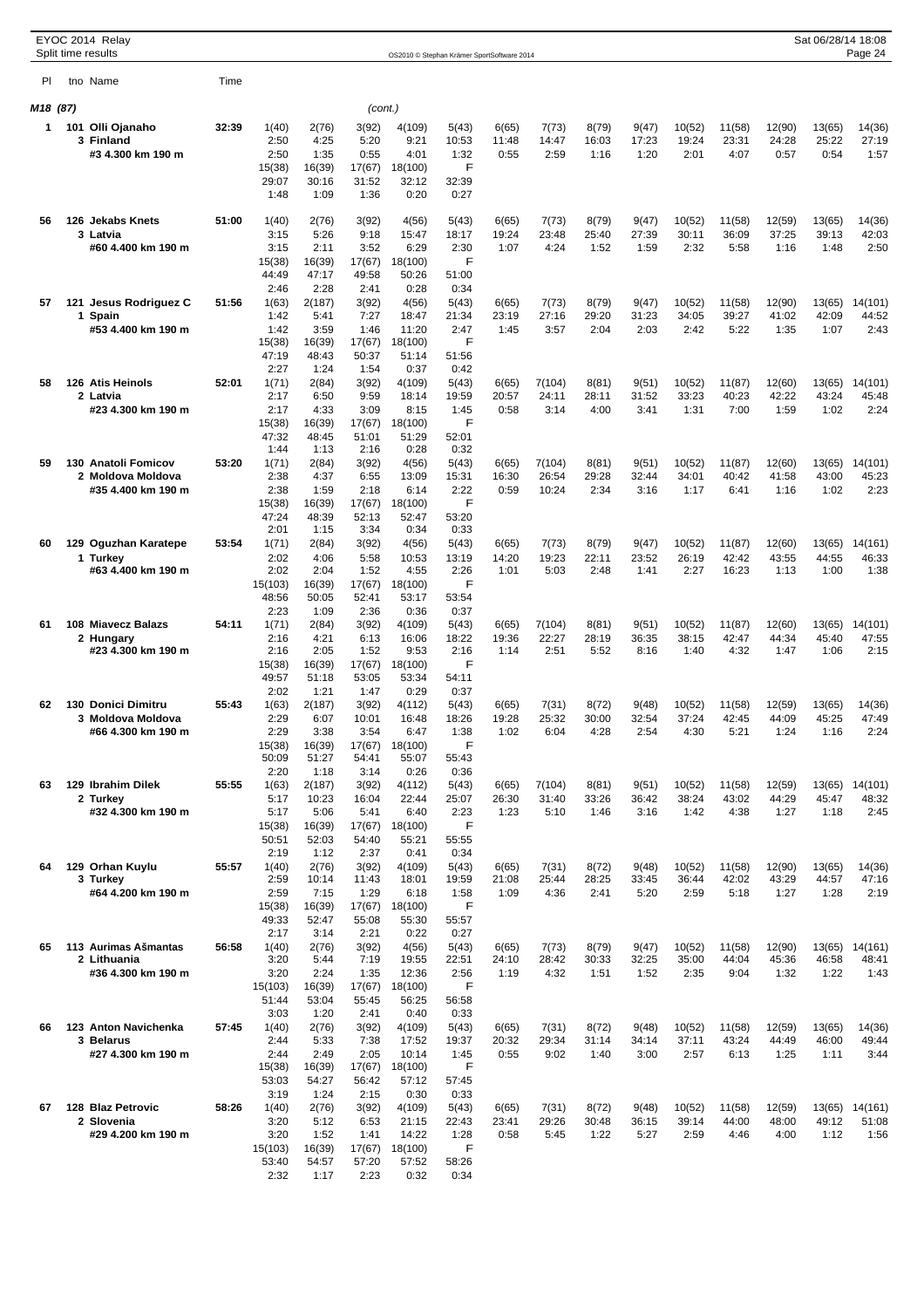EYOC 2014 Relay
Split time results

OS2010 © Stephan Krämer SportSoftware 2014

## M18 (87) (cont.)

| Pl | tno Name | Time | | | | | | | | | | | | | | |
|---|---|---|---|---|---|---|---|---|---|---|---|---|---|---|---|---|
| 1 | 101 Olli Ojanaho | 32:39 | 1(40) | 2(76) | 3(92) | 4(109) | 5(43) | 6(65) | 7(73) | 8(79) | 9(47) | 10(52) | 11(58) | 12(90) | 13(65) | 14(36) |
| | 3 Finland | | 2:50 | 4:25 | 5:20 | 9:21 | 10:53 | 11:48 | 14:47 | 16:03 | 17:23 | 19:24 | 23:31 | 24:28 | 25:22 | 27:19 |
| | #3 4.300 km 190 m | | 2:50 | 1:35 | 0:55 | 4:01 | 1:32 | 0:55 | 2:59 | 1:16 | 1:20 | 2:01 | 4:07 | 0:57 | 0:54 | 1:57 |
| | | | 15(38) | 16(39) | 17(67) | 18(100) | F | | | | | | | | | |
| | | | 29:07 | 30:16 | 31:52 | 32:12 | 32:39 | | | | | | | | | |
| | | | 1:48 | 1:09 | 1:36 | 0:20 | 0:27 | | | | | | | | | |
| 56 | 126 Jekabs Knets | 51:00 | 1(40) | 2(76) | 3(92) | 4(56) | 5(43) | 6(65) | 7(73) | 8(79) | 9(47) | 10(52) | 11(58) | 12(59) | 13(65) | 14(36) |
| | 3 Latvia | | 3:15 | 5:26 | 9:18 | 15:47 | 18:17 | 19:24 | 23:48 | 25:40 | 27:39 | 30:11 | 36:09 | 37:25 | 39:13 | 42:03 |
| | #60 4.400 km 190 m | | 3:15 | 2:11 | 3:52 | 6:29 | 2:30 | 1:07 | 4:24 | 1:52 | 1:59 | 2:32 | 5:58 | 1:16 | 1:48 | 2:50 |
| | | | 15(38) | 16(39) | 17(67) | 18(100) | F | | | | | | | | | |
| | | | 44:49 | 47:17 | 49:58 | 50:26 | 51:00 | | | | | | | | | |
| | | | 2:46 | 2:28 | 2:41 | 0:28 | 0:34 | | | | | | | | | |
| 57 | 121 Jesus Rodriguez C | 51:56 | 1(63) | 2(187) | 3(92) | 4(56) | 5(43) | 6(65) | 7(73) | 8(79) | 9(47) | 10(52) | 11(58) | 12(90) | 13(65) | 14(101) |
| | 1 Spain | | 1:42 | 5:41 | 7:27 | 18:47 | 21:34 | 23:19 | 27:16 | 29:20 | 31:23 | 34:05 | 39:27 | 41:02 | 42:09 | 44:52 |
| | #53 4.400 km 190 m | | 1:42 | 3:59 | 1:46 | 11:20 | 2:47 | 1:45 | 3:57 | 2:04 | 2:03 | 2:42 | 5:22 | 1:35 | 1:07 | 2:43 |
| | | | 15(38) | 16(39) | 17(67) | 18(100) | F | | | | | | | | | |
| | | | 47:19 | 48:43 | 50:37 | 51:14 | 51:56 | | | | | | | | | |
| | | | 2:27 | 1:24 | 1:54 | 0:37 | 0:42 | | | | | | | | | |
| 58 | 126 Atis Heinols | 52:01 | 1(71) | 2(84) | 3(92) | 4(109) | 5(43) | 6(65) | 7(104) | 8(81) | 9(51) | 10(52) | 11(87) | 12(60) | 13(65) | 14(101) |
| | 2 Latvia | | 2:17 | 6:50 | 9:59 | 18:14 | 19:59 | 20:57 | 24:11 | 28:11 | 31:52 | 33:23 | 40:23 | 42:22 | 43:24 | 45:48 |
| | #23 4.300 km 190 m | | 2:17 | 4:33 | 3:09 | 8:15 | 1:45 | 0:58 | 3:14 | 4:00 | 3:41 | 1:31 | 7:00 | 1:59 | 1:02 | 2:24 |
| | | | 15(38) | 16(39) | 17(67) | 18(100) | F | | | | | | | | | |
| | | | 47:32 | 48:45 | 51:01 | 51:29 | 52:01 | | | | | | | | | |
| | | | 1:44 | 1:13 | 2:16 | 0:28 | 0:32 | | | | | | | | | |
| 59 | 130 Anatoli Fomicov | 53:20 | 1(71) | 2(84) | 3(92) | 4(56) | 5(43) | 6(65) | 7(104) | 8(81) | 9(51) | 10(52) | 11(87) | 12(60) | 13(65) | 14(101) |
| | 2 Moldova Moldova | | 2:38 | 4:37 | 6:55 | 13:09 | 15:31 | 16:30 | 26:54 | 29:28 | 32:44 | 34:01 | 40:42 | 41:58 | 43:00 | 45:23 |
| | #35 4.400 km 190 m | | 2:38 | 1:59 | 2:18 | 6:14 | 2:22 | 0:59 | 10:24 | 2:34 | 3:16 | 1:17 | 6:41 | 1:16 | 1:02 | 2:23 |
| | | | 15(38) | 16(39) | 17(67) | 18(100) | F | | | | | | | | | |
| | | | 47:24 | 48:39 | 52:13 | 52:47 | 53:20 | | | | | | | | | |
| | | | 2:01 | 1:15 | 3:34 | 0:34 | 0:33 | | | | | | | | | |
| 60 | 129 Oguzhan Karatepe | 53:54 | 1(71) | 2(84) | 3(92) | 4(56) | 5(43) | 6(65) | 7(73) | 8(79) | 9(47) | 10(52) | 11(87) | 12(60) | 13(65) | 14(161) |
| | 1 Turkey | | 2:02 | 4:06 | 5:58 | 10:53 | 13:19 | 14:20 | 19:23 | 22:11 | 23:52 | 26:19 | 42:42 | 43:55 | 44:55 | 46:33 |
| | #63 4.400 km 190 m | | 2:02 | 2:04 | 1:52 | 4:55 | 2:26 | 1:01 | 5:03 | 2:48 | 1:41 | 2:27 | 16:23 | 1:13 | 1:00 | 1:38 |
| | | | 15(103) | 16(39) | 17(67) | 18(100) | F | | | | | | | | | |
| | | | 48:56 | 50:05 | 52:41 | 53:17 | 53:54 | | | | | | | | | |
| | | | 2:23 | 1:09 | 2:36 | 0:36 | 0:37 | | | | | | | | | |
| 61 | 108 Miavecz Balazs | 54:11 | 1(71) | 2(84) | 3(92) | 4(109) | 5(43) | 6(65) | 7(104) | 8(81) | 9(51) | 10(52) | 11(87) | 12(60) | 13(65) | 14(101) |
| | 2 Hungary | | 2:16 | 4:21 | 6:13 | 16:06 | 18:22 | 19:36 | 22:27 | 28:19 | 36:35 | 38:15 | 42:47 | 44:34 | 45:40 | 47:55 |
| | #23 4.300 km 190 m | | 2:16 | 2:05 | 1:52 | 9:53 | 2:16 | 1:14 | 2:51 | 5:52 | 8:16 | 1:40 | 4:32 | 1:47 | 1:06 | 2:15 |
| | | | 15(38) | 16(39) | 17(67) | 18(100) | F | | | | | | | | | |
| | | | 49:57 | 51:18 | 53:05 | 53:34 | 54:11 | | | | | | | | | |
| | | | 2:02 | 1:21 | 1:47 | 0:29 | 0:37 | | | | | | | | | |
| 62 | 130 Donici Dimitru | 55:43 | 1(63) | 2(187) | 3(92) | 4(112) | 5(43) | 6(65) | 7(31) | 8(72) | 9(48) | 10(52) | 11(58) | 12(59) | 13(65) | 14(36) |
| | 3 Moldova Moldova | | 2:29 | 6:07 | 10:01 | 16:48 | 18:26 | 19:28 | 25:32 | 30:00 | 32:54 | 37:24 | 42:45 | 44:09 | 45:25 | 47:49 |
| | #66 4.300 km 190 m | | 2:29 | 3:38 | 3:54 | 6:47 | 1:38 | 1:02 | 6:04 | 4:28 | 2:54 | 4:30 | 5:21 | 1:24 | 1:16 | 2:24 |
| | | | 15(38) | 16(39) | 17(67) | 18(100) | F | | | | | | | | | |
| | | | 50:09 | 51:27 | 54:41 | 55:07 | 55:43 | | | | | | | | | |
| | | | 2:20 | 1:18 | 3:14 | 0:26 | 0:36 | | | | | | | | | |
| 63 | 129 Ibrahim Dilek | 55:55 | 1(63) | 2(187) | 3(92) | 4(112) | 5(43) | 6(65) | 7(104) | 8(81) | 9(51) | 10(52) | 11(58) | 12(59) | 13(65) | 14(101) |
| | 2 Turkey | | 5:17 | 10:23 | 16:04 | 22:44 | 25:07 | 26:30 | 31:40 | 33:26 | 36:42 | 38:24 | 43:02 | 44:29 | 45:47 | 48:32 |
| | #32 4.300 km 190 m | | 5:17 | 5:06 | 5:41 | 6:40 | 2:23 | 1:23 | 5:10 | 1:46 | 3:16 | 1:42 | 4:38 | 1:27 | 1:18 | 2:45 |
| | | | 15(38) | 16(39) | 17(67) | 18(100) | F | | | | | | | | | |
| | | | 50:51 | 52:03 | 54:40 | 55:21 | 55:55 | | | | | | | | | |
| | | | 2:19 | 1:12 | 2:37 | 0:41 | 0:34 | | | | | | | | | |
| 64 | 129 Orhan Kuylu | 55:57 | 1(40) | 2(76) | 3(92) | 4(109) | 5(43) | 6(65) | 7(31) | 8(72) | 9(48) | 10(52) | 11(58) | 12(90) | 13(65) | 14(36) |
| | 3 Turkey | | 2:59 | 10:14 | 11:43 | 18:01 | 19:59 | 21:08 | 25:44 | 28:25 | 33:45 | 36:44 | 42:02 | 43:29 | 44:57 | 47:16 |
| | #64 4.200 km 190 m | | 2:59 | 7:15 | 1:29 | 6:18 | 1:58 | 1:09 | 4:36 | 2:41 | 5:20 | 2:59 | 5:18 | 1:27 | 1:28 | 2:19 |
| | | | 15(38) | 16(39) | 17(67) | 18(100) | F | | | | | | | | | |
| | | | 49:33 | 52:47 | 55:08 | 55:30 | 55:57 | | | | | | | | | |
| | | | 2:17 | 3:14 | 2:21 | 0:22 | 0:27 | | | | | | | | | |
| 65 | 113 Aurimas Ašmantas | 56:58 | 1(40) | 2(76) | 3(92) | 4(56) | 5(43) | 6(65) | 7(73) | 8(79) | 9(47) | 10(52) | 11(58) | 12(90) | 13(65) | 14(161) |
| | 2 Lithuania | | 3:20 | 5:44 | 7:19 | 19:55 | 22:51 | 24:10 | 28:42 | 30:33 | 32:25 | 35:00 | 44:04 | 45:36 | 46:58 | 48:41 |
| | #36 4.300 km 190 m | | 3:20 | 2:24 | 1:35 | 12:36 | 2:56 | 1:19 | 4:32 | 1:51 | 1:52 | 2:35 | 9:04 | 1:32 | 1:22 | 1:43 |
| | | | 15(103) | 16(39) | 17(67) | 18(100) | F | | | | | | | | | |
| | | | 51:44 | 53:04 | 55:45 | 56:25 | 56:58 | | | | | | | | | |
| | | | 3:03 | 1:20 | 2:41 | 0:40 | 0:33 | | | | | | | | | |
| 66 | 123 Anton Navichenka | 57:45 | 1(40) | 2(76) | 3(92) | 4(109) | 5(43) | 6(65) | 7(31) | 8(72) | 9(48) | 10(52) | 11(58) | 12(59) | 13(65) | 14(36) |
| | 3 Belarus | | 2:44 | 5:33 | 7:38 | 17:52 | 19:37 | 20:32 | 29:34 | 31:14 | 34:14 | 37:11 | 43:24 | 44:49 | 46:00 | 49:44 |
| | #27 4.300 km 190 m | | 2:44 | 2:49 | 2:05 | 10:14 | 1:45 | 0:55 | 9:02 | 1:40 | 3:00 | 2:57 | 6:13 | 1:25 | 1:11 | 3:44 |
| | | | 15(38) | 16(39) | 17(67) | 18(100) | F | | | | | | | | | |
| | | | 53:03 | 54:27 | 56:42 | 57:12 | 57:45 | | | | | | | | | |
| | | | 3:19 | 1:24 | 2:15 | 0:30 | 0:33 | | | | | | | | | |
| 67 | 128 Blaz Petrovic | 58:26 | 1(40) | 2(76) | 3(92) | 4(109) | 5(43) | 6(65) | 7(31) | 8(72) | 9(48) | 10(52) | 11(58) | 12(59) | 13(65) | 14(161) |
| | 2 Slovenia | | 3:20 | 5:12 | 6:53 | 21:15 | 22:43 | 23:41 | 29:26 | 30:48 | 36:15 | 39:14 | 44:00 | 48:00 | 49:12 | 51:08 |
| | #29 4.200 km 190 m | | 3:20 | 1:52 | 1:41 | 14:22 | 1:28 | 0:58 | 5:45 | 1:22 | 5:27 | 2:59 | 4:46 | 4:00 | 1:12 | 1:56 |
| | | | 15(103) | 16(39) | 17(67) | 18(100) | F | | | | | | | | | |
| | | | 53:40 | 54:57 | 57:20 | 57:52 | 58:26 | | | | | | | | | |
| | | | 2:32 | 1:17 | 2:23 | 0:32 | 0:34 | | | | | | | | | |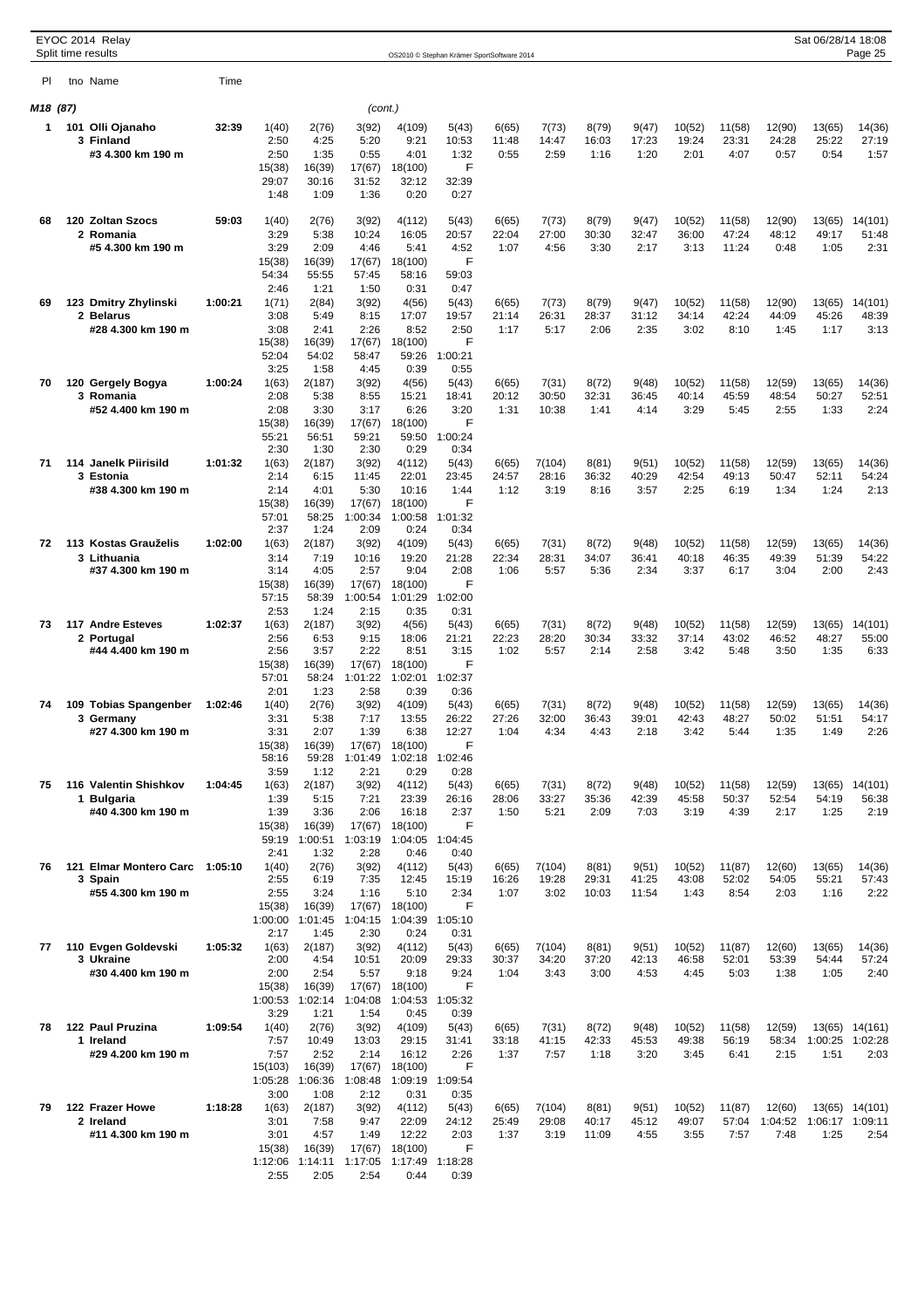EYOC 2014 Relay

Split time results

OS2010 © Stephan Krämer SportSoftware 2014

Sat 06/28/14 18:08

| Pl | tno Name | Time | | | | | | | | | | | | | | |
|---|---|---|---|---|---|---|---|---|---|---|---|---|---|---|---|---|
| **M18 (87)** | | | | | *(cont.)* | | | | | | | | | | | |
| 1 | 101 Olli Ojanaho | 32:39 | 1(40) | 2(76) | 3(92) | 4(109) | 5(43) | 6(65) | 7(73) | 8(79) | 9(47) | 10(52) | 11(58) | 12(90) | 13(65) | 14(36) |
| | 3 Finland | | 2:50 | 4:25 | 5:20 | 9:21 | 10:53 | 11:48 | 14:47 | 16:03 | 17:23 | 19:24 | 23:31 | 24:28 | 25:22 | 27:19 |
| | #3 4.300 km 190 m | | 2:50 | 1:35 | 0:55 | 4:01 | 1:32 | 0:55 | 2:59 | 1:16 | 1:20 | 2:01 | 4:07 | 0:57 | 0:54 | 1:57 |
| | | | 15(38) | 16(39) | 17(67) | 18(100) | F | | | | | | | | | |
| | | | 29:07 | 30:16 | 31:52 | 32:12 | 32:39 | | | | | | | | | |
| | | | 1:48 | 1:09 | 1:36 | 0:20 | 0:27 | | | | | | | | | |
| 68 | 120 Zoltan Szocs | 59:03 | 1(40) | 2(76) | 3(92) | 4(112) | 5(43) | 6(65) | 7(73) | 8(79) | 9(47) | 10(52) | 11(58) | 12(90) | 13(65) | 14(101) |
| | 2 Romania | | 3:29 | 5:38 | 10:24 | 16:05 | 20:57 | 22:04 | 27:00 | 30:30 | 32:47 | 36:00 | 47:24 | 48:12 | 49:17 | 51:48 |
| | #5 4.300 km 190 m | | 3:29 | 2:09 | 4:46 | 5:41 | 4:52 | 1:07 | 4:56 | 3:30 | 2:17 | 3:13 | 11:24 | 0:48 | 1:05 | 2:31 |
| | | | 15(38) | 16(39) | 17(67) | 18(100) | F | | | | | | | | | |
| | | | 54:34 | 55:55 | 57:45 | 58:16 | 59:03 | | | | | | | | | |
| | | | 2:46 | 1:21 | 1:50 | 0:31 | 0:47 | | | | | | | | | |
| 69 | 123 Dmitry Zhylinski | 1:00:21 | 1(71) | 2(84) | 3(92) | 4(56) | 5(43) | 6(65) | 7(73) | 8(79) | 9(47) | 10(52) | 11(58) | 12(90) | 13(65) | 14(101) |
| | 2 Belarus | | 3:08 | 5:49 | 8:15 | 17:07 | 19:57 | 21:14 | 26:31 | 28:37 | 31:12 | 34:14 | 42:24 | 44:09 | 45:26 | 48:39 |
| | #28 4.300 km 190 m | | 3:08 | 2:41 | 2:26 | 8:52 | 2:50 | 1:17 | 5:17 | 2:06 | 2:35 | 3:02 | 8:10 | 1:45 | 1:17 | 3:13 |
| | | | 15(38) | 16(39) | 17(67) | 18(100) | F | | | | | | | | | |
| | | | 52:04 | 54:02 | 58:47 | 59:26 | 1:00:21 | | | | | | | | | |
| | | | 3:25 | 1:58 | 4:45 | 0:39 | 0:55 | | | | | | | | | |
| 70 | 120 Gergely Bogya | 1:00:24 | 1(63) | 2(187) | 3(92) | 4(56) | 5(43) | 6(65) | 7(31) | 8(72) | 9(48) | 10(52) | 11(58) | 12(59) | 13(65) | 14(36) |
| | 3 Romania | | 2:08 | 5:38 | 8:55 | 15:21 | 18:41 | 20:12 | 30:50 | 32:31 | 36:45 | 40:14 | 45:59 | 48:54 | 50:27 | 52:51 |
| | #52 4.400 km 190 m | | 2:08 | 3:30 | 3:17 | 6:26 | 3:20 | 1:31 | 10:38 | 1:41 | 4:14 | 3:29 | 5:45 | 2:55 | 1:33 | 2:24 |
| | | | 15(38) | 16(39) | 17(67) | 18(100) | F | | | | | | | | | |
| | | | 55:21 | 56:51 | 59:21 | 59:50 | 1:00:24 | | | | | | | | | |
| | | | 2:30 | 1:30 | 2:30 | 0:29 | 0:34 | | | | | | | | | |
| 71 | 114 Janelk Piirisild | 1:01:32 | 1(63) | 2(187) | 3(92) | 4(112) | 5(43) | 6(65) | 7(104) | 8(81) | 9(51) | 10(52) | 11(58) | 12(59) | 13(65) | 14(36) |
| | 3 Estonia | | 2:14 | 6:15 | 11:45 | 22:01 | 23:45 | 24:57 | 28:16 | 36:32 | 40:29 | 42:54 | 49:13 | 50:47 | 52:11 | 54:24 |
| | #38 4.300 km 190 m | | 2:14 | 4:01 | 5:30 | 10:16 | 1:44 | 1:12 | 3:19 | 8:16 | 3:57 | 2:25 | 6:19 | 1:34 | 1:24 | 2:13 |
| | | | 15(38) | 16(39) | 17(67) | 18(100) | F | | | | | | | | | |
| | | | 57:01 | 58:25 | 1:00:34 | 1:00:58 | 1:01:32 | | | | | | | | | |
| | | | 2:37 | 1:24 | 2:09 | 0:24 | 0:34 | | | | | | | | | |
| 72 | 113 Kostas Graužellis | 1:02:00 | 1(63) | 2(187) | 3(92) | 4(109) | 5(43) | 6(65) | 7(31) | 8(72) | 9(48) | 10(52) | 11(58) | 12(59) | 13(65) | 14(36) |
| | 3 Lithuania | | 3:14 | 7:19 | 10:16 | 19:20 | 21:28 | 22:34 | 28:31 | 34:07 | 36:41 | 40:18 | 46:35 | 49:39 | 51:39 | 54:22 |
| | #37 4.300 km 190 m | | 3:14 | 4:05 | 2:57 | 9:04 | 2:08 | 1:06 | 5:57 | 5:36 | 2:34 | 3:37 | 6:17 | 3:04 | 2:00 | 2:43 |
| | | | 15(38) | 16(39) | 17(67) | 18(100) | F | | | | | | | | | |
| | | | 57:15 | 58:39 | 1:00:54 | 1:01:29 | 1:02:00 | | | | | | | | | |
| | | | 2:53 | 1:24 | 2:15 | 0:35 | 0:31 | | | | | | | | | |
| 73 | 117 Andre Esteves | 1:02:37 | 1(63) | 2(187) | 3(92) | 4(56) | 5(43) | 6(65) | 7(31) | 8(72) | 9(48) | 10(52) | 11(58) | 12(59) | 13(65) | 14(101) |
| | 2 Portugal | | 2:56 | 6:53 | 9:15 | 18:06 | 21:21 | 22:23 | 28:20 | 30:34 | 33:32 | 37:14 | 43:02 | 46:52 | 48:27 | 55:00 |
| | #44 4.400 km 190 m | | 2:56 | 3:57 | 2:22 | 8:51 | 3:15 | 1:02 | 5:57 | 2:14 | 2:58 | 3:42 | 5:48 | 3:50 | 1:35 | 6:33 |
| | | | 15(38) | 16(39) | 17(67) | 18(100) | F | | | | | | | | | |
| | | | 57:01 | 58:24 | 1:01:22 | 1:02:01 | 1:02:37 | | | | | | | | | |
| | | | 2:01 | 1:23 | 2:58 | 0:39 | 0:36 | | | | | | | | | |
| 74 | 109 Tobias Spangenber | 1:02:46 | 1(40) | 2(76) | 3(92) | 4(109) | 5(43) | 6(65) | 7(31) | 8(72) | 9(48) | 10(52) | 11(58) | 12(59) | 13(65) | 14(36) |
| | 3 Germany | | 3:31 | 5:38 | 7:17 | 13:55 | 26:22 | 27:26 | 32:00 | 36:43 | 39:01 | 42:43 | 48:27 | 50:02 | 51:51 | 54:17 |
| | #27 4.300 km 190 m | | 3:31 | 2:07 | 1:39 | 6:38 | 12:27 | 1:04 | 4:34 | 4:43 | 2:18 | 3:42 | 5:44 | 1:35 | 1:49 | 2:26 |
| | | | 15(38) | 16(39) | 17(67) | 18(100) | F | | | | | | | | | |
| | | | 58:16 | 59:28 | 1:01:49 | 1:02:18 | 1:02:46 | | | | | | | | | |
| | | | 3:59 | 1:12 | 2:21 | 0:29 | 0:28 | | | | | | | | | |
| 75 | 116 Valentin Shishkov | 1:04:45 | 1(63) | 2(187) | 3(92) | 4(112) | 5(43) | 6(65) | 7(31) | 8(72) | 9(48) | 10(52) | 11(58) | 12(59) | 13(65) | 14(101) |
| | 1 Bulgaria | | 1:39 | 5:15 | 7:21 | 23:39 | 26:16 | 28:06 | 33:27 | 35:36 | 42:39 | 45:58 | 50:37 | 52:54 | 54:19 | 56:38 |
| | #40 4.300 km 190 m | | 1:39 | 3:36 | 2:06 | 16:18 | 2:37 | 1:50 | 5:21 | 2:09 | 7:03 | 3:19 | 4:39 | 2:17 | 1:25 | 2:19 |
| | | | 15(38) | 16(39) | 17(67) | 18(100) | F | | | | | | | | | |
| | | | 59:19 | 1:00:51 | 1:03:19 | 1:04:05 | 1:04:45 | | | | | | | | | |
| | | | 2:41 | 1:32 | 2:28 | 0:46 | 0:40 | | | | | | | | | |
| 76 | 121 Elmar Montero Carc | 1:05:10 | 1(40) | 2(76) | 3(92) | 4(112) | 5(43) | 6(65) | 7(104) | 8(81) | 9(51) | 10(52) | 11(87) | 12(60) | 13(65) | 14(36) |
| | 3 Spain | | 2:55 | 6:19 | 7:35 | 12:45 | 15:19 | 16:26 | 19:28 | 29:31 | 41:25 | 43:08 | 52:02 | 54:05 | 55:21 | 57:43 |
| | #55 4.300 km 190 m | | 2:55 | 3:24 | 1:16 | 5:10 | 2:34 | 1:07 | 3:02 | 10:03 | 11:54 | 1:43 | 8:54 | 2:03 | 1:16 | 2:22 |
| | | | 15(38) | 16(39) | 17(67) | 18(100) | F | | | | | | | | | |
| | | | 1:00:00 | 1:01:45 | 1:04:15 | 1:04:39 | 1:05:10 | | | | | | | | | |
| | | | 2:17 | 1:45 | 2:30 | 0:24 | 0:31 | | | | | | | | | |
| 77 | 110 Evgen Goldevski | 1:05:32 | 1(63) | 2(187) | 3(92) | 4(112) | 5(43) | 6(65) | 7(104) | 8(81) | 9(51) | 10(52) | 11(87) | 12(60) | 13(65) | 14(36) |
| | 3 Ukraine | | 2:00 | 4:54 | 10:51 | 20:09 | 29:33 | 30:37 | 34:20 | 37:20 | 42:13 | 46:58 | 52:01 | 53:39 | 54:44 | 57:24 |
| | #30 4.400 km 190 m | | 2:00 | 2:54 | 5:57 | 9:18 | 9:24 | 1:04 | 3:43 | 3:00 | 4:53 | 4:45 | 5:03 | 1:38 | 1:05 | 2:40 |
| | | | 15(38) | 16(39) | 17(67) | 18(100) | F | | | | | | | | | |
| | | | 1:00:53 | 1:02:14 | 1:04:08 | 1:04:53 | 1:05:32 | | | | | | | | | |
| | | | 3:29 | 1:21 | 1:54 | 0:45 | 0:39 | | | | | | | | | |
| 78 | 122 Paul Pruzina | 1:09:54 | 1(40) | 2(76) | 3(92) | 4(109) | 5(43) | 6(65) | 7(31) | 8(72) | 9(48) | 10(52) | 11(58) | 12(59) | 13(65) | 14(161) |
| | 1 Ireland | | 7:57 | 10:49 | 13:03 | 29:15 | 31:41 | 33:18 | 41:15 | 42:33 | 45:53 | 49:38 | 56:19 | 58:34 | 1:00:25 | 1:02:28 |
| | #29 4.200 km 190 m | | 7:57 | 2:52 | 2:14 | 16:12 | 2:26 | 1:37 | 7:57 | 1:18 | 3:20 | 3:45 | 6:41 | 2:15 | 1:51 | 2:03 |
| | | | 15(103) | 16(39) | 17(67) | 18(100) | F | | | | | | | | | |
| | | | 1:05:28 | 1:06:36 | 1:08:48 | 1:09:19 | 1:09:54 | | | | | | | | | |
| | | | 3:00 | 1:08 | 2:12 | 0:31 | 0:35 | | | | | | | | | |
| 79 | 122 Frazer Howe | 1:18:28 | 1(63) | 2(187) | 3(92) | 4(112) | 5(43) | 6(65) | 7(104) | 8(81) | 9(51) | 10(52) | 11(87) | 12(60) | 13(65) | 14(101) |
| | 2 Ireland | | 3:01 | 7:58 | 9:47 | 22:09 | 24:12 | 25:49 | 29:08 | 40:17 | 45:12 | 49:07 | 57:04 | 1:04:52 | 1:06:17 | 1:09:11 |
| | #11 4.300 km 190 m | | 3:01 | 4:57 | 1:49 | 12:22 | 2:03 | 1:37 | 3:19 | 11:09 | 4:55 | 3:55 | 7:57 | 7:48 | 1:25 | 2:54 |
| | | | 15(38) | 16(39) | 17(67) | 18(100) | F | | | | | | | | | |
| | | | 1:12:06 | 1:14:11 | 1:17:05 | 1:17:49 | 1:18:28 | | | | | | | | | |
| | | | 2:55 | 2:05 | 2:54 | 0:44 | 0:39 | | | | | | | | | |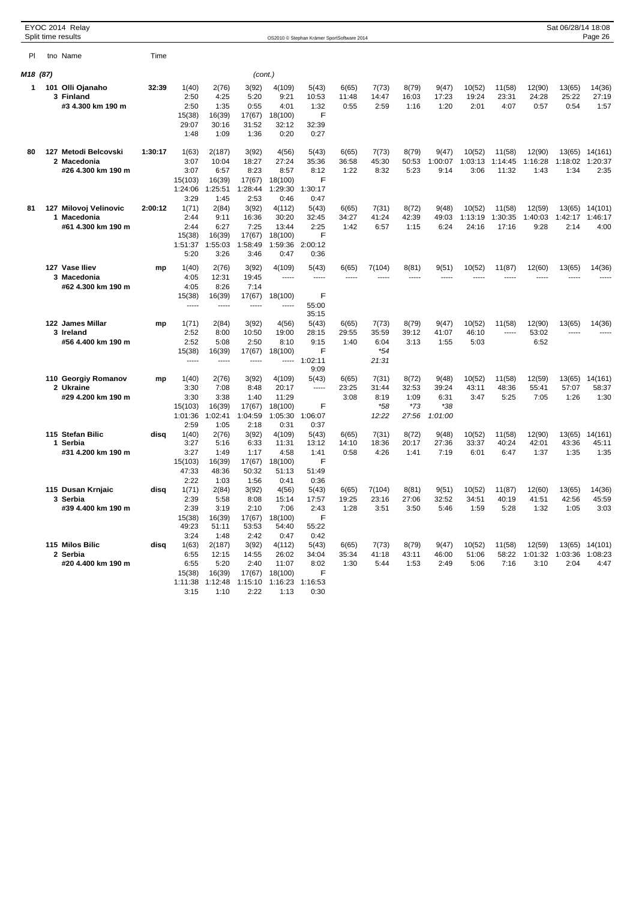EYOC 2014 Relay
Split time results

OS2010 © Stephan Krämer SportSoftware 2014

Sat 06/28/14 18:08

| Pl | tno Name | Time | | | | | | | | | | | | | | |
|---|---|---|---|---|---|---|---|---|---|---|---|---|---|---|---|---|
| **M18 (87)** | | | | | | (cont.) | | | | | | | | | | |
| **1** | **101 Olli Ojanaho** | **32:39** | 1(40) | 2(76) | 3(92) | 4(109) | 5(43) | 6(65) | 7(73) | 8(79) | 9(47) | 10(52) | 11(58) | 12(90) | 13(65) | 14(36) |
| | **3 Finland** | | 2:50 | 4:25 | 5:20 | 9:21 | 10:53 | 11:48 | 14:47 | 16:03 | 17:23 | 19:24 | 23:31 | 24:28 | 25:22 | 27:19 |
| | **#3 4.300 km 190 m** | | 2:50 | 1:35 | 0:55 | 4:01 | 1:32 | 0:55 | 2:59 | 1:16 | 1:20 | 2:01 | 4:07 | 0:57 | 0:54 | 1:57 |
| | | | 15(38) | 16(39) | 17(67) | 18(100) | F | | | | | | | | | |
| | | | 29:07 | 30:16 | 31:52 | 32:12 | 32:39 | | | | | | | | | |
| | | | 1:48 | 1:09 | 1:36 | 0:20 | 0:27 | | | | | | | | | |
| **80** | **127 Metodi Belcovski** | **1:30:17** | 1(63) | 2(187) | 3(92) | 4(56) | 5(43) | 6(65) | 7(73) | 8(79) | 9(47) | 10(52) | 11(58) | 12(90) | 13(65) | 14(161) |
| | **2 Macedonia** | | 3:07 | 10:04 | 18:27 | 27:24 | 35:36 | 36:58 | 45:30 | 50:53 | 1:00:07 | 1:03:13 | 1:14:45 | 1:16:28 | 1:18:02 | 1:20:37 |
| | **#26 4.300 km 190 m** | | 3:07 | 6:57 | 8:23 | 8:57 | 8:12 | 1:22 | 8:32 | 5:23 | 9:14 | 3:06 | 11:32 | 1:43 | 1:34 | 2:35 |
| | | | 15(103) | 16(39) | 17(67) | 18(100) | F | | | | | | | | | |
| | | | 1:24:06 | 1:25:51 | 1:28:44 | 1:29:30 | 1:30:17 | | | | | | | | | |
| | | | 3:29 | 1:45 | 2:53 | 0:46 | 0:47 | | | | | | | | | |
| **81** | **127 Milovoj Velinovic** | **2:00:12** | 1(71) | 2(84) | 3(92) | 4(112) | 5(43) | 6(65) | 7(31) | 8(72) | 9(48) | 10(52) | 11(58) | 12(59) | 13(65) | 14(101) |
| | **1 Macedonia** | | 2:44 | 9:11 | 16:36 | 30:20 | 32:45 | 34:27 | 41:24 | 42:39 | 49:03 | 1:13:19 | 1:30:35 | 1:40:03 | 1:42:17 | 1:46:17 |
| | **#61 4.300 km 190 m** | | 2:44 | 6:27 | 7:25 | 13:44 | 2:25 | 1:42 | 6:57 | 1:15 | 6:24 | 24:16 | 17:16 | 9:28 | 2:14 | 4:00 |
| | | | 15(38) | 16(39) | 17(67) | 18(100) | F | | | | | | | | | |
| | | | 1:51:37 | 1:55:03 | 1:58:49 | 1:59:36 | 2:00:12 | | | | | | | | | |
| | | | 5:20 | 3:26 | 3:46 | 0:47 | 0:36 | | | | | | | | | |
| | **127 Vase Iliev** | **mp** | 1(40) | 2(76) | 3(92) | 4(109) | 5(43) | 6(65) | 7(104) | 8(81) | 9(51) | 10(52) | 11(87) | 12(60) | 13(65) | 14(36) |
| | **3 Macedonia** | | 4:05 | 12:31 | 19:45 | ----- | ----- | ----- | ----- | ----- | ----- | ----- | ----- | ----- | ----- | ----- |
| | **#62 4.300 km 190 m** | | 4:05 | 8:26 | 7:14 | | | | | | | | | | | |
| | | | 15(38) | 16(39) | 17(67) | 18(100) | F | | | | | | | | | |
| | | | ----- | ----- | ----- | ----- | 55:00 | | | | | | | | | |
| | | | | | | | 35:15 | | | | | | | | | |
| | **122 James Millar** | **mp** | 1(71) | 2(84) | 3(92) | 4(56) | 5(43) | 6(65) | 7(73) | 8(79) | 9(47) | 10(52) | 11(58) | 12(90) | 13(65) | 14(36) |
| | **3 Ireland** | | 2:52 | 8:00 | 10:50 | 19:00 | 28:15 | 29:55 | 35:59 | 39:12 | 41:07 | 46:10 | ----- | 53:02 | ----- | ----- |
| | **#56 4.400 km 190 m** | | 2:52 | 5:08 | 2:50 | 8:10 | 9:15 | 1:40 | 6:04 | 3:13 | 1:55 | 5:03 | | 6:52 | | |
| | | | 15(38) | 16(39) | 17(67) | 18(100) | F | | *54 | | | | | | | |
| | | | ----- | ----- | ----- | ----- | 1:02:11 | | 21:31 | | | | | | | |
| | | | | | | | 9:09 | | | | | | | | | |
| | **110 Georgiy Romanov** | **mp** | 1(40) | 2(76) | 3(92) | 4(109) | 5(43) | 6(65) | 7(31) | 8(72) | 9(48) | 10(52) | 11(58) | 12(59) | 13(65) | 14(161) |
| | **2 Ukraine** | | 3:30 | 7:08 | 8:48 | 20:17 | ----- | 23:25 | 31:44 | 32:53 | 39:24 | 43:11 | 48:36 | 55:41 | 57:07 | 58:37 |
| | **#29 4.200 km 190 m** | | 3:30 | 3:38 | 1:40 | 11:29 | | 3:08 | 8:19 | 1:09 | 6:31 | 3:47 | 5:25 | 7:05 | 1:26 | 1:30 |
| | | | 15(103) | 16(39) | 17(67) | 18(100) | F | | *58 | *73 | *38 | | | | | |
| | | | 1:01:36 | 1:02:41 | 1:04:59 | 1:05:30 | 1:06:07 | | 12:22 | 27:56 | 1:01:00 | | | | | |
| | | | 2:59 | 1:05 | 2:18 | 0:31 | 0:37 | | | | | | | | | |
| | **115 Stefan Bilic** | **disq** | 1(40) | 2(76) | 3(92) | 4(109) | 5(43) | 6(65) | 7(31) | 8(72) | 9(48) | 10(52) | 11(58) | 12(90) | 13(65) | 14(161) |
| | **1 Serbia** | | 3:27 | 5:16 | 6:33 | 11:31 | 13:12 | 14:10 | 18:36 | 20:17 | 27:36 | 33:37 | 40:24 | 42:01 | 43:36 | 45:11 |
| | **#31 4.200 km 190 m** | | 3:27 | 1:49 | 1:17 | 4:58 | 1:41 | 0:58 | 4:26 | 1:41 | 7:19 | 6:01 | 6:47 | 1:37 | 1:35 | 1:35 |
| | | | 15(103) | 16(39) | 17(67) | 18(100) | F | | | | | | | | | |
| | | | 47:33 | 48:36 | 50:32 | 51:13 | 51:49 | | | | | | | | | |
| | | | 2:22 | 1:03 | 1:56 | 0:41 | 0:36 | | | | | | | | | |
| | **115 Dusan Krnjaic** | **disq** | 1(71) | 2(84) | 3(92) | 4(56) | 5(43) | 6(65) | 7(104) | 8(81) | 9(51) | 10(52) | 11(87) | 12(60) | 13(65) | 14(36) |
| | **3 Serbia** | | 2:39 | 5:58 | 8:08 | 15:14 | 17:57 | 19:25 | 23:16 | 27:06 | 32:52 | 34:51 | 40:19 | 41:51 | 42:56 | 45:59 |
| | **#39 4.400 km 190 m** | | 2:39 | 3:19 | 2:10 | 7:06 | 2:43 | 1:28 | 3:51 | 3:50 | 5:46 | 1:59 | 5:28 | 1:32 | 1:05 | 3:03 |
| | | | 15(38) | 16(39) | 17(67) | 18(100) | F | | | | | | | | | |
| | | | 49:23 | 51:11 | 53:53 | 54:40 | 55:22 | | | | | | | | | |
| | | | 3:24 | 1:48 | 2:42 | 0:47 | 0:42 | | | | | | | | | |
| | **115 Milos Bilic** | **disq** | 1(63) | 2(187) | 3(92) | 4(112) | 5(43) | 6(65) | 7(73) | 8(79) | 9(47) | 10(52) | 11(58) | 12(59) | 13(65) | 14(101) |
| | **2 Serbia** | | 6:55 | 12:15 | 14:55 | 26:02 | 34:04 | 35:34 | 41:18 | 43:11 | 46:00 | 51:06 | 58:22 | 1:01:32 | 1:03:36 | 1:08:23 |
| | **#20 4.400 km 190 m** | | 6:55 | 5:20 | 2:40 | 11:07 | 8:02 | 1:30 | 5:44 | 1:53 | 2:49 | 5:06 | 7:16 | 3:10 | 2:04 | 4:47 |
| | | | 15(38) | 16(39) | 17(67) | 18(100) | F | | | | | | | | | |
| | | | 1:11:38 | 1:12:48 | 1:15:10 | 1:16:23 | 1:16:53 | | | | | | | | | |
| | | | 3:15 | 1:10 | 2:22 | 1:13 | 0:30 | | | | | | | | | |